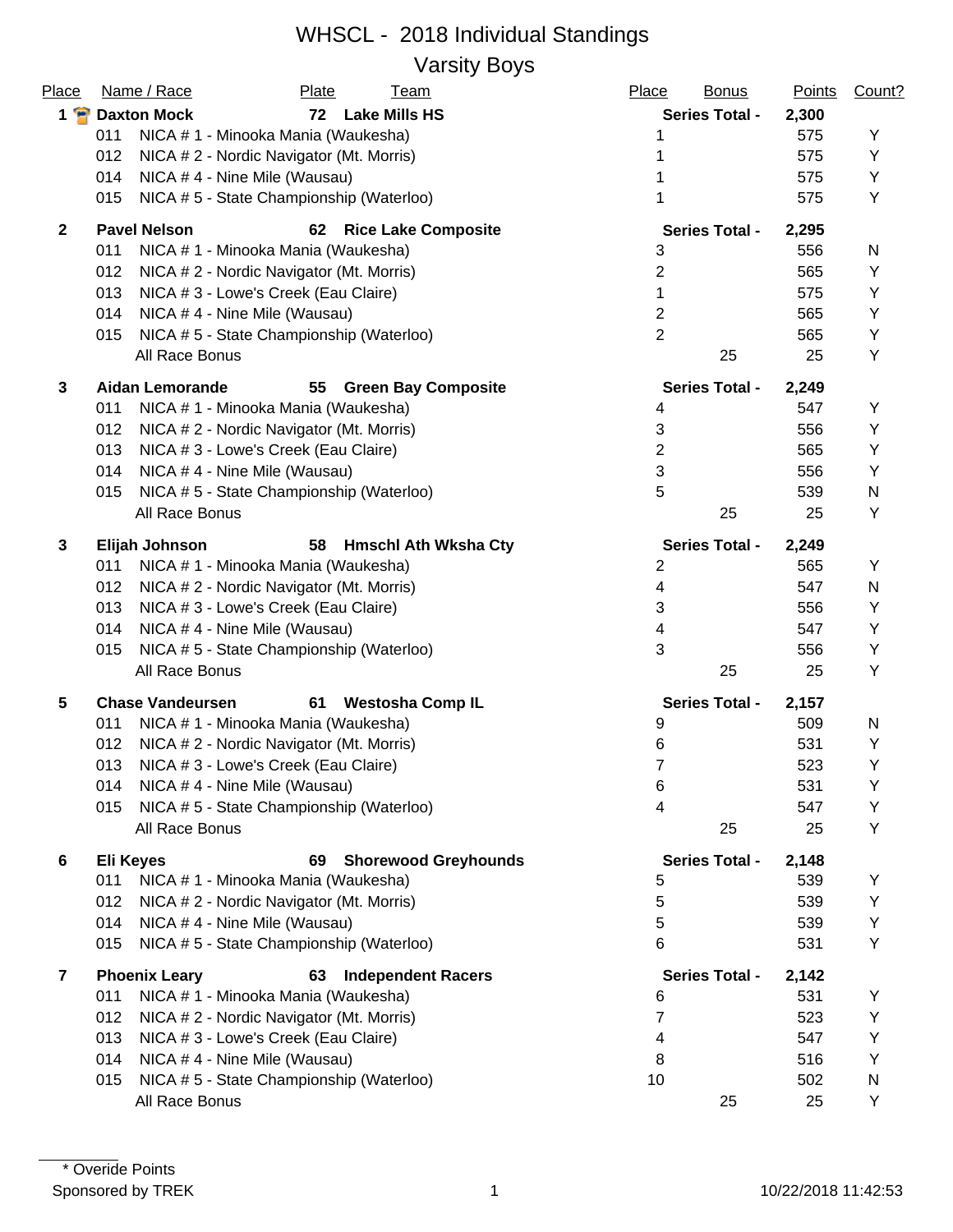# WHSCL - 2018 Individual Standings

## Varsity Boys

| Place | Name / Race | Plate | Team | Place | Bonus | Points | Count? |
|---|---|---|---|---|---|---|---|
| **1** | **Daxton Mock** | **72** | **Lake Mills HS** | | **Series Total -** | **2,300** | |
| | 011 NICA # 1 - Minooka Mania (Waukesha) | | | 1 | | 575 | Y |
| | 012 NICA # 2 - Nordic Navigator (Mt. Morris) | | | 1 | | 575 | Y |
| | 014 NICA # 4 - Nine Mile (Wausau) | | | 1 | | 575 | Y |
| | 015 NICA # 5 - State Championship (Waterloo) | | | 1 | | 575 | Y |
| **2** | **Pavel Nelson** | **62** | **Rice Lake Composite** | | **Series Total -** | **2,295** | |
| | 011 NICA # 1 - Minooka Mania (Waukesha) | | | 3 | | 556 | N |
| | 012 NICA # 2 - Nordic Navigator (Mt. Morris) | | | 2 | | 565 | Y |
| | 013 NICA # 3 - Lowe's Creek (Eau Claire) | | | 1 | | 575 | Y |
| | 014 NICA # 4 - Nine Mile (Wausau) | | | 2 | | 565 | Y |
| | 015 NICA # 5 - State Championship (Waterloo) | | | 2 | | 565 | Y |
| | All Race Bonus | | | | 25 | 25 | Y |
| **3** | **Aidan Lemorande** | **55** | **Green Bay Composite** | | **Series Total -** | **2,249** | |
| | 011 NICA # 1 - Minooka Mania (Waukesha) | | | 4 | | 547 | Y |
| | 012 NICA # 2 - Nordic Navigator (Mt. Morris) | | | 3 | | 556 | Y |
| | 013 NICA # 3 - Lowe's Creek (Eau Claire) | | | 2 | | 565 | Y |
| | 014 NICA # 4 - Nine Mile (Wausau) | | | 3 | | 556 | Y |
| | 015 NICA # 5 - State Championship (Waterloo) | | | 5 | | 539 | N |
| | All Race Bonus | | | | 25 | 25 | Y |
| **3** | **Elijah Johnson** | **58** | **Hmschl Ath Wksha Cty** | | **Series Total -** | **2,249** | |
| | 011 NICA # 1 - Minooka Mania (Waukesha) | | | 2 | | 565 | Y |
| | 012 NICA # 2 - Nordic Navigator (Mt. Morris) | | | 4 | | 547 | N |
| | 013 NICA # 3 - Lowe's Creek (Eau Claire) | | | 3 | | 556 | Y |
| | 014 NICA # 4 - Nine Mile (Wausau) | | | 4 | | 547 | Y |
| | 015 NICA # 5 - State Championship (Waterloo) | | | 3 | | 556 | Y |
| | All Race Bonus | | | | 25 | 25 | Y |
| **5** | **Chase Vandeursen** | **61** | **Westosha Comp IL** | | **Series Total -** | **2,157** | |
| | 011 NICA # 1 - Minooka Mania (Waukesha) | | | 9 | | 509 | N |
| | 012 NICA # 2 - Nordic Navigator (Mt. Morris) | | | 6 | | 531 | Y |
| | 013 NICA # 3 - Lowe's Creek (Eau Claire) | | | 7 | | 523 | Y |
| | 014 NICA # 4 - Nine Mile (Wausau) | | | 6 | | 531 | Y |
| | 015 NICA # 5 - State Championship (Waterloo) | | | 4 | | 547 | Y |
| | All Race Bonus | | | | 25 | 25 | Y |
| **6** | **Eli Keyes** | **69** | **Shorewood Greyhounds** | | **Series Total -** | **2,148** | |
| | 011 NICA # 1 - Minooka Mania (Waukesha) | | | 5 | | 539 | Y |
| | 012 NICA # 2 - Nordic Navigator (Mt. Morris) | | | 5 | | 539 | Y |
| | 014 NICA # 4 - Nine Mile (Wausau) | | | 5 | | 539 | Y |
| | 015 NICA # 5 - State Championship (Waterloo) | | | 6 | | 531 | Y |
| **7** | **Phoenix Leary** | **63** | **Independent Racers** | | **Series Total -** | **2,142** | |
| | 011 NICA # 1 - Minooka Mania (Waukesha) | | | 6 | | 531 | Y |
| | 012 NICA # 2 - Nordic Navigator (Mt. Morris) | | | 7 | | 523 | Y |
| | 013 NICA # 3 - Lowe's Creek (Eau Claire) | | | 4 | | 547 | Y |
| | 014 NICA # 4 - Nine Mile (Wausau) | | | 8 | | 516 | Y |
| | 015 NICA # 5 - State Championship (Waterloo) | | | 10 | | 502 | N |
| | All Race Bonus | | | | 25 | 25 | Y |

\* Overide Points

Sponsored by TREK

10/22/2018 11:42:53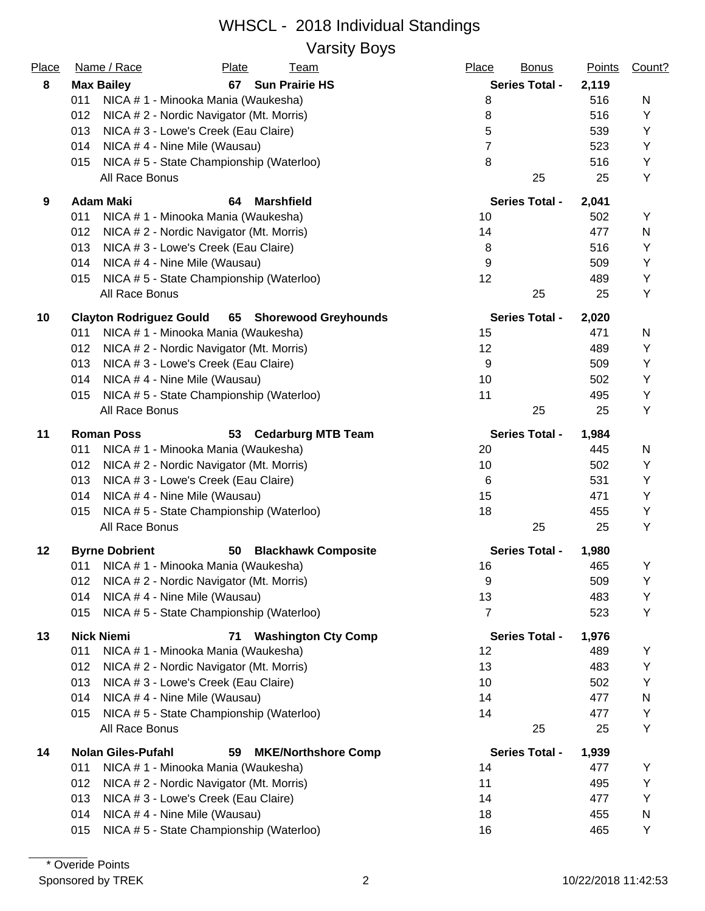# WHSCL - 2018 Individual Standings

## Varsity Boys

| Place | Name / Race | Plate | Team | Place | Bonus | Points | Count? |
|---|---|---|---|---|---|---|---|
| **8** | **Max Bailey** | **67** | **Sun Prairie HS** | | **Series Total -** | **2,119** | |
| | 011 NICA # 1 - Minooka Mania (Waukesha) | | | 8 | | 516 | N |
| | 012 NICA # 2 - Nordic Navigator (Mt. Morris) | | | 8 | | 516 | Y |
| | 013 NICA # 3 - Lowe's Creek (Eau Claire) | | | 5 | | 539 | Y |
| | 014 NICA # 4 - Nine Mile (Wausau) | | | 7 | | 523 | Y |
| | 015 NICA # 5 - State Championship (Waterloo) | | | 8 | | 516 | Y |
| | All Race Bonus | | | | 25 | 25 | Y |
| **9** | **Adam Maki** | **64** | **Marshfield** | | **Series Total -** | **2,041** | |
| | 011 NICA # 1 - Minooka Mania (Waukesha) | | | 10 | | 502 | Y |
| | 012 NICA # 2 - Nordic Navigator (Mt. Morris) | | | 14 | | 477 | N |
| | 013 NICA # 3 - Lowe's Creek (Eau Claire) | | | 8 | | 516 | Y |
| | 014 NICA # 4 - Nine Mile (Wausau) | | | 9 | | 509 | Y |
| | 015 NICA # 5 - State Championship (Waterloo) | | | 12 | | 489 | Y |
| | All Race Bonus | | | | 25 | 25 | Y |
| **10** | **Clayton Rodriguez Gould** | **65** | **Shorewood Greyhounds** | | **Series Total -** | **2,020** | |
| | 011 NICA # 1 - Minooka Mania (Waukesha) | | | 15 | | 471 | N |
| | 012 NICA # 2 - Nordic Navigator (Mt. Morris) | | | 12 | | 489 | Y |
| | 013 NICA # 3 - Lowe's Creek (Eau Claire) | | | 9 | | 509 | Y |
| | 014 NICA # 4 - Nine Mile (Wausau) | | | 10 | | 502 | Y |
| | 015 NICA # 5 - State Championship (Waterloo) | | | 11 | | 495 | Y |
| | All Race Bonus | | | | 25 | 25 | Y |
| **11** | **Roman Poss** | **53** | **Cedarburg MTB Team** | | **Series Total -** | **1,984** | |
| | 011 NICA # 1 - Minooka Mania (Waukesha) | | | 20 | | 445 | N |
| | 012 NICA # 2 - Nordic Navigator (Mt. Morris) | | | 10 | | 502 | Y |
| | 013 NICA # 3 - Lowe's Creek (Eau Claire) | | | 6 | | 531 | Y |
| | 014 NICA # 4 - Nine Mile (Wausau) | | | 15 | | 471 | Y |
| | 015 NICA # 5 - State Championship (Waterloo) | | | 18 | | 455 | Y |
| | All Race Bonus | | | | 25 | 25 | Y |
| **12** | **Byrne Dobrient** | **50** | **Blackhawk Composite** | | **Series Total -** | **1,980** | |
| | 011 NICA # 1 - Minooka Mania (Waukesha) | | | 16 | | 465 | Y |
| | 012 NICA # 2 - Nordic Navigator (Mt. Morris) | | | 9 | | 509 | Y |
| | 014 NICA # 4 - Nine Mile (Wausau) | | | 13 | | 483 | Y |
| | 015 NICA # 5 - State Championship (Waterloo) | | | 7 | | 523 | Y |
| **13** | **Nick Niemi** | **71** | **Washington Cty Comp** | | **Series Total -** | **1,976** | |
| | 011 NICA # 1 - Minooka Mania (Waukesha) | | | 12 | | 489 | Y |
| | 012 NICA # 2 - Nordic Navigator (Mt. Morris) | | | 13 | | 483 | Y |
| | 013 NICA # 3 - Lowe's Creek (Eau Claire) | | | 10 | | 502 | Y |
| | 014 NICA # 4 - Nine Mile (Wausau) | | | 14 | | 477 | N |
| | 015 NICA # 5 - State Championship (Waterloo) | | | 14 | | 477 | Y |
| | All Race Bonus | | | | 25 | 25 | Y |
| **14** | **Nolan Giles-Pufahl** | **59** | **MKE/Northshore Comp** | | **Series Total -** | **1,939** | |
| | 011 NICA # 1 - Minooka Mania (Waukesha) | | | 14 | | 477 | Y |
| | 012 NICA # 2 - Nordic Navigator (Mt. Morris) | | | 11 | | 495 | Y |
| | 013 NICA # 3 - Lowe's Creek (Eau Claire) | | | 14 | | 477 | Y |
| | 014 NICA # 4 - Nine Mile (Wausau) | | | 18 | | 455 | N |
| | 015 NICA # 5 - State Championship (Waterloo) | | | 16 | | 465 | Y |

* Overide Points

Sponsored by TREK

10/22/2018 11:42:53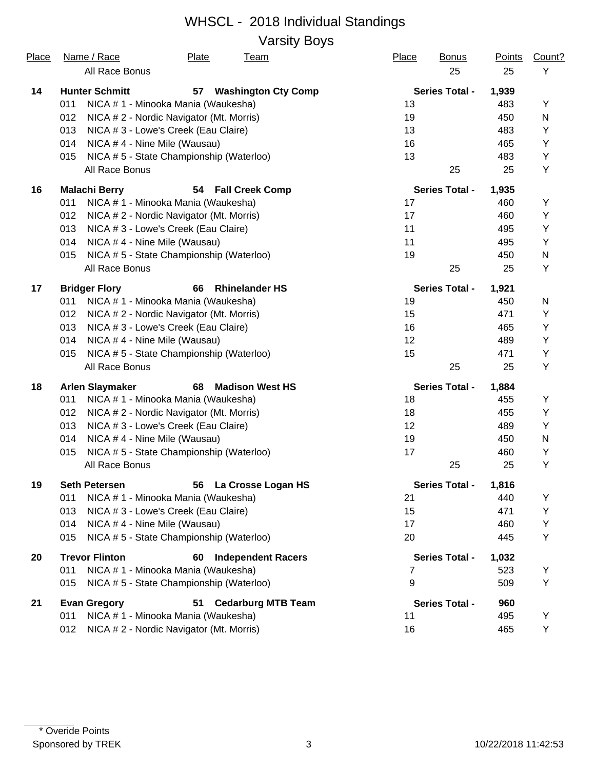# WHSCL - 2018 Individual Standings

## Varsity Boys

| Place | Name / Race | Plate | Team | Place | Bonus | Points | Count? |
|---|---|---|---|---|---|---|---|
| | All Race Bonus | | | | 25 | 25 | Y |
| **14** | **Hunter Schmitt** | **57** | **Washington Cty Comp** | **Series Total -** | | **1,939** | |
| | 011 NICA # 1 - Minooka Mania (Waukesha) | | | 13 | | 483 | Y |
| | 012 NICA # 2 - Nordic Navigator (Mt. Morris) | | | 19 | | 450 | N |
| | 013 NICA # 3 - Lowe's Creek (Eau Claire) | | | 13 | | 483 | Y |
| | 014 NICA # 4 - Nine Mile (Wausau) | | | 16 | | 465 | Y |
| | 015 NICA # 5 - State Championship (Waterloo) | | | 13 | | 483 | Y |
| | All Race Bonus | | | | 25 | 25 | Y |
| **16** | **Malachi Berry** | **54** | **Fall Creek Comp** | **Series Total -** | | **1,935** | |
| | 011 NICA # 1 - Minooka Mania (Waukesha) | | | 17 | | 460 | Y |
| | 012 NICA # 2 - Nordic Navigator (Mt. Morris) | | | 17 | | 460 | Y |
| | 013 NICA # 3 - Lowe's Creek (Eau Claire) | | | 11 | | 495 | Y |
| | 014 NICA # 4 - Nine Mile (Wausau) | | | 11 | | 495 | Y |
| | 015 NICA # 5 - State Championship (Waterloo) | | | 19 | | 450 | N |
| | All Race Bonus | | | | 25 | 25 | Y |
| **17** | **Bridger Flory** | **66** | **Rhinelander HS** | **Series Total -** | | **1,921** | |
| | 011 NICA # 1 - Minooka Mania (Waukesha) | | | 19 | | 450 | N |
| | 012 NICA # 2 - Nordic Navigator (Mt. Morris) | | | 15 | | 471 | Y |
| | 013 NICA # 3 - Lowe's Creek (Eau Claire) | | | 16 | | 465 | Y |
| | 014 NICA # 4 - Nine Mile (Wausau) | | | 12 | | 489 | Y |
| | 015 NICA # 5 - State Championship (Waterloo) | | | 15 | | 471 | Y |
| | All Race Bonus | | | | 25 | 25 | Y |
| **18** | **Arlen Slaymaker** | **68** | **Madison West HS** | **Series Total -** | | **1,884** | |
| | 011 NICA # 1 - Minooka Mania (Waukesha) | | | 18 | | 455 | Y |
| | 012 NICA # 2 - Nordic Navigator (Mt. Morris) | | | 18 | | 455 | Y |
| | 013 NICA # 3 - Lowe's Creek (Eau Claire) | | | 12 | | 489 | Y |
| | 014 NICA # 4 - Nine Mile (Wausau) | | | 19 | | 450 | N |
| | 015 NICA # 5 - State Championship (Waterloo) | | | 17 | | 460 | Y |
| | All Race Bonus | | | | 25 | 25 | Y |
| **19** | **Seth Petersen** | **56** | **La Crosse Logan HS** | **Series Total -** | | **1,816** | |
| | 011 NICA # 1 - Minooka Mania (Waukesha) | | | 21 | | 440 | Y |
| | 013 NICA # 3 - Lowe's Creek (Eau Claire) | | | 15 | | 471 | Y |
| | 014 NICA # 4 - Nine Mile (Wausau) | | | 17 | | 460 | Y |
| | 015 NICA # 5 - State Championship (Waterloo) | | | 20 | | 445 | Y |
| **20** | **Trevor Flinton** | **60** | **Independent Racers** | **Series Total -** | | **1,032** | |
| | 011 NICA # 1 - Minooka Mania (Waukesha) | | | 7 | | 523 | Y |
| | 015 NICA # 5 - State Championship (Waterloo) | | | 9 | | 509 | Y |
| **21** | **Evan Gregory** | **51** | **Cedarburg MTB Team** | **Series Total -** | | **960** | |
| | 011 NICA # 1 - Minooka Mania (Waukesha) | | | 11 | | 495 | Y |
| | 012 NICA # 2 - Nordic Navigator (Mt. Morris) | | | 16 | | 465 | Y |

\* Overide Points

Sponsored by TREK

10/22/2018 11:42:53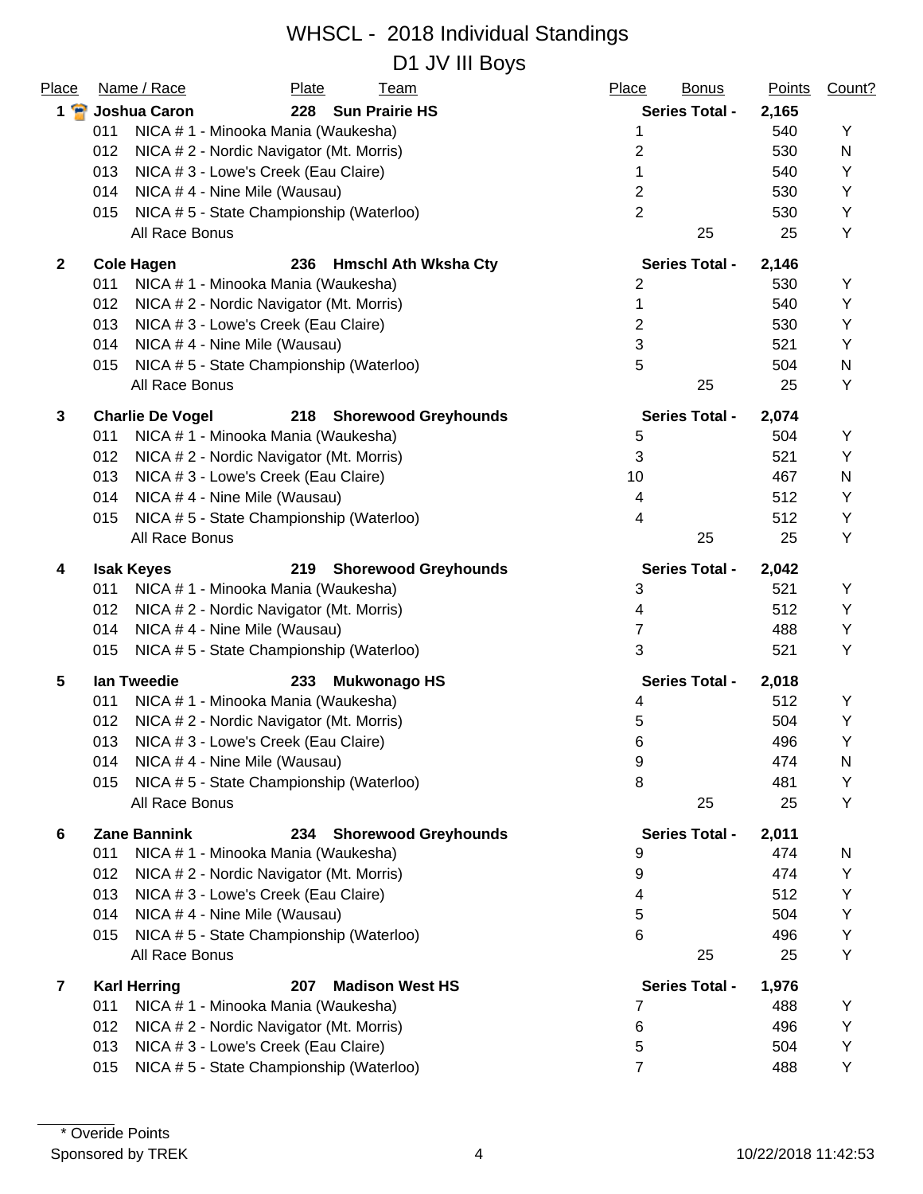# WHSCL - 2018 Individual Standings

## D1 JV III Boys

| Place | Name / Race | Plate | Team | Place | Bonus | Points | Count? |
|---|---|---|---|---|---|---|---|
| **1** | **Joshua Caron** | **228** | **Sun Prairie HS** | **Series Total -** | | **2,165** | |
| | 011 NICA # 1 - Minooka Mania (Waukesha) | | | 1 | | 540 | Y |
| | 012 NICA # 2 - Nordic Navigator (Mt. Morris) | | | 2 | | 530 | N |
| | 013 NICA # 3 - Lowe's Creek (Eau Claire) | | | 1 | | 540 | Y |
| | 014 NICA # 4 - Nine Mile (Wausau) | | | 2 | | 530 | Y |
| | 015 NICA # 5 - State Championship (Waterloo) | | | 2 | | 530 | Y |
| | All Race Bonus | | | | 25 | 25 | Y |
| **2** | **Cole Hagen** | **236** | **Hmschl Ath Wksha Cty** | **Series Total -** | | **2,146** | |
| | 011 NICA # 1 - Minooka Mania (Waukesha) | | | 2 | | 530 | Y |
| | 012 NICA # 2 - Nordic Navigator (Mt. Morris) | | | 1 | | 540 | Y |
| | 013 NICA # 3 - Lowe's Creek (Eau Claire) | | | 2 | | 530 | Y |
| | 014 NICA # 4 - Nine Mile (Wausau) | | | 3 | | 521 | Y |
| | 015 NICA # 5 - State Championship (Waterloo) | | | 5 | | 504 | N |
| | All Race Bonus | | | | 25 | 25 | Y |
| **3** | **Charlie De Vogel** | **218** | **Shorewood Greyhounds** | **Series Total -** | | **2,074** | |
| | 011 NICA # 1 - Minooka Mania (Waukesha) | | | 5 | | 504 | Y |
| | 012 NICA # 2 - Nordic Navigator (Mt. Morris) | | | 3 | | 521 | Y |
| | 013 NICA # 3 - Lowe's Creek (Eau Claire) | | | 10 | | 467 | N |
| | 014 NICA # 4 - Nine Mile (Wausau) | | | 4 | | 512 | Y |
| | 015 NICA # 5 - State Championship (Waterloo) | | | 4 | | 512 | Y |
| | All Race Bonus | | | | 25 | 25 | Y |
| **4** | **Isak Keyes** | **219** | **Shorewood Greyhounds** | **Series Total -** | | **2,042** | |
| | 011 NICA # 1 - Minooka Mania (Waukesha) | | | 3 | | 521 | Y |
| | 012 NICA # 2 - Nordic Navigator (Mt. Morris) | | | 4 | | 512 | Y |
| | 014 NICA # 4 - Nine Mile (Wausau) | | | 7 | | 488 | Y |
| | 015 NICA # 5 - State Championship (Waterloo) | | | 3 | | 521 | Y |
| **5** | **Ian Tweedie** | **233** | **Mukwonago HS** | **Series Total -** | | **2,018** | |
| | 011 NICA # 1 - Minooka Mania (Waukesha) | | | 4 | | 512 | Y |
| | 012 NICA # 2 - Nordic Navigator (Mt. Morris) | | | 5 | | 504 | Y |
| | 013 NICA # 3 - Lowe's Creek (Eau Claire) | | | 6 | | 496 | Y |
| | 014 NICA # 4 - Nine Mile (Wausau) | | | 9 | | 474 | N |
| | 015 NICA # 5 - State Championship (Waterloo) | | | 8 | | 481 | Y |
| | All Race Bonus | | | | 25 | 25 | Y |
| **6** | **Zane Bannink** | **234** | **Shorewood Greyhounds** | **Series Total -** | | **2,011** | |
| | 011 NICA # 1 - Minooka Mania (Waukesha) | | | 9 | | 474 | N |
| | 012 NICA # 2 - Nordic Navigator (Mt. Morris) | | | 9 | | 474 | Y |
| | 013 NICA # 3 - Lowe's Creek (Eau Claire) | | | 4 | | 512 | Y |
| | 014 NICA # 4 - Nine Mile (Wausau) | | | 5 | | 504 | Y |
| | 015 NICA # 5 - State Championship (Waterloo) | | | 6 | | 496 | Y |
| | All Race Bonus | | | | 25 | 25 | Y |
| **7** | **Karl Herring** | **207** | **Madison West HS** | **Series Total -** | | **1,976** | |
| | 011 NICA # 1 - Minooka Mania (Waukesha) | | | 7 | | 488 | Y |
| | 012 NICA # 2 - Nordic Navigator (Mt. Morris) | | | 6 | | 496 | Y |
| | 013 NICA # 3 - Lowe's Creek (Eau Claire) | | | 5 | | 504 | Y |
| | 015 NICA # 5 - State Championship (Waterloo) | | | 7 | | 488 | Y |

* Overide Points

Sponsored by TREK

10/22/2018 11:42:53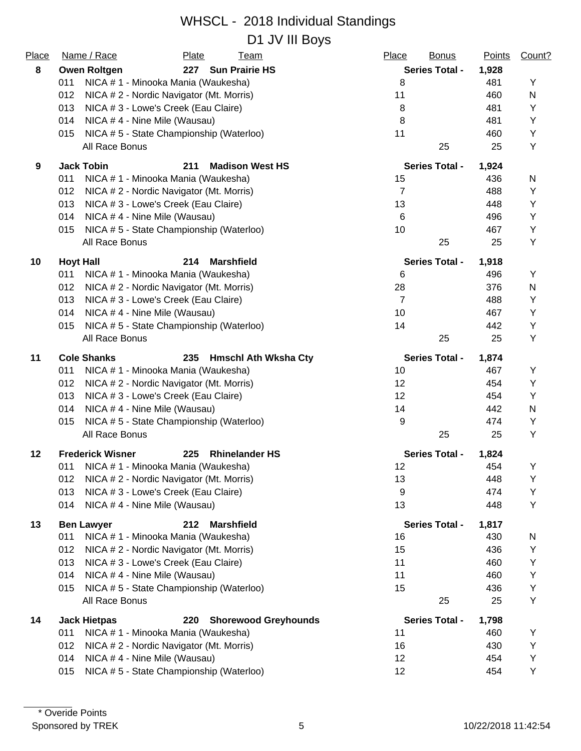# WHSCL - 2018 Individual Standings

## D1 JV III Boys

| Place | Name / Race | Plate | Team | Place | Bonus | Points | Count? |
|---|---|---|---|---|---|---|---|
| **8** | **Owen Roltgen** | **227** | **Sun Prairie HS** | | **Series Total -** | **1,928** | |
| | 011 NICA # 1 - Minooka Mania (Waukesha) | | | 8 | | 481 | Y |
| | 012 NICA # 2 - Nordic Navigator (Mt. Morris) | | | 11 | | 460 | N |
| | 013 NICA # 3 - Lowe's Creek (Eau Claire) | | | 8 | | 481 | Y |
| | 014 NICA # 4 - Nine Mile (Wausau) | | | 8 | | 481 | Y |
| | 015 NICA # 5 - State Championship (Waterloo) | | | 11 | | 460 | Y |
| | All Race Bonus | | | | 25 | 25 | Y |
| **9** | **Jack Tobin** | **211** | **Madison West HS** | | **Series Total -** | **1,924** | |
| | 011 NICA # 1 - Minooka Mania (Waukesha) | | | 15 | | 436 | N |
| | 012 NICA # 2 - Nordic Navigator (Mt. Morris) | | | 7 | | 488 | Y |
| | 013 NICA # 3 - Lowe's Creek (Eau Claire) | | | 13 | | 448 | Y |
| | 014 NICA # 4 - Nine Mile (Wausau) | | | 6 | | 496 | Y |
| | 015 NICA # 5 - State Championship (Waterloo) | | | 10 | | 467 | Y |
| | All Race Bonus | | | | 25 | 25 | Y |
| **10** | **Hoyt Hall** | **214** | **Marshfield** | | **Series Total -** | **1,918** | |
| | 011 NICA # 1 - Minooka Mania (Waukesha) | | | 6 | | 496 | Y |
| | 012 NICA # 2 - Nordic Navigator (Mt. Morris) | | | 28 | | 376 | N |
| | 013 NICA # 3 - Lowe's Creek (Eau Claire) | | | 7 | | 488 | Y |
| | 014 NICA # 4 - Nine Mile (Wausau) | | | 10 | | 467 | Y |
| | 015 NICA # 5 - State Championship (Waterloo) | | | 14 | | 442 | Y |
| | All Race Bonus | | | | 25 | 25 | Y |
| **11** | **Cole Shanks** | **235** | **Hmschl Ath Wksha Cty** | | **Series Total -** | **1,874** | |
| | 011 NICA # 1 - Minooka Mania (Waukesha) | | | 10 | | 467 | Y |
| | 012 NICA # 2 - Nordic Navigator (Mt. Morris) | | | 12 | | 454 | Y |
| | 013 NICA # 3 - Lowe's Creek (Eau Claire) | | | 12 | | 454 | Y |
| | 014 NICA # 4 - Nine Mile (Wausau) | | | 14 | | 442 | N |
| | 015 NICA # 5 - State Championship (Waterloo) | | | 9 | | 474 | Y |
| | All Race Bonus | | | | 25 | 25 | Y |
| **12** | **Frederick Wisner** | **225** | **Rhinelander HS** | | **Series Total -** | **1,824** | |
| | 011 NICA # 1 - Minooka Mania (Waukesha) | | | 12 | | 454 | Y |
| | 012 NICA # 2 - Nordic Navigator (Mt. Morris) | | | 13 | | 448 | Y |
| | 013 NICA # 3 - Lowe's Creek (Eau Claire) | | | 9 | | 474 | Y |
| | 014 NICA # 4 - Nine Mile (Wausau) | | | 13 | | 448 | Y |
| **13** | **Ben Lawyer** | **212** | **Marshfield** | | **Series Total -** | **1,817** | |
| | 011 NICA # 1 - Minooka Mania (Waukesha) | | | 16 | | 430 | N |
| | 012 NICA # 2 - Nordic Navigator (Mt. Morris) | | | 15 | | 436 | Y |
| | 013 NICA # 3 - Lowe's Creek (Eau Claire) | | | 11 | | 460 | Y |
| | 014 NICA # 4 - Nine Mile (Wausau) | | | 11 | | 460 | Y |
| | 015 NICA # 5 - State Championship (Waterloo) | | | 15 | | 436 | Y |
| | All Race Bonus | | | | 25 | 25 | Y |
| **14** | **Jack Hietpas** | **220** | **Shorewood Greyhounds** | | **Series Total -** | **1,798** | |
| | 011 NICA # 1 - Minooka Mania (Waukesha) | | | 11 | | 460 | Y |
| | 012 NICA # 2 - Nordic Navigator (Mt. Morris) | | | 16 | | 430 | Y |
| | 014 NICA # 4 - Nine Mile (Wausau) | | | 12 | | 454 | Y |
| | 015 NICA # 5 - State Championship (Waterloo) | | | 12 | | 454 | Y |

\* Overide Points

Sponsored by TREK

10/22/2018 11:42:54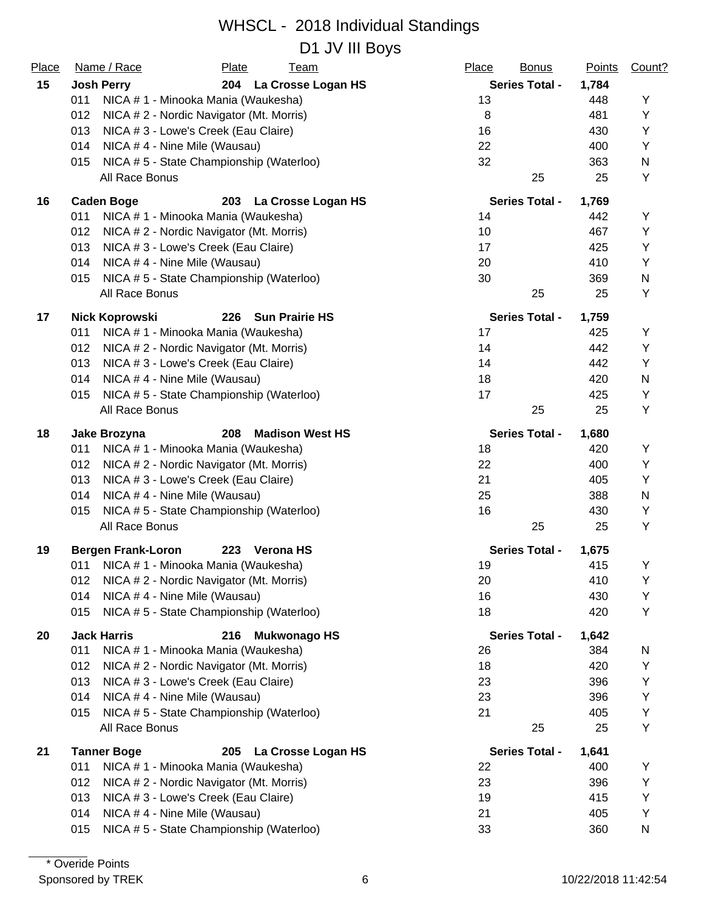# WHSCL - 2018 Individual Standings

## D1 JV III Boys

| Place | Name / Race | Plate | Team | Place | Bonus | Points | Count? |
|---|---|---|---|---|---|---|---|
| **15** | **Josh Perry** | **204** | **La Crosse Logan HS** | | **Series Total -** | **1,784** | |
| | 011 NICA # 1 - Minooka Mania (Waukesha) | | | 13 | | 448 | Y |
| | 012 NICA # 2 - Nordic Navigator (Mt. Morris) | | | 8 | | 481 | Y |
| | 013 NICA # 3 - Lowe's Creek (Eau Claire) | | | 16 | | 430 | Y |
| | 014 NICA # 4 - Nine Mile (Wausau) | | | 22 | | 400 | Y |
| | 015 NICA # 5 - State Championship (Waterloo) | | | 32 | | 363 | N |
| | All Race Bonus | | | | 25 | 25 | Y |
| **16** | **Caden Boge** | **203** | **La Crosse Logan HS** | | **Series Total -** | **1,769** | |
| | 011 NICA # 1 - Minooka Mania (Waukesha) | | | 14 | | 442 | Y |
| | 012 NICA # 2 - Nordic Navigator (Mt. Morris) | | | 10 | | 467 | Y |
| | 013 NICA # 3 - Lowe's Creek (Eau Claire) | | | 17 | | 425 | Y |
| | 014 NICA # 4 - Nine Mile (Wausau) | | | 20 | | 410 | Y |
| | 015 NICA # 5 - State Championship (Waterloo) | | | 30 | | 369 | N |
| | All Race Bonus | | | | 25 | 25 | Y |
| **17** | **Nick Koprowski** | **226** | **Sun Prairie HS** | | **Series Total -** | **1,759** | |
| | 011 NICA # 1 - Minooka Mania (Waukesha) | | | 17 | | 425 | Y |
| | 012 NICA # 2 - Nordic Navigator (Mt. Morris) | | | 14 | | 442 | Y |
| | 013 NICA # 3 - Lowe's Creek (Eau Claire) | | | 14 | | 442 | Y |
| | 014 NICA # 4 - Nine Mile (Wausau) | | | 18 | | 420 | N |
| | 015 NICA # 5 - State Championship (Waterloo) | | | 17 | | 425 | Y |
| | All Race Bonus | | | | 25 | 25 | Y |
| **18** | **Jake Brozyna** | **208** | **Madison West HS** | | **Series Total -** | **1,680** | |
| | 011 NICA # 1 - Minooka Mania (Waukesha) | | | 18 | | 420 | Y |
| | 012 NICA # 2 - Nordic Navigator (Mt. Morris) | | | 22 | | 400 | Y |
| | 013 NICA # 3 - Lowe's Creek (Eau Claire) | | | 21 | | 405 | Y |
| | 014 NICA # 4 - Nine Mile (Wausau) | | | 25 | | 388 | N |
| | 015 NICA # 5 - State Championship (Waterloo) | | | 16 | | 430 | Y |
| | All Race Bonus | | | | 25 | 25 | Y |
| **19** | **Bergen Frank-Loron** | **223** | **Verona HS** | | **Series Total -** | **1,675** | |
| | 011 NICA # 1 - Minooka Mania (Waukesha) | | | 19 | | 415 | Y |
| | 012 NICA # 2 - Nordic Navigator (Mt. Morris) | | | 20 | | 410 | Y |
| | 014 NICA # 4 - Nine Mile (Wausau) | | | 16 | | 430 | Y |
| | 015 NICA # 5 - State Championship (Waterloo) | | | 18 | | 420 | Y |
| **20** | **Jack Harris** | **216** | **Mukwonago HS** | | **Series Total -** | **1,642** | |
| | 011 NICA # 1 - Minooka Mania (Waukesha) | | | 26 | | 384 | N |
| | 012 NICA # 2 - Nordic Navigator (Mt. Morris) | | | 18 | | 420 | Y |
| | 013 NICA # 3 - Lowe's Creek (Eau Claire) | | | 23 | | 396 | Y |
| | 014 NICA # 4 - Nine Mile (Wausau) | | | 23 | | 396 | Y |
| | 015 NICA # 5 - State Championship (Waterloo) | | | 21 | | 405 | Y |
| | All Race Bonus | | | | 25 | 25 | Y |
| **21** | **Tanner Boge** | **205** | **La Crosse Logan HS** | | **Series Total -** | **1,641** | |
| | 011 NICA # 1 - Minooka Mania (Waukesha) | | | 22 | | 400 | Y |
| | 012 NICA # 2 - Nordic Navigator (Mt. Morris) | | | 23 | | 396 | Y |
| | 013 NICA # 3 - Lowe's Creek (Eau Claire) | | | 19 | | 415 | Y |
| | 014 NICA # 4 - Nine Mile (Wausau) | | | 21 | | 405 | Y |
| | 015 NICA # 5 - State Championship (Waterloo) | | | 33 | | 360 | N |

\* Overide Points

Sponsored by TREK

10/22/2018 11:42:54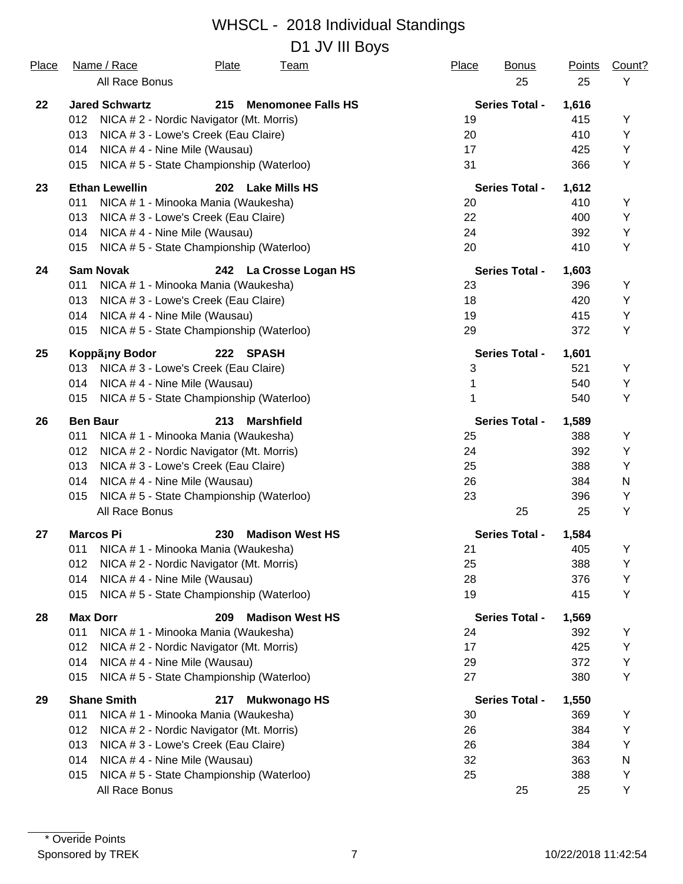# WHSCL - 2018 Individual Standings

## D1 JV III Boys

| Place | Name / Race | Plate | Team | Place | Bonus | Points | Count? |
|---|---|---|---|---|---|---|---|
| | All Race Bonus | | | | 25 | 25 | Y |
| **22** | **Jared Schwartz** | **215** | **Menomonee Falls HS** | | **Series Total -** | **1,616** | |
| | 012 NICA # 2 - Nordic Navigator (Mt. Morris) | | | 19 | | 415 | Y |
| | 013 NICA # 3 - Lowe's Creek (Eau Claire) | | | 20 | | 410 | Y |
| | 014 NICA # 4 - Nine Mile (Wausau) | | | 17 | | 425 | Y |
| | 015 NICA # 5 - State Championship (Waterloo) | | | 31 | | 366 | Y |
| **23** | **Ethan Lewellin** | **202** | **Lake Mills HS** | | **Series Total -** | **1,612** | |
| | 011 NICA # 1 - Minooka Mania (Waukesha) | | | 20 | | 410 | Y |
| | 013 NICA # 3 - Lowe's Creek (Eau Claire) | | | 22 | | 400 | Y |
| | 014 NICA # 4 - Nine Mile (Wausau) | | | 24 | | 392 | Y |
| | 015 NICA # 5 - State Championship (Waterloo) | | | 20 | | 410 | Y |
| **24** | **Sam Novak** | **242** | **La Crosse Logan HS** | | **Series Total -** | **1,603** | |
| | 011 NICA # 1 - Minooka Mania (Waukesha) | | | 23 | | 396 | Y |
| | 013 NICA # 3 - Lowe's Creek (Eau Claire) | | | 18 | | 420 | Y |
| | 014 NICA # 4 - Nine Mile (Wausau) | | | 19 | | 415 | Y |
| | 015 NICA # 5 - State Championship (Waterloo) | | | 29 | | 372 | Y |
| **25** | **Koppã¡ny Bodor** | **222** | **SPASH** | | **Series Total -** | **1,601** | |
| | 013 NICA # 3 - Lowe's Creek (Eau Claire) | | | 3 | | 521 | Y |
| | 014 NICA # 4 - Nine Mile (Wausau) | | | 1 | | 540 | Y |
| | 015 NICA # 5 - State Championship (Waterloo) | | | 1 | | 540 | Y |
| **26** | **Ben Baur** | **213** | **Marshfield** | | **Series Total -** | **1,589** | |
| | 011 NICA # 1 - Minooka Mania (Waukesha) | | | 25 | | 388 | Y |
| | 012 NICA # 2 - Nordic Navigator (Mt. Morris) | | | 24 | | 392 | Y |
| | 013 NICA # 3 - Lowe's Creek (Eau Claire) | | | 25 | | 388 | Y |
| | 014 NICA # 4 - Nine Mile (Wausau) | | | 26 | | 384 | N |
| | 015 NICA # 5 - State Championship (Waterloo) | | | 23 | | 396 | Y |
| | All Race Bonus | | | | 25 | 25 | Y |
| **27** | **Marcos Pi** | **230** | **Madison West HS** | | **Series Total -** | **1,584** | |
| | 011 NICA # 1 - Minooka Mania (Waukesha) | | | 21 | | 405 | Y |
| | 012 NICA # 2 - Nordic Navigator (Mt. Morris) | | | 25 | | 388 | Y |
| | 014 NICA # 4 - Nine Mile (Wausau) | | | 28 | | 376 | Y |
| | 015 NICA # 5 - State Championship (Waterloo) | | | 19 | | 415 | Y |
| **28** | **Max Dorr** | **209** | **Madison West HS** | | **Series Total -** | **1,569** | |
| | 011 NICA # 1 - Minooka Mania (Waukesha) | | | 24 | | 392 | Y |
| | 012 NICA # 2 - Nordic Navigator (Mt. Morris) | | | 17 | | 425 | Y |
| | 014 NICA # 4 - Nine Mile (Wausau) | | | 29 | | 372 | Y |
| | 015 NICA # 5 - State Championship (Waterloo) | | | 27 | | 380 | Y |
| **29** | **Shane Smith** | **217** | **Mukwonago HS** | | **Series Total -** | **1,550** | |
| | 011 NICA # 1 - Minooka Mania (Waukesha) | | | 30 | | 369 | Y |
| | 012 NICA # 2 - Nordic Navigator (Mt. Morris) | | | 26 | | 384 | Y |
| | 013 NICA # 3 - Lowe's Creek (Eau Claire) | | | 26 | | 384 | Y |
| | 014 NICA # 4 - Nine Mile (Wausau) | | | 32 | | 363 | N |
| | 015 NICA # 5 - State Championship (Waterloo) | | | 25 | | 388 | Y |
| | All Race Bonus | | | | 25 | 25 | Y |

\* Overide Points

Sponsored by TREK

10/22/2018 11:42:54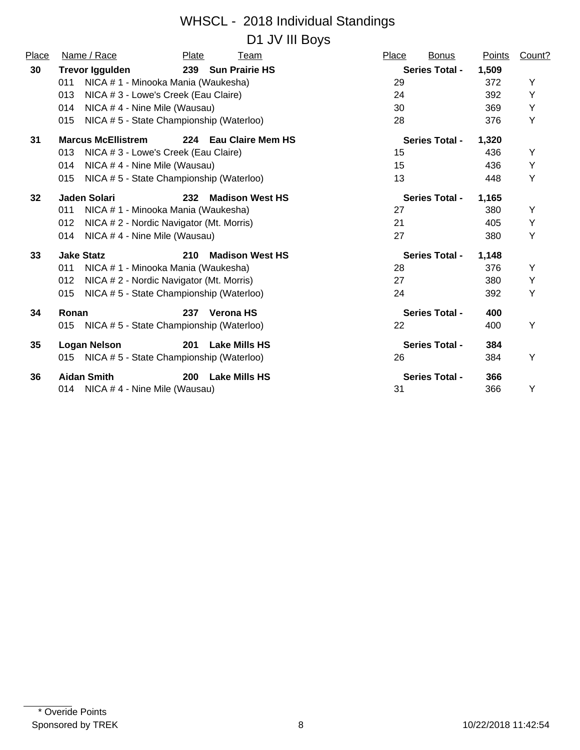# WHSCL - 2018 Individual Standings

## D1 JV III Boys

| Place | Name / Race | Plate | Team | Place | Bonus | Points | Count? |
|---|---|---|---|---|---|---|---|
| **30** | **Trevor Iggulden** | **239** | **Sun Prairie HS** | | **Series Total -** | **1,509** | |
| | 011 NICA # 1 - Minooka Mania (Waukesha) | | | 29 | | 372 | Y |
| | 013 NICA # 3 - Lowe's Creek (Eau Claire) | | | 24 | | 392 | Y |
| | 014 NICA # 4 - Nine Mile (Wausau) | | | 30 | | 369 | Y |
| | 015 NICA # 5 - State Championship (Waterloo) | | | 28 | | 376 | Y |
| **31** | **Marcus McEllistrem** | **224** | **Eau Claire Mem HS** | | **Series Total -** | **1,320** | |
| | 013 NICA # 3 - Lowe's Creek (Eau Claire) | | | 15 | | 436 | Y |
| | 014 NICA # 4 - Nine Mile (Wausau) | | | 15 | | 436 | Y |
| | 015 NICA # 5 - State Championship (Waterloo) | | | 13 | | 448 | Y |
| **32** | **Jaden Solari** | **232** | **Madison West HS** | | **Series Total -** | **1,165** | |
| | 011 NICA # 1 - Minooka Mania (Waukesha) | | | 27 | | 380 | Y |
| | 012 NICA # 2 - Nordic Navigator (Mt. Morris) | | | 21 | | 405 | Y |
| | 014 NICA # 4 - Nine Mile (Wausau) | | | 27 | | 380 | Y |
| **33** | **Jake Statz** | **210** | **Madison West HS** | | **Series Total -** | **1,148** | |
| | 011 NICA # 1 - Minooka Mania (Waukesha) | | | 28 | | 376 | Y |
| | 012 NICA # 2 - Nordic Navigator (Mt. Morris) | | | 27 | | 380 | Y |
| | 015 NICA # 5 - State Championship (Waterloo) | | | 24 | | 392 | Y |
| **34** | **Ronan** | **237** | **Verona HS** | | **Series Total -** | **400** | |
| | 015 NICA # 5 - State Championship (Waterloo) | | | 22 | | 400 | Y |
| **35** | **Logan Nelson** | **201** | **Lake Mills HS** | | **Series Total -** | **384** | |
| | 015 NICA # 5 - State Championship (Waterloo) | | | 26 | | 384 | Y |
| **36** | **Aidan Smith** | **200** | **Lake Mills HS** | | **Series Total -** | **366** | |
| | 014 NICA # 4 - Nine Mile (Wausau) | | | 31 | | 366 | Y |

\* Overide Points

Sponsored by TREK

10/22/2018 11:42:54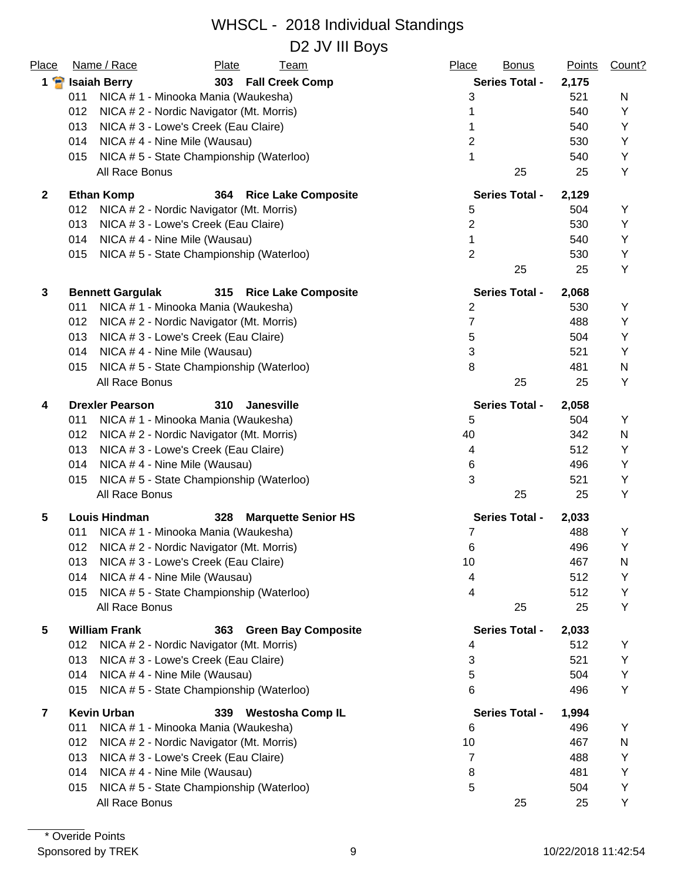# WHSCL - 2018 Individual Standings

## D2 JV III Boys

| Place | Name / Race | Plate | Team | Place | Bonus | Points | Count? |
|---|---|---|---|---|---|---|---|
| 1 | **Isaiah Berry** | **303** | **Fall Creek Comp** | | **Series Total -** | **2,175** | |
| | 011 NICA # 1 - Minooka Mania (Waukesha) | | | 3 | | 521 | N |
| | 012 NICA # 2 - Nordic Navigator (Mt. Morris) | | | 1 | | 540 | Y |
| | 013 NICA # 3 - Lowe's Creek (Eau Claire) | | | 1 | | 540 | Y |
| | 014 NICA # 4 - Nine Mile (Wausau) | | | 2 | | 530 | Y |
| | 015 NICA # 5 - State Championship (Waterloo) | | | 1 | | 540 | Y |
| | All Race Bonus | | | | 25 | 25 | Y |
| 2 | **Ethan Komp** | **364** | **Rice Lake Composite** | | **Series Total -** | **2,129** | |
| | 012 NICA # 2 - Nordic Navigator (Mt. Morris) | | | 5 | | 504 | Y |
| | 013 NICA # 3 - Lowe's Creek (Eau Claire) | | | 2 | | 530 | Y |
| | 014 NICA # 4 - Nine Mile (Wausau) | | | 1 | | 540 | Y |
| | 015 NICA # 5 - State Championship (Waterloo) | | | 2 | | 530 | Y |
| | | | | | 25 | 25 | Y |
| 3 | **Bennett Gargulak** | **315** | **Rice Lake Composite** | | **Series Total -** | **2,068** | |
| | 011 NICA # 1 - Minooka Mania (Waukesha) | | | 2 | | 530 | Y |
| | 012 NICA # 2 - Nordic Navigator (Mt. Morris) | | | 7 | | 488 | Y |
| | 013 NICA # 3 - Lowe's Creek (Eau Claire) | | | 5 | | 504 | Y |
| | 014 NICA # 4 - Nine Mile (Wausau) | | | 3 | | 521 | Y |
| | 015 NICA # 5 - State Championship (Waterloo) | | | 8 | | 481 | N |
| | All Race Bonus | | | | 25 | 25 | Y |
| 4 | **Drexler Pearson** | **310** | **Janesville** | | **Series Total -** | **2,058** | |
| | 011 NICA # 1 - Minooka Mania (Waukesha) | | | 5 | | 504 | Y |
| | 012 NICA # 2 - Nordic Navigator (Mt. Morris) | | | 40 | | 342 | N |
| | 013 NICA # 3 - Lowe's Creek (Eau Claire) | | | 4 | | 512 | Y |
| | 014 NICA # 4 - Nine Mile (Wausau) | | | 6 | | 496 | Y |
| | 015 NICA # 5 - State Championship (Waterloo) | | | 3 | | 521 | Y |
| | All Race Bonus | | | | 25 | 25 | Y |
| 5 | **Louis Hindman** | **328** | **Marquette Senior HS** | | **Series Total -** | **2,033** | |
| | 011 NICA # 1 - Minooka Mania (Waukesha) | | | 7 | | 488 | Y |
| | 012 NICA # 2 - Nordic Navigator (Mt. Morris) | | | 6 | | 496 | Y |
| | 013 NICA # 3 - Lowe's Creek (Eau Claire) | | | 10 | | 467 | N |
| | 014 NICA # 4 - Nine Mile (Wausau) | | | 4 | | 512 | Y |
| | 015 NICA # 5 - State Championship (Waterloo) | | | 4 | | 512 | Y |
| | All Race Bonus | | | | 25 | 25 | Y |
| 5 | **William Frank** | **363** | **Green Bay Composite** | | **Series Total -** | **2,033** | |
| | 012 NICA # 2 - Nordic Navigator (Mt. Morris) | | | 4 | | 512 | Y |
| | 013 NICA # 3 - Lowe's Creek (Eau Claire) | | | 3 | | 521 | Y |
| | 014 NICA # 4 - Nine Mile (Wausau) | | | 5 | | 504 | Y |
| | 015 NICA # 5 - State Championship (Waterloo) | | | 6 | | 496 | Y |
| 7 | **Kevin Urban** | **339** | **Westosha Comp IL** | | **Series Total -** | **1,994** | |
| | 011 NICA # 1 - Minooka Mania (Waukesha) | | | 6 | | 496 | Y |
| | 012 NICA # 2 - Nordic Navigator (Mt. Morris) | | | 10 | | 467 | N |
| | 013 NICA # 3 - Lowe's Creek (Eau Claire) | | | 7 | | 488 | Y |
| | 014 NICA # 4 - Nine Mile (Wausau) | | | 8 | | 481 | Y |
| | 015 NICA # 5 - State Championship (Waterloo) | | | 5 | | 504 | Y |
| | All Race Bonus | | | | 25 | 25 | Y |

\* Overide Points

Sponsored by TREK

10/22/2018 11:42:54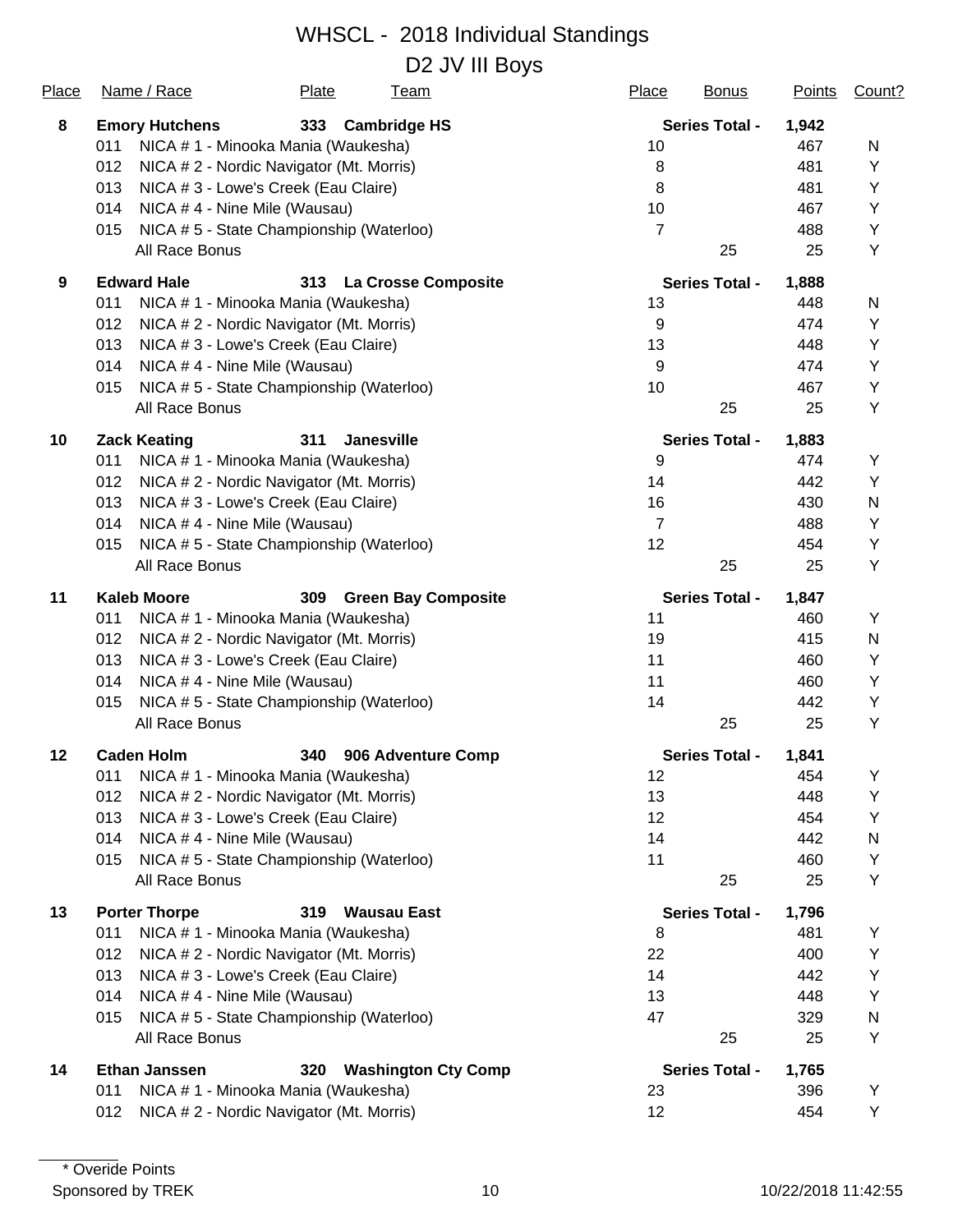# WHSCL - 2018 Individual Standings

## D2 JV III Boys

| Place | Name / Race | Plate | Team | Place | Bonus | Points | Count? |
|---|---|---|---|---|---|---|---|
| **8** | **Emory Hutchens** | **333** | **Cambridge HS** | **Series Total -** | | **1,942** | |
| | 011 NICA # 1 - Minooka Mania (Waukesha) | | | 10 | | 467 | N |
| | 012 NICA # 2 - Nordic Navigator (Mt. Morris) | | | 8 | | 481 | Y |
| | 013 NICA # 3 - Lowe's Creek (Eau Claire) | | | 8 | | 481 | Y |
| | 014 NICA # 4 - Nine Mile (Wausau) | | | 10 | | 467 | Y |
| | 015 NICA # 5 - State Championship (Waterloo) | | | 7 | | 488 | Y |
| | All Race Bonus | | | | 25 | 25 | Y |
| **9** | **Edward Hale** | **313** | **La Crosse Composite** | **Series Total -** | | **1,888** | |
| | 011 NICA # 1 - Minooka Mania (Waukesha) | | | 13 | | 448 | N |
| | 012 NICA # 2 - Nordic Navigator (Mt. Morris) | | | 9 | | 474 | Y |
| | 013 NICA # 3 - Lowe's Creek (Eau Claire) | | | 13 | | 448 | Y |
| | 014 NICA # 4 - Nine Mile (Wausau) | | | 9 | | 474 | Y |
| | 015 NICA # 5 - State Championship (Waterloo) | | | 10 | | 467 | Y |
| | All Race Bonus | | | | 25 | 25 | Y |
| **10** | **Zack Keating** | **311** | **Janesville** | **Series Total -** | | **1,883** | |
| | 011 NICA # 1 - Minooka Mania (Waukesha) | | | 9 | | 474 | Y |
| | 012 NICA # 2 - Nordic Navigator (Mt. Morris) | | | 14 | | 442 | Y |
| | 013 NICA # 3 - Lowe's Creek (Eau Claire) | | | 16 | | 430 | N |
| | 014 NICA # 4 - Nine Mile (Wausau) | | | 7 | | 488 | Y |
| | 015 NICA # 5 - State Championship (Waterloo) | | | 12 | | 454 | Y |
| | All Race Bonus | | | | 25 | 25 | Y |
| **11** | **Kaleb Moore** | **309** | **Green Bay Composite** | **Series Total -** | | **1,847** | |
| | 011 NICA # 1 - Minooka Mania (Waukesha) | | | 11 | | 460 | Y |
| | 012 NICA # 2 - Nordic Navigator (Mt. Morris) | | | 19 | | 415 | N |
| | 013 NICA # 3 - Lowe's Creek (Eau Claire) | | | 11 | | 460 | Y |
| | 014 NICA # 4 - Nine Mile (Wausau) | | | 11 | | 460 | Y |
| | 015 NICA # 5 - State Championship (Waterloo) | | | 14 | | 442 | Y |
| | All Race Bonus | | | | 25 | 25 | Y |
| **12** | **Caden Holm** | **340** | **906 Adventure Comp** | **Series Total -** | | **1,841** | |
| | 011 NICA # 1 - Minooka Mania (Waukesha) | | | 12 | | 454 | Y |
| | 012 NICA # 2 - Nordic Navigator (Mt. Morris) | | | 13 | | 448 | Y |
| | 013 NICA # 3 - Lowe's Creek (Eau Claire) | | | 12 | | 454 | Y |
| | 014 NICA # 4 - Nine Mile (Wausau) | | | 14 | | 442 | N |
| | 015 NICA # 5 - State Championship (Waterloo) | | | 11 | | 460 | Y |
| | All Race Bonus | | | | 25 | 25 | Y |
| **13** | **Porter Thorpe** | **319** | **Wausau East** | **Series Total -** | | **1,796** | |
| | 011 NICA # 1 - Minooka Mania (Waukesha) | | | 8 | | 481 | Y |
| | 012 NICA # 2 - Nordic Navigator (Mt. Morris) | | | 22 | | 400 | Y |
| | 013 NICA # 3 - Lowe's Creek (Eau Claire) | | | 14 | | 442 | Y |
| | 014 NICA # 4 - Nine Mile (Wausau) | | | 13 | | 448 | Y |
| | 015 NICA # 5 - State Championship (Waterloo) | | | 47 | | 329 | N |
| | All Race Bonus | | | | 25 | 25 | Y |
| **14** | **Ethan Janssen** | **320** | **Washington Cty Comp** | **Series Total -** | | **1,765** | |
| | 011 NICA # 1 - Minooka Mania (Waukesha) | | | 23 | | 396 | Y |
| | 012 NICA # 2 - Nordic Navigator (Mt. Morris) | | | 12 | | 454 | Y |

\* Overide Points

Sponsored by TREK

10/22/2018 11:42:55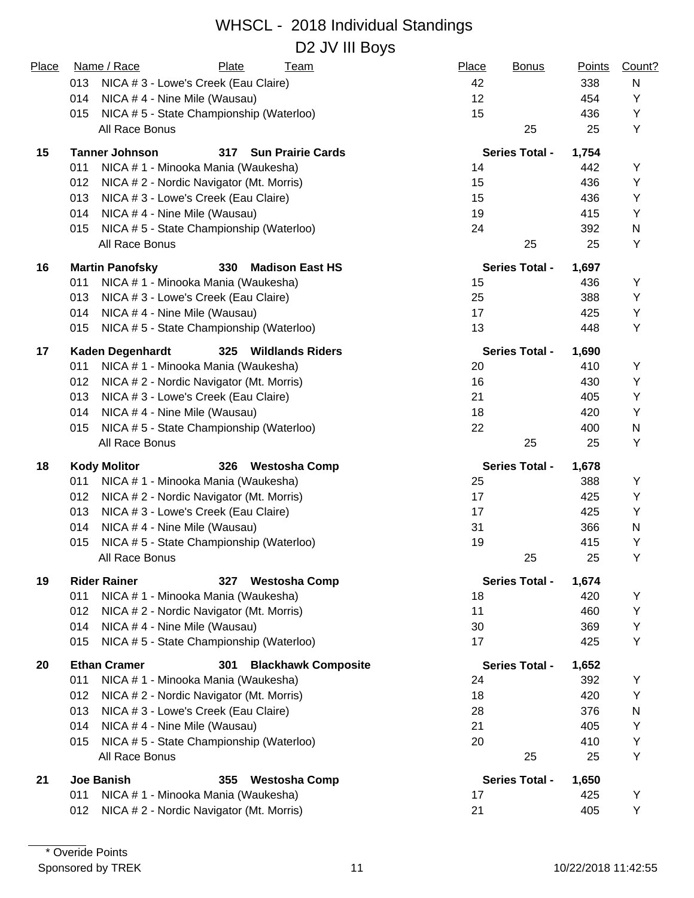# WHSCL - 2018 Individual Standings

## D2 JV III Boys

| Place | Name / Race | Plate | Team | Place | Bonus | Points | Count? |
|---|---|---|---|---|---|---|---|
| | 013 NICA # 3 - Lowe's Creek (Eau Claire) | | | 42 | | 338 | N |
| | 014 NICA # 4 - Nine Mile (Wausau) | | | 12 | | 454 | Y |
| | 015 NICA # 5 - State Championship (Waterloo) | | | 15 | | 436 | Y |
| | All Race Bonus | | | | 25 | 25 | Y |
| **15** | **Tanner Johnson** | **317** | **Sun Prairie Cards** | | **Series Total -** | **1,754** | |
| | 011 NICA # 1 - Minooka Mania (Waukesha) | | | 14 | | 442 | Y |
| | 012 NICA # 2 - Nordic Navigator (Mt. Morris) | | | 15 | | 436 | Y |
| | 013 NICA # 3 - Lowe's Creek (Eau Claire) | | | 15 | | 436 | Y |
| | 014 NICA # 4 - Nine Mile (Wausau) | | | 19 | | 415 | Y |
| | 015 NICA # 5 - State Championship (Waterloo) | | | 24 | | 392 | N |
| | All Race Bonus | | | | 25 | 25 | Y |
| **16** | **Martin Panofsky** | **330** | **Madison East HS** | | **Series Total -** | **1,697** | |
| | 011 NICA # 1 - Minooka Mania (Waukesha) | | | 15 | | 436 | Y |
| | 013 NICA # 3 - Lowe's Creek (Eau Claire) | | | 25 | | 388 | Y |
| | 014 NICA # 4 - Nine Mile (Wausau) | | | 17 | | 425 | Y |
| | 015 NICA # 5 - State Championship (Waterloo) | | | 13 | | 448 | Y |
| **17** | **Kaden Degenhardt** | **325** | **Wildlands Riders** | | **Series Total -** | **1,690** | |
| | 011 NICA # 1 - Minooka Mania (Waukesha) | | | 20 | | 410 | Y |
| | 012 NICA # 2 - Nordic Navigator (Mt. Morris) | | | 16 | | 430 | Y |
| | 013 NICA # 3 - Lowe's Creek (Eau Claire) | | | 21 | | 405 | Y |
| | 014 NICA # 4 - Nine Mile (Wausau) | | | 18 | | 420 | Y |
| | 015 NICA # 5 - State Championship (Waterloo) | | | 22 | | 400 | N |
| | All Race Bonus | | | | 25 | 25 | Y |
| **18** | **Kody Molitor** | **326** | **Westosha Comp** | | **Series Total -** | **1,678** | |
| | 011 NICA # 1 - Minooka Mania (Waukesha) | | | 25 | | 388 | Y |
| | 012 NICA # 2 - Nordic Navigator (Mt. Morris) | | | 17 | | 425 | Y |
| | 013 NICA # 3 - Lowe's Creek (Eau Claire) | | | 17 | | 425 | Y |
| | 014 NICA # 4 - Nine Mile (Wausau) | | | 31 | | 366 | N |
| | 015 NICA # 5 - State Championship (Waterloo) | | | 19 | | 415 | Y |
| | All Race Bonus | | | | 25 | 25 | Y |
| **19** | **Rider Rainer** | **327** | **Westosha Comp** | | **Series Total -** | **1,674** | |
| | 011 NICA # 1 - Minooka Mania (Waukesha) | | | 18 | | 420 | Y |
| | 012 NICA # 2 - Nordic Navigator (Mt. Morris) | | | 11 | | 460 | Y |
| | 014 NICA # 4 - Nine Mile (Wausau) | | | 30 | | 369 | Y |
| | 015 NICA # 5 - State Championship (Waterloo) | | | 17 | | 425 | Y |
| **20** | **Ethan Cramer** | **301** | **Blackhawk Composite** | | **Series Total -** | **1,652** | |
| | 011 NICA # 1 - Minooka Mania (Waukesha) | | | 24 | | 392 | Y |
| | 012 NICA # 2 - Nordic Navigator (Mt. Morris) | | | 18 | | 420 | Y |
| | 013 NICA # 3 - Lowe's Creek (Eau Claire) | | | 28 | | 376 | N |
| | 014 NICA # 4 - Nine Mile (Wausau) | | | 21 | | 405 | Y |
| | 015 NICA # 5 - State Championship (Waterloo) | | | 20 | | 410 | Y |
| | All Race Bonus | | | | 25 | 25 | Y |
| **21** | **Joe Banish** | **355** | **Westosha Comp** | | **Series Total -** | **1,650** | |
| | 011 NICA # 1 - Minooka Mania (Waukesha) | | | 17 | | 425 | Y |
| | 012 NICA # 2 - Nordic Navigator (Mt. Morris) | | | 21 | | 405 | Y |

\* Overide Points

Sponsored by TREK

10/22/2018 11:42:55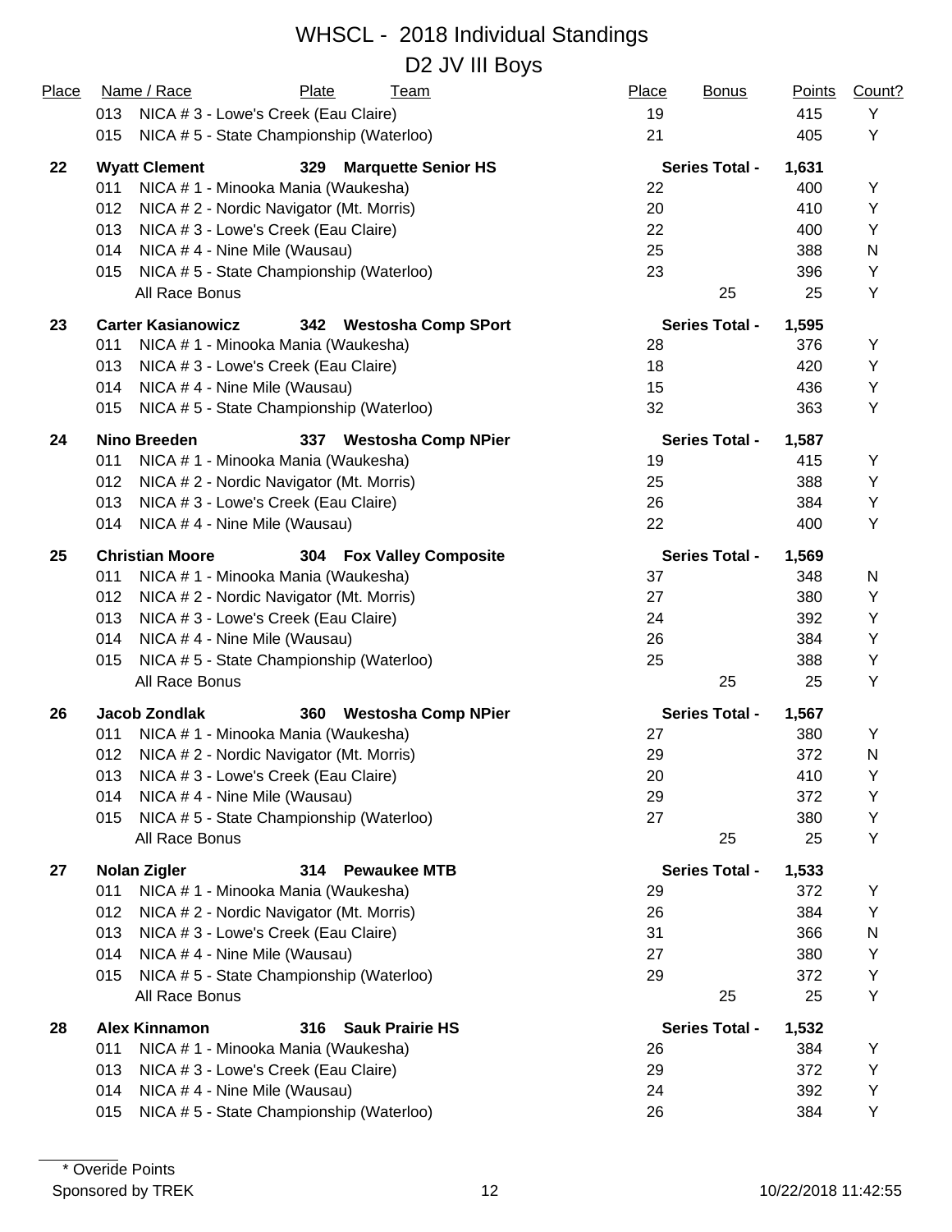# WHSCL - 2018 Individual Standings

## D2 JV III Boys

| Place | Name / Race | Plate | Team | Place | Bonus | Points | Count? |
|---|---|---|---|---|---|---|---|
| | 013 NICA # 3 - Lowe's Creek (Eau Claire) | | | 19 | | 415 | Y |
| | 015 NICA # 5 - State Championship (Waterloo) | | | 21 | | 405 | Y |
| **22** | **Wyatt Clement** | **329** | **Marquette Senior HS** | | **Series Total -** | **1,631** | |
| | 011 NICA # 1 - Minooka Mania (Waukesha) | | | 22 | | 400 | Y |
| | 012 NICA # 2 - Nordic Navigator (Mt. Morris) | | | 20 | | 410 | Y |
| | 013 NICA # 3 - Lowe's Creek (Eau Claire) | | | 22 | | 400 | Y |
| | 014 NICA # 4 - Nine Mile (Wausau) | | | 25 | | 388 | N |
| | 015 NICA # 5 - State Championship (Waterloo) | | | 23 | | 396 | Y |
| | All Race Bonus | | | | 25 | 25 | Y |
| **23** | **Carter Kasianowicz** | **342** | **Westosha Comp SPort** | | **Series Total -** | **1,595** | |
| | 011 NICA # 1 - Minooka Mania (Waukesha) | | | 28 | | 376 | Y |
| | 013 NICA # 3 - Lowe's Creek (Eau Claire) | | | 18 | | 420 | Y |
| | 014 NICA # 4 - Nine Mile (Wausau) | | | 15 | | 436 | Y |
| | 015 NICA # 5 - State Championship (Waterloo) | | | 32 | | 363 | Y |
| **24** | **Nino Breeden** | **337** | **Westosha Comp NPier** | | **Series Total -** | **1,587** | |
| | 011 NICA # 1 - Minooka Mania (Waukesha) | | | 19 | | 415 | Y |
| | 012 NICA # 2 - Nordic Navigator (Mt. Morris) | | | 25 | | 388 | Y |
| | 013 NICA # 3 - Lowe's Creek (Eau Claire) | | | 26 | | 384 | Y |
| | 014 NICA # 4 - Nine Mile (Wausau) | | | 22 | | 400 | Y |
| **25** | **Christian Moore** | **304** | **Fox Valley Composite** | | **Series Total -** | **1,569** | |
| | 011 NICA # 1 - Minooka Mania (Waukesha) | | | 37 | | 348 | N |
| | 012 NICA # 2 - Nordic Navigator (Mt. Morris) | | | 27 | | 380 | Y |
| | 013 NICA # 3 - Lowe's Creek (Eau Claire) | | | 24 | | 392 | Y |
| | 014 NICA # 4 - Nine Mile (Wausau) | | | 26 | | 384 | Y |
| | 015 NICA # 5 - State Championship (Waterloo) | | | 25 | | 388 | Y |
| | All Race Bonus | | | | 25 | 25 | Y |
| **26** | **Jacob Zondlak** | **360** | **Westosha Comp NPier** | | **Series Total -** | **1,567** | |
| | 011 NICA # 1 - Minooka Mania (Waukesha) | | | 27 | | 380 | Y |
| | 012 NICA # 2 - Nordic Navigator (Mt. Morris) | | | 29 | | 372 | N |
| | 013 NICA # 3 - Lowe's Creek (Eau Claire) | | | 20 | | 410 | Y |
| | 014 NICA # 4 - Nine Mile (Wausau) | | | 29 | | 372 | Y |
| | 015 NICA # 5 - State Championship (Waterloo) | | | 27 | | 380 | Y |
| | All Race Bonus | | | | 25 | 25 | Y |
| **27** | **Nolan Zigler** | **314** | **Pewaukee MTB** | | **Series Total -** | **1,533** | |
| | 011 NICA # 1 - Minooka Mania (Waukesha) | | | 29 | | 372 | Y |
| | 012 NICA # 2 - Nordic Navigator (Mt. Morris) | | | 26 | | 384 | Y |
| | 013 NICA # 3 - Lowe's Creek (Eau Claire) | | | 31 | | 366 | N |
| | 014 NICA # 4 - Nine Mile (Wausau) | | | 27 | | 380 | Y |
| | 015 NICA # 5 - State Championship (Waterloo) | | | 29 | | 372 | Y |
| | All Race Bonus | | | | 25 | 25 | Y |
| **28** | **Alex Kinnamon** | **316** | **Sauk Prairie HS** | | **Series Total -** | **1,532** | |
| | 011 NICA # 1 - Minooka Mania (Waukesha) | | | 26 | | 384 | Y |
| | 013 NICA # 3 - Lowe's Creek (Eau Claire) | | | 29 | | 372 | Y |
| | 014 NICA # 4 - Nine Mile (Wausau) | | | 24 | | 392 | Y |
| | 015 NICA # 5 - State Championship (Waterloo) | | | 26 | | 384 | Y |

\* Overide Points

Sponsored by TREK

10/22/2018 11:42:55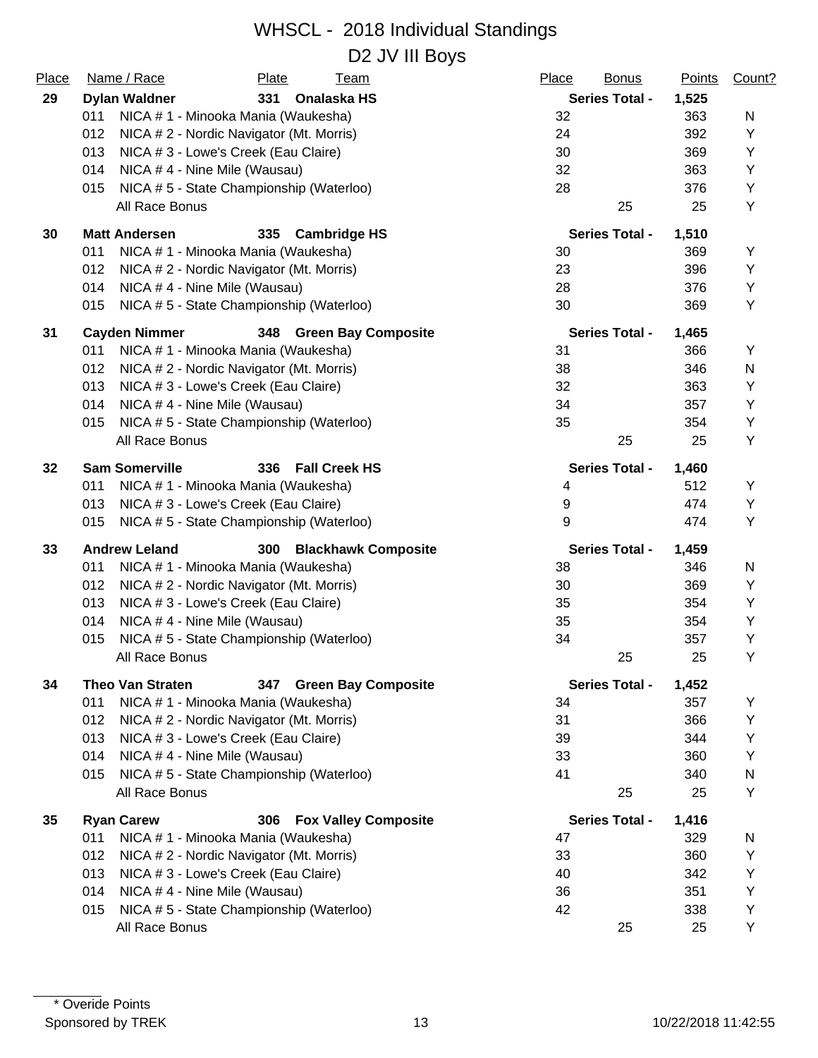# WHSCL - 2018 Individual Standings

## D2 JV III Boys

| Place | Name / Race | Plate | Team | Place | Bonus | Points | Count? |
|---|---|---|---|---|---|---|---|
| **29** | **Dylan Waldner** | **331** | **Onalaska HS** | | **Series Total -** | **1,525** | |
| | 011 NICA # 1 - Minooka Mania (Waukesha) | | | 32 | | 363 | N |
| | 012 NICA # 2 - Nordic Navigator (Mt. Morris) | | | 24 | | 392 | Y |
| | 013 NICA # 3 - Lowe's Creek (Eau Claire) | | | 30 | | 369 | Y |
| | 014 NICA # 4 - Nine Mile (Wausau) | | | 32 | | 363 | Y |
| | 015 NICA # 5 - State Championship (Waterloo) | | | 28 | | 376 | Y |
| | All Race Bonus | | | | 25 | 25 | Y |
| **30** | **Matt Andersen** | **335** | **Cambridge HS** | | **Series Total -** | **1,510** | |
| | 011 NICA # 1 - Minooka Mania (Waukesha) | | | 30 | | 369 | Y |
| | 012 NICA # 2 - Nordic Navigator (Mt. Morris) | | | 23 | | 396 | Y |
| | 014 NICA # 4 - Nine Mile (Wausau) | | | 28 | | 376 | Y |
| | 015 NICA # 5 - State Championship (Waterloo) | | | 30 | | 369 | Y |
| **31** | **Cayden Nimmer** | **348** | **Green Bay Composite** | | **Series Total -** | **1,465** | |
| | 011 NICA # 1 - Minooka Mania (Waukesha) | | | 31 | | 366 | Y |
| | 012 NICA # 2 - Nordic Navigator (Mt. Morris) | | | 38 | | 346 | N |
| | 013 NICA # 3 - Lowe's Creek (Eau Claire) | | | 32 | | 363 | Y |
| | 014 NICA # 4 - Nine Mile (Wausau) | | | 34 | | 357 | Y |
| | 015 NICA # 5 - State Championship (Waterloo) | | | 35 | | 354 | Y |
| | All Race Bonus | | | | 25 | 25 | Y |
| **32** | **Sam Somerville** | **336** | **Fall Creek HS** | | **Series Total -** | **1,460** | |
| | 011 NICA # 1 - Minooka Mania (Waukesha) | | | 4 | | 512 | Y |
| | 013 NICA # 3 - Lowe's Creek (Eau Claire) | | | 9 | | 474 | Y |
| | 015 NICA # 5 - State Championship (Waterloo) | | | 9 | | 474 | Y |
| **33** | **Andrew Leland** | **300** | **Blackhawk Composite** | | **Series Total -** | **1,459** | |
| | 011 NICA # 1 - Minooka Mania (Waukesha) | | | 38 | | 346 | N |
| | 012 NICA # 2 - Nordic Navigator (Mt. Morris) | | | 30 | | 369 | Y |
| | 013 NICA # 3 - Lowe's Creek (Eau Claire) | | | 35 | | 354 | Y |
| | 014 NICA # 4 - Nine Mile (Wausau) | | | 35 | | 354 | Y |
| | 015 NICA # 5 - State Championship (Waterloo) | | | 34 | | 357 | Y |
| | All Race Bonus | | | | 25 | 25 | Y |
| **34** | **Theo Van Straten** | **347** | **Green Bay Composite** | | **Series Total -** | **1,452** | |
| | 011 NICA # 1 - Minooka Mania (Waukesha) | | | 34 | | 357 | Y |
| | 012 NICA # 2 - Nordic Navigator (Mt. Morris) | | | 31 | | 366 | Y |
| | 013 NICA # 3 - Lowe's Creek (Eau Claire) | | | 39 | | 344 | Y |
| | 014 NICA # 4 - Nine Mile (Wausau) | | | 33 | | 360 | Y |
| | 015 NICA # 5 - State Championship (Waterloo) | | | 41 | | 340 | N |
| | All Race Bonus | | | | 25 | 25 | Y |
| **35** | **Ryan Carew** | **306** | **Fox Valley Composite** | | **Series Total -** | **1,416** | |
| | 011 NICA # 1 - Minooka Mania (Waukesha) | | | 47 | | 329 | N |
| | 012 NICA # 2 - Nordic Navigator (Mt. Morris) | | | 33 | | 360 | Y |
| | 013 NICA # 3 - Lowe's Creek (Eau Claire) | | | 40 | | 342 | Y |
| | 014 NICA # 4 - Nine Mile (Wausau) | | | 36 | | 351 | Y |
| | 015 NICA # 5 - State Championship (Waterloo) | | | 42 | | 338 | Y |
| | All Race Bonus | | | | 25 | 25 | Y |

\* Overide Points

Sponsored by TREK

10/22/2018 11:42:55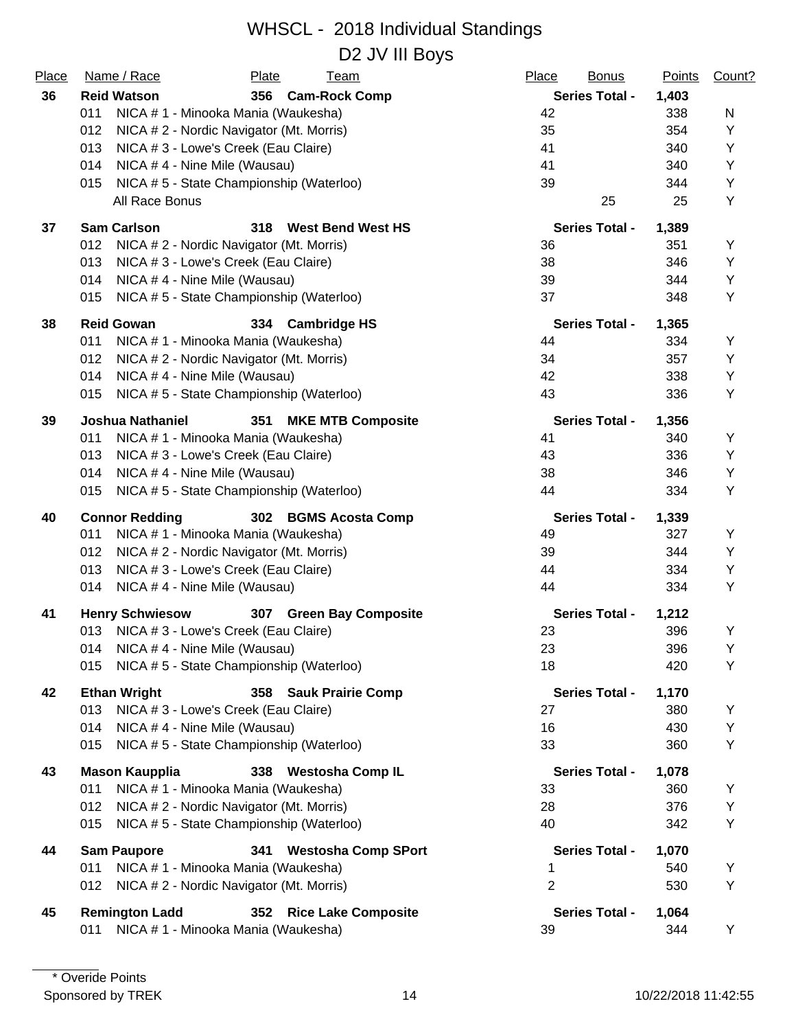# WHSCL - 2018 Individual Standings

## D2 JV III Boys

| Place | Name / Race | Plate | Team | Place | Bonus | Points | Count? |
|---|---|---|---|---|---|---|---|
| **36** | **Reid Watson** | **356** | **Cam-Rock Comp** | **Series Total -** | | **1,403** | |
| | 011 NICA # 1 - Minooka Mania (Waukesha) | | | 42 | | 338 | N |
| | 012 NICA # 2 - Nordic Navigator (Mt. Morris) | | | 35 | | 354 | Y |
| | 013 NICA # 3 - Lowe's Creek (Eau Claire) | | | 41 | | 340 | Y |
| | 014 NICA # 4 - Nine Mile (Wausau) | | | 41 | | 340 | Y |
| | 015 NICA # 5 - State Championship (Waterloo) | | | 39 | | 344 | Y |
| | All Race Bonus | | | | 25 | 25 | Y |
| **37** | **Sam Carlson** | **318** | **West Bend West HS** | **Series Total -** | | **1,389** | |
| | 012 NICA # 2 - Nordic Navigator (Mt. Morris) | | | 36 | | 351 | Y |
| | 013 NICA # 3 - Lowe's Creek (Eau Claire) | | | 38 | | 346 | Y |
| | 014 NICA # 4 - Nine Mile (Wausau) | | | 39 | | 344 | Y |
| | 015 NICA # 5 - State Championship (Waterloo) | | | 37 | | 348 | Y |
| **38** | **Reid Gowan** | **334** | **Cambridge HS** | **Series Total -** | | **1,365** | |
| | 011 NICA # 1 - Minooka Mania (Waukesha) | | | 44 | | 334 | Y |
| | 012 NICA # 2 - Nordic Navigator (Mt. Morris) | | | 34 | | 357 | Y |
| | 014 NICA # 4 - Nine Mile (Wausau) | | | 42 | | 338 | Y |
| | 015 NICA # 5 - State Championship (Waterloo) | | | 43 | | 336 | Y |
| **39** | **Joshua Nathaniel** | **351** | **MKE MTB Composite** | **Series Total -** | | **1,356** | |
| | 011 NICA # 1 - Minooka Mania (Waukesha) | | | 41 | | 340 | Y |
| | 013 NICA # 3 - Lowe's Creek (Eau Claire) | | | 43 | | 336 | Y |
| | 014 NICA # 4 - Nine Mile (Wausau) | | | 38 | | 346 | Y |
| | 015 NICA # 5 - State Championship (Waterloo) | | | 44 | | 334 | Y |
| **40** | **Connor Redding** | **302** | **BGMS Acosta Comp** | **Series Total -** | | **1,339** | |
| | 011 NICA # 1 - Minooka Mania (Waukesha) | | | 49 | | 327 | Y |
| | 012 NICA # 2 - Nordic Navigator (Mt. Morris) | | | 39 | | 344 | Y |
| | 013 NICA # 3 - Lowe's Creek (Eau Claire) | | | 44 | | 334 | Y |
| | 014 NICA # 4 - Nine Mile (Wausau) | | | 44 | | 334 | Y |
| **41** | **Henry Schwiesow** | **307** | **Green Bay Composite** | **Series Total -** | | **1,212** | |
| | 013 NICA # 3 - Lowe's Creek (Eau Claire) | | | 23 | | 396 | Y |
| | 014 NICA # 4 - Nine Mile (Wausau) | | | 23 | | 396 | Y |
| | 015 NICA # 5 - State Championship (Waterloo) | | | 18 | | 420 | Y |
| **42** | **Ethan Wright** | **358** | **Sauk Prairie Comp** | **Series Total -** | | **1,170** | |
| | 013 NICA # 3 - Lowe's Creek (Eau Claire) | | | 27 | | 380 | Y |
| | 014 NICA # 4 - Nine Mile (Wausau) | | | 16 | | 430 | Y |
| | 015 NICA # 5 - State Championship (Waterloo) | | | 33 | | 360 | Y |
| **43** | **Mason Kaupplia** | **338** | **Westosha Comp IL** | **Series Total -** | | **1,078** | |
| | 011 NICA # 1 - Minooka Mania (Waukesha) | | | 33 | | 360 | Y |
| | 012 NICA # 2 - Nordic Navigator (Mt. Morris) | | | 28 | | 376 | Y |
| | 015 NICA # 5 - State Championship (Waterloo) | | | 40 | | 342 | Y |
| **44** | **Sam Paupore** | **341** | **Westosha Comp SPort** | **Series Total -** | | **1,070** | |
| | 011 NICA # 1 - Minooka Mania (Waukesha) | | | 1 | | 540 | Y |
| | 012 NICA # 2 - Nordic Navigator (Mt. Morris) | | | 2 | | 530 | Y |
| **45** | **Remington Ladd** | **352** | **Rice Lake Composite** | **Series Total -** | | **1,064** | |
| | 011 NICA # 1 - Minooka Mania (Waukesha) | | | 39 | | 344 | Y |

\* Overide Points

Sponsored by TREK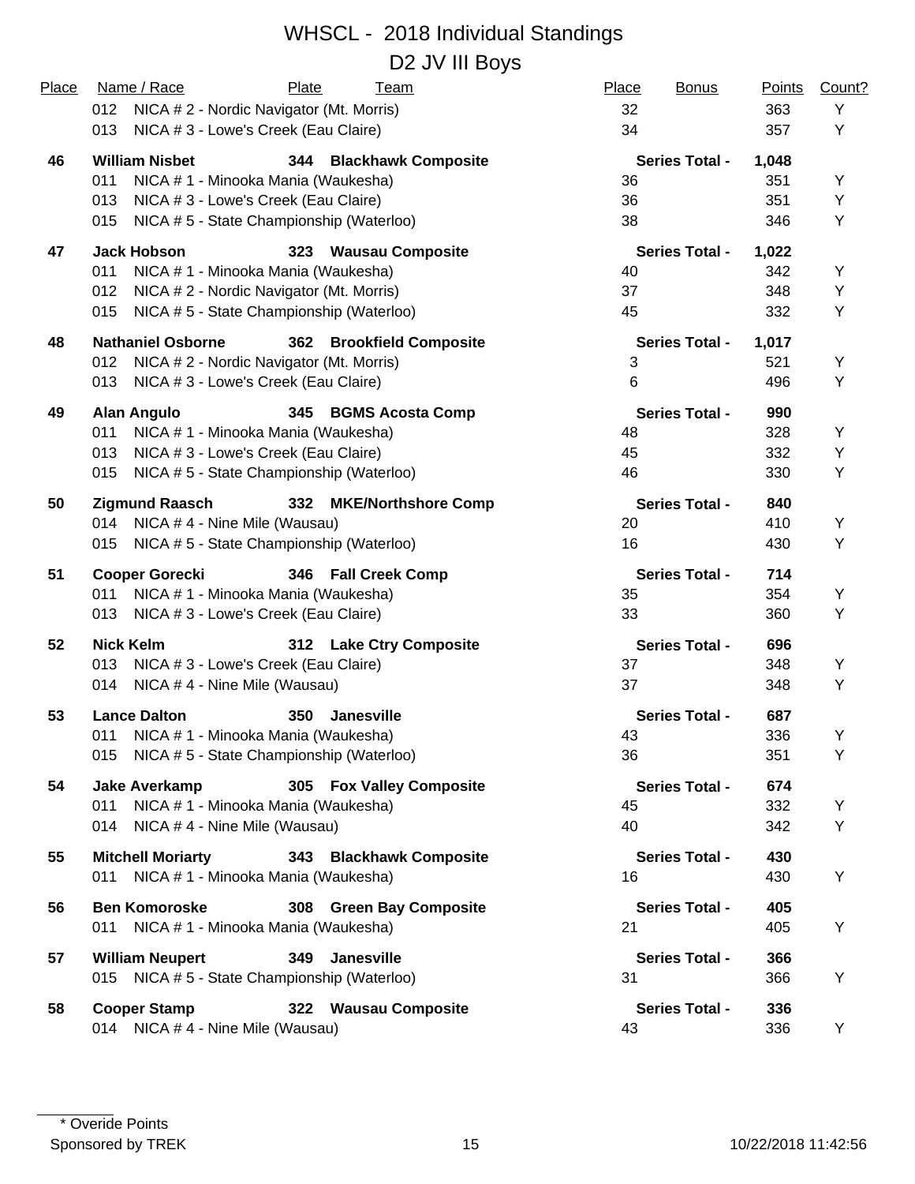# WHSCL - 2018 Individual Standings

## D2 JV III Boys

| Place | Name / Race | Plate | Team | Place | Bonus | Points | Count? |
|---|---|---|---|---|---|---|---|
| | 012 NICA # 2 - Nordic Navigator (Mt. Morris) | | | 32 | | 363 | Y |
| | 013 NICA # 3 - Lowe's Creek (Eau Claire) | | | 34 | | 357 | Y |
| **46** | **William Nisbet** | **344** | **Blackhawk Composite** | | **Series Total -** | **1,048** | |
| | 011 NICA # 1 - Minooka Mania (Waukesha) | | | 36 | | 351 | Y |
| | 013 NICA # 3 - Lowe's Creek (Eau Claire) | | | 36 | | 351 | Y |
| | 015 NICA # 5 - State Championship (Waterloo) | | | 38 | | 346 | Y |
| **47** | **Jack Hobson** | **323** | **Wausau Composite** | | **Series Total -** | **1,022** | |
| | 011 NICA # 1 - Minooka Mania (Waukesha) | | | 40 | | 342 | Y |
| | 012 NICA # 2 - Nordic Navigator (Mt. Morris) | | | 37 | | 348 | Y |
| | 015 NICA # 5 - State Championship (Waterloo) | | | 45 | | 332 | Y |
| **48** | **Nathaniel Osborne** | **362** | **Brookfield Composite** | | **Series Total -** | **1,017** | |
| | 012 NICA # 2 - Nordic Navigator (Mt. Morris) | | | 3 | | 521 | Y |
| | 013 NICA # 3 - Lowe's Creek (Eau Claire) | | | 6 | | 496 | Y |
| **49** | **Alan Angulo** | **345** | **BGMS Acosta Comp** | | **Series Total -** | **990** | |
| | 011 NICA # 1 - Minooka Mania (Waukesha) | | | 48 | | 328 | Y |
| | 013 NICA # 3 - Lowe's Creek (Eau Claire) | | | 45 | | 332 | Y |
| | 015 NICA # 5 - State Championship (Waterloo) | | | 46 | | 330 | Y |
| **50** | **Zigmund Raasch** | **332** | **MKE/Northshore Comp** | | **Series Total -** | **840** | |
| | 014 NICA # 4 - Nine Mile (Wausau) | | | 20 | | 410 | Y |
| | 015 NICA # 5 - State Championship (Waterloo) | | | 16 | | 430 | Y |
| **51** | **Cooper Gorecki** | **346** | **Fall Creek Comp** | | **Series Total -** | **714** | |
| | 011 NICA # 1 - Minooka Mania (Waukesha) | | | 35 | | 354 | Y |
| | 013 NICA # 3 - Lowe's Creek (Eau Claire) | | | 33 | | 360 | Y |
| **52** | **Nick Kelm** | **312** | **Lake Ctry Composite** | | **Series Total -** | **696** | |
| | 013 NICA # 3 - Lowe's Creek (Eau Claire) | | | 37 | | 348 | Y |
| | 014 NICA # 4 - Nine Mile (Wausau) | | | 37 | | 348 | Y |
| **53** | **Lance Dalton** | **350** | **Janesville** | | **Series Total -** | **687** | |
| | 011 NICA # 1 - Minooka Mania (Waukesha) | | | 43 | | 336 | Y |
| | 015 NICA # 5 - State Championship (Waterloo) | | | 36 | | 351 | Y |
| **54** | **Jake Averkamp** | **305** | **Fox Valley Composite** | | **Series Total -** | **674** | |
| | 011 NICA # 1 - Minooka Mania (Waukesha) | | | 45 | | 332 | Y |
| | 014 NICA # 4 - Nine Mile (Wausau) | | | 40 | | 342 | Y |
| **55** | **Mitchell Moriarty** | **343** | **Blackhawk Composite** | | **Series Total -** | **430** | |
| | 011 NICA # 1 - Minooka Mania (Waukesha) | | | 16 | | 430 | Y |
| **56** | **Ben Komoroske** | **308** | **Green Bay Composite** | | **Series Total -** | **405** | |
| | 011 NICA # 1 - Minooka Mania (Waukesha) | | | 21 | | 405 | Y |
| **57** | **William Neupert** | **349** | **Janesville** | | **Series Total -** | **366** | |
| | 015 NICA # 5 - State Championship (Waterloo) | | | 31 | | 366 | Y |
| **58** | **Cooper Stamp** | **322** | **Wausau Composite** | | **Series Total -** | **336** | |
| | 014 NICA # 4 - Nine Mile (Wausau) | | | 43 | | 336 | Y |

\* Overide Points

Sponsored by TREK

10/22/2018 11:42:56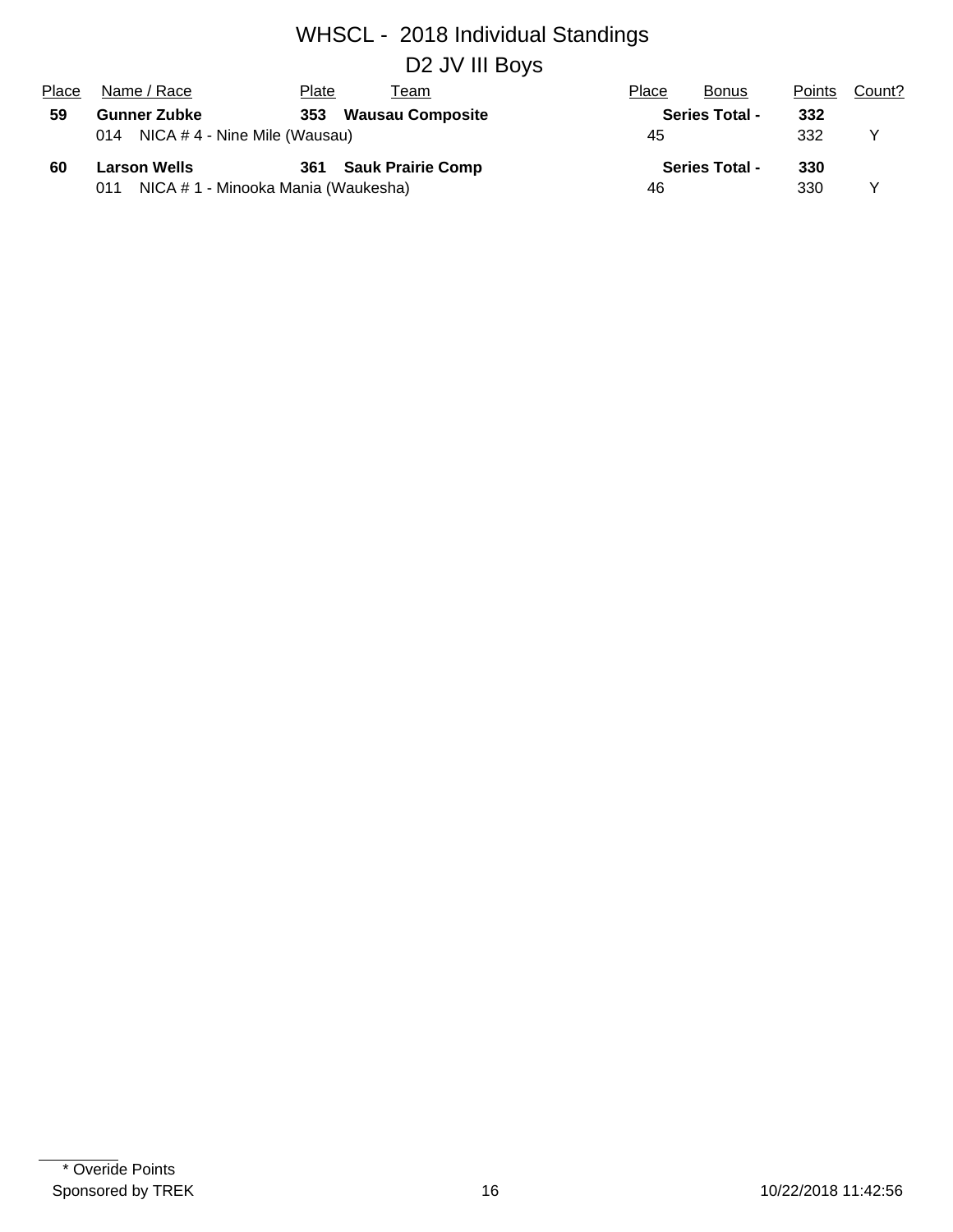# WHSCL - 2018 Individual Standings

## D2 JV III Boys

| Place | Name / Race | Plate | Team | Place | Bonus | Points | Count? |
|---|---|---|---|---|---|---|---|
| **59** | **Gunner Zubke** | **353** | **Wausau Composite** | | **Series Total -** | **332** | |
| | 014 NICA # 4 - Nine Mile (Wausau) | | | 45 | | 332 | Y |
| **60** | **Larson Wells** | **361** | **Sauk Prairie Comp** | | **Series Total -** | **330** | |
| | 011 NICA # 1 - Minooka Mania (Waukesha) | | | 46 | | 330 | Y |

\* Overide Points

Sponsored by TREK

10/22/2018 11:42:56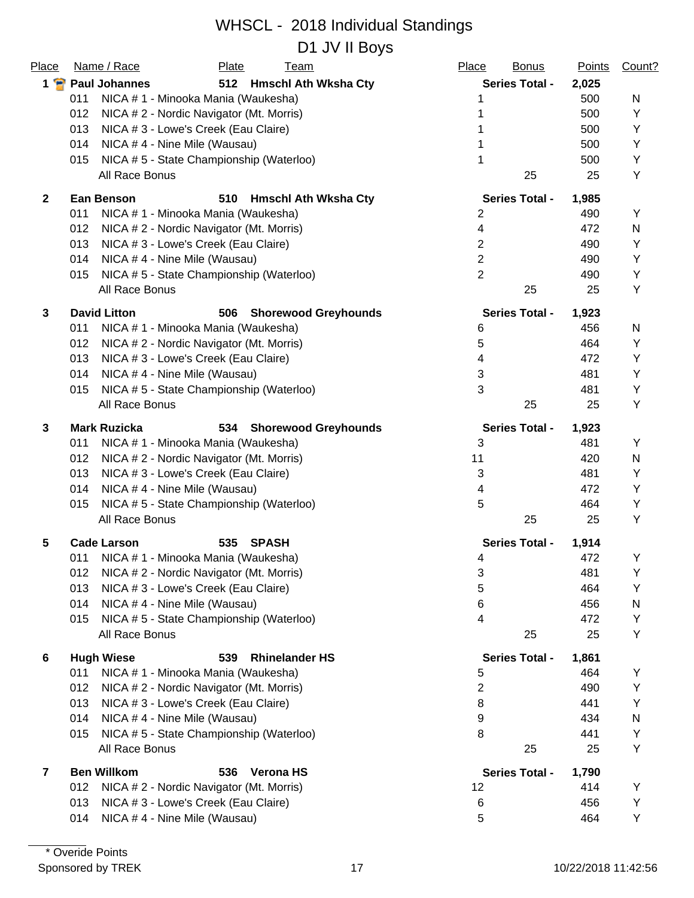# WHSCL - 2018 Individual Standings

## D1 JV II Boys

| Place | Name / Race | Plate | Team | Place | Bonus | Points | Count? |
|---|---|---|---|---|---|---|---|
| 1 | **Paul Johannes** | **512** | **Hmschl Ath Wksha Cty** | | **Series Total -** | **2,025** | |
| | 011 NICA # 1 - Minooka Mania (Waukesha) | | | 1 | | 500 | N |
| | 012 NICA # 2 - Nordic Navigator (Mt. Morris) | | | 1 | | 500 | Y |
| | 013 NICA # 3 - Lowe's Creek (Eau Claire) | | | 1 | | 500 | Y |
| | 014 NICA # 4 - Nine Mile (Wausau) | | | 1 | | 500 | Y |
| | 015 NICA # 5 - State Championship (Waterloo) | | | 1 | | 500 | Y |
| | All Race Bonus | | | | 25 | 25 | Y |
| **2** | **Ean Benson** | **510** | **Hmschl Ath Wksha Cty** | | **Series Total -** | **1,985** | |
| | 011 NICA # 1 - Minooka Mania (Waukesha) | | | 2 | | 490 | Y |
| | 012 NICA # 2 - Nordic Navigator (Mt. Morris) | | | 4 | | 472 | N |
| | 013 NICA # 3 - Lowe's Creek (Eau Claire) | | | 2 | | 490 | Y |
| | 014 NICA # 4 - Nine Mile (Wausau) | | | 2 | | 490 | Y |
| | 015 NICA # 5 - State Championship (Waterloo) | | | 2 | | 490 | Y |
| | All Race Bonus | | | | 25 | 25 | Y |
| **3** | **David Litton** | **506** | **Shorewood Greyhounds** | | **Series Total -** | **1,923** | |
| | 011 NICA # 1 - Minooka Mania (Waukesha) | | | 6 | | 456 | N |
| | 012 NICA # 2 - Nordic Navigator (Mt. Morris) | | | 5 | | 464 | Y |
| | 013 NICA # 3 - Lowe's Creek (Eau Claire) | | | 4 | | 472 | Y |
| | 014 NICA # 4 - Nine Mile (Wausau) | | | 3 | | 481 | Y |
| | 015 NICA # 5 - State Championship (Waterloo) | | | 3 | | 481 | Y |
| | All Race Bonus | | | | 25 | 25 | Y |
| **3** | **Mark Ruzicka** | **534** | **Shorewood Greyhounds** | | **Series Total -** | **1,923** | |
| | 011 NICA # 1 - Minooka Mania (Waukesha) | | | 3 | | 481 | Y |
| | 012 NICA # 2 - Nordic Navigator (Mt. Morris) | | | 11 | | 420 | N |
| | 013 NICA # 3 - Lowe's Creek (Eau Claire) | | | 3 | | 481 | Y |
| | 014 NICA # 4 - Nine Mile (Wausau) | | | 4 | | 472 | Y |
| | 015 NICA # 5 - State Championship (Waterloo) | | | 5 | | 464 | Y |
| | All Race Bonus | | | | 25 | 25 | Y |
| **5** | **Cade Larson** | **535** | **SPASH** | | **Series Total -** | **1,914** | |
| | 011 NICA # 1 - Minooka Mania (Waukesha) | | | 4 | | 472 | Y |
| | 012 NICA # 2 - Nordic Navigator (Mt. Morris) | | | 3 | | 481 | Y |
| | 013 NICA # 3 - Lowe's Creek (Eau Claire) | | | 5 | | 464 | Y |
| | 014 NICA # 4 - Nine Mile (Wausau) | | | 6 | | 456 | N |
| | 015 NICA # 5 - State Championship (Waterloo) | | | 4 | | 472 | Y |
| | All Race Bonus | | | | 25 | 25 | Y |
| **6** | **Hugh Wiese** | **539** | **Rhinelander HS** | | **Series Total -** | **1,861** | |
| | 011 NICA # 1 - Minooka Mania (Waukesha) | | | 5 | | 464 | Y |
| | 012 NICA # 2 - Nordic Navigator (Mt. Morris) | | | 2 | | 490 | Y |
| | 013 NICA # 3 - Lowe's Creek (Eau Claire) | | | 8 | | 441 | Y |
| | 014 NICA # 4 - Nine Mile (Wausau) | | | 9 | | 434 | N |
| | 015 NICA # 5 - State Championship (Waterloo) | | | 8 | | 441 | Y |
| | All Race Bonus | | | | 25 | 25 | Y |
| **7** | **Ben Willkom** | **536** | **Verona HS** | | **Series Total -** | **1,790** | |
| | 012 NICA # 2 - Nordic Navigator (Mt. Morris) | | | 12 | | 414 | Y |
| | 013 NICA # 3 - Lowe's Creek (Eau Claire) | | | 6 | | 456 | Y |
| | 014 NICA # 4 - Nine Mile (Wausau) | | | 5 | | 464 | Y |

\* Overide Points

Sponsored by TREK

10/22/2018 11:42:56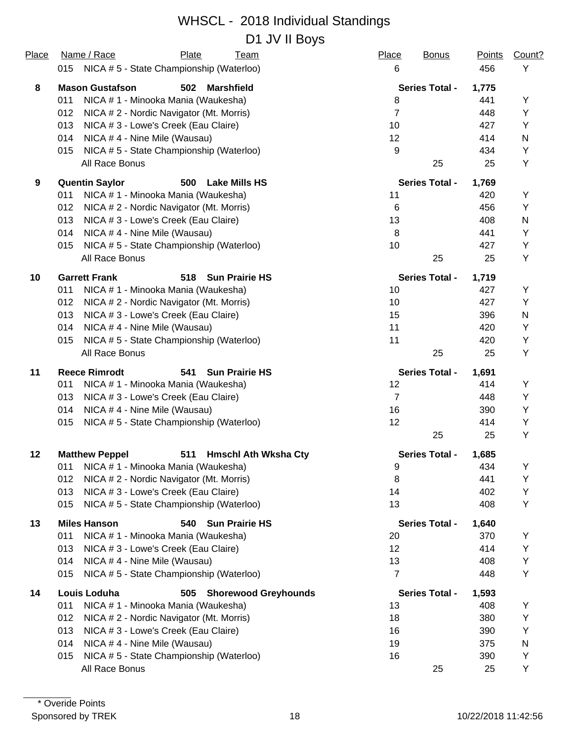# WHSCL - 2018 Individual Standings

## D1 JV II Boys

| Place | Name / Race | Plate | Team | Place | Bonus | Points | Count? |
|---|---|---|---|---|---|---|---|
| | 015 NICA # 5 - State Championship (Waterloo) | | | 6 | | 456 | Y |
| **8** | **Mason Gustafson** | **502** | **Marshfield** | | **Series Total -** | **1,775** | |
| | 011 NICA # 1 - Minooka Mania (Waukesha) | | | 8 | | 441 | Y |
| | 012 NICA # 2 - Nordic Navigator (Mt. Morris) | | | 7 | | 448 | Y |
| | 013 NICA # 3 - Lowe's Creek (Eau Claire) | | | 10 | | 427 | Y |
| | 014 NICA # 4 - Nine Mile (Wausau) | | | 12 | | 414 | N |
| | 015 NICA # 5 - State Championship (Waterloo) | | | 9 | | 434 | Y |
| | All Race Bonus | | | | 25 | 25 | Y |
| **9** | **Quentin Saylor** | **500** | **Lake Mills HS** | | **Series Total -** | **1,769** | |
| | 011 NICA # 1 - Minooka Mania (Waukesha) | | | 11 | | 420 | Y |
| | 012 NICA # 2 - Nordic Navigator (Mt. Morris) | | | 6 | | 456 | Y |
| | 013 NICA # 3 - Lowe's Creek (Eau Claire) | | | 13 | | 408 | N |
| | 014 NICA # 4 - Nine Mile (Wausau) | | | 8 | | 441 | Y |
| | 015 NICA # 5 - State Championship (Waterloo) | | | 10 | | 427 | Y |
| | All Race Bonus | | | | 25 | 25 | Y |
| **10** | **Garrett Frank** | **518** | **Sun Prairie HS** | | **Series Total -** | **1,719** | |
| | 011 NICA # 1 - Minooka Mania (Waukesha) | | | 10 | | 427 | Y |
| | 012 NICA # 2 - Nordic Navigator (Mt. Morris) | | | 10 | | 427 | Y |
| | 013 NICA # 3 - Lowe's Creek (Eau Claire) | | | 15 | | 396 | N |
| | 014 NICA # 4 - Nine Mile (Wausau) | | | 11 | | 420 | Y |
| | 015 NICA # 5 - State Championship (Waterloo) | | | 11 | | 420 | Y |
| | All Race Bonus | | | | 25 | 25 | Y |
| **11** | **Reece Rimrodt** | **541** | **Sun Prairie HS** | | **Series Total -** | **1,691** | |
| | 011 NICA # 1 - Minooka Mania (Waukesha) | | | 12 | | 414 | Y |
| | 013 NICA # 3 - Lowe's Creek (Eau Claire) | | | 7 | | 448 | Y |
| | 014 NICA # 4 - Nine Mile (Wausau) | | | 16 | | 390 | Y |
| | 015 NICA # 5 - State Championship (Waterloo) | | | 12 | | 414 | Y |
| | | | | | 25 | 25 | Y |
| **12** | **Matthew Peppel** | **511** | **Hmschl Ath Wksha Cty** | | **Series Total -** | **1,685** | |
| | 011 NICA # 1 - Minooka Mania (Waukesha) | | | 9 | | 434 | Y |
| | 012 NICA # 2 - Nordic Navigator (Mt. Morris) | | | 8 | | 441 | Y |
| | 013 NICA # 3 - Lowe's Creek (Eau Claire) | | | 14 | | 402 | Y |
| | 015 NICA # 5 - State Championship (Waterloo) | | | 13 | | 408 | Y |
| **13** | **Miles Hanson** | **540** | **Sun Prairie HS** | | **Series Total -** | **1,640** | |
| | 011 NICA # 1 - Minooka Mania (Waukesha) | | | 20 | | 370 | Y |
| | 013 NICA # 3 - Lowe's Creek (Eau Claire) | | | 12 | | 414 | Y |
| | 014 NICA # 4 - Nine Mile (Wausau) | | | 13 | | 408 | Y |
| | 015 NICA # 5 - State Championship (Waterloo) | | | 7 | | 448 | Y |
| **14** | **Louis Loduha** | **505** | **Shorewood Greyhounds** | | **Series Total -** | **1,593** | |
| | 011 NICA # 1 - Minooka Mania (Waukesha) | | | 13 | | 408 | Y |
| | 012 NICA # 2 - Nordic Navigator (Mt. Morris) | | | 18 | | 380 | Y |
| | 013 NICA # 3 - Lowe's Creek (Eau Claire) | | | 16 | | 390 | Y |
| | 014 NICA # 4 - Nine Mile (Wausau) | | | 19 | | 375 | N |
| | 015 NICA # 5 - State Championship (Waterloo) | | | 16 | | 390 | Y |
| | All Race Bonus | | | | 25 | 25 | Y |

\* Overide Points

Sponsored by TREK

10/22/2018 11:42:56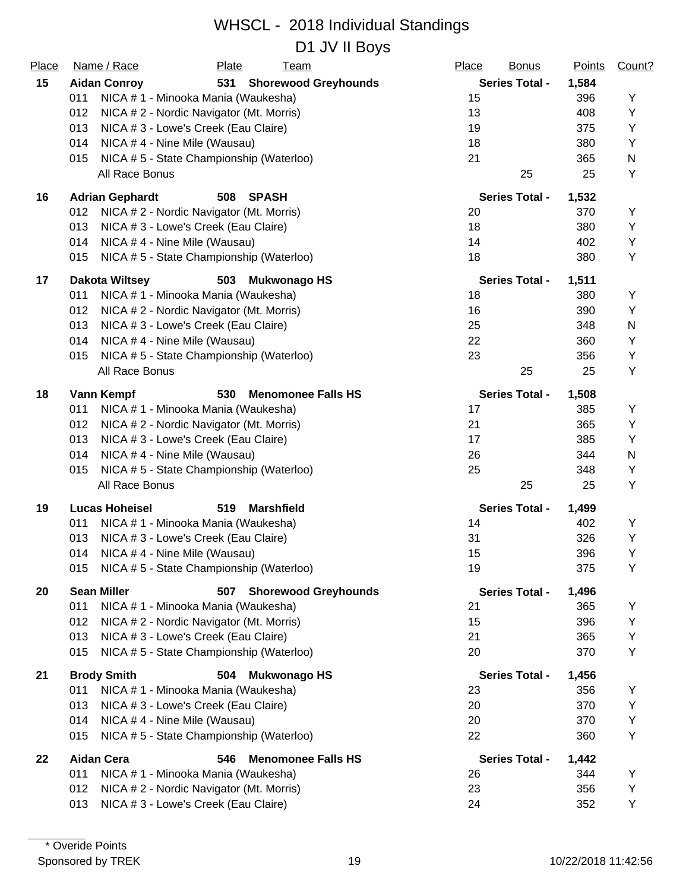# WHSCL - 2018 Individual Standings

## D1 JV II Boys

| Place | Name / Race | Plate | Team | Place | Bonus | Points | Count? |
|---|---|---|---|---|---|---|---|
| **15** | **Aidan Conroy** | **531** | **Shorewood Greyhounds** | | **Series Total -** | **1,584** | |
| | 011 NICA # 1 - Minooka Mania (Waukesha) | | | 15 | | 396 | Y |
| | 012 NICA # 2 - Nordic Navigator (Mt. Morris) | | | 13 | | 408 | Y |
| | 013 NICA # 3 - Lowe's Creek (Eau Claire) | | | 19 | | 375 | Y |
| | 014 NICA # 4 - Nine Mile (Wausau) | | | 18 | | 380 | Y |
| | 015 NICA # 5 - State Championship (Waterloo) | | | 21 | | 365 | N |
| | All Race Bonus | | | | 25 | 25 | Y |
| **16** | **Adrian Gephardt** | **508** | **SPASH** | | **Series Total -** | **1,532** | |
| | 012 NICA # 2 - Nordic Navigator (Mt. Morris) | | | 20 | | 370 | Y |
| | 013 NICA # 3 - Lowe's Creek (Eau Claire) | | | 18 | | 380 | Y |
| | 014 NICA # 4 - Nine Mile (Wausau) | | | 14 | | 402 | Y |
| | 015 NICA # 5 - State Championship (Waterloo) | | | 18 | | 380 | Y |
| **17** | **Dakota Wiltsey** | **503** | **Mukwonago HS** | | **Series Total -** | **1,511** | |
| | 011 NICA # 1 - Minooka Mania (Waukesha) | | | 18 | | 380 | Y |
| | 012 NICA # 2 - Nordic Navigator (Mt. Morris) | | | 16 | | 390 | Y |
| | 013 NICA # 3 - Lowe's Creek (Eau Claire) | | | 25 | | 348 | N |
| | 014 NICA # 4 - Nine Mile (Wausau) | | | 22 | | 360 | Y |
| | 015 NICA # 5 - State Championship (Waterloo) | | | 23 | | 356 | Y |
| | All Race Bonus | | | | 25 | 25 | Y |
| **18** | **Vann Kempf** | **530** | **Menomonee Falls HS** | | **Series Total -** | **1,508** | |
| | 011 NICA # 1 - Minooka Mania (Waukesha) | | | 17 | | 385 | Y |
| | 012 NICA # 2 - Nordic Navigator (Mt. Morris) | | | 21 | | 365 | Y |
| | 013 NICA # 3 - Lowe's Creek (Eau Claire) | | | 17 | | 385 | Y |
| | 014 NICA # 4 - Nine Mile (Wausau) | | | 26 | | 344 | N |
| | 015 NICA # 5 - State Championship (Waterloo) | | | 25 | | 348 | Y |
| | All Race Bonus | | | | 25 | 25 | Y |
| **19** | **Lucas Hoheisel** | **519** | **Marshfield** | | **Series Total -** | **1,499** | |
| | 011 NICA # 1 - Minooka Mania (Waukesha) | | | 14 | | 402 | Y |
| | 013 NICA # 3 - Lowe's Creek (Eau Claire) | | | 31 | | 326 | Y |
| | 014 NICA # 4 - Nine Mile (Wausau) | | | 15 | | 396 | Y |
| | 015 NICA # 5 - State Championship (Waterloo) | | | 19 | | 375 | Y |
| **20** | **Sean Miller** | **507** | **Shorewood Greyhounds** | | **Series Total -** | **1,496** | |
| | 011 NICA # 1 - Minooka Mania (Waukesha) | | | 21 | | 365 | Y |
| | 012 NICA # 2 - Nordic Navigator (Mt. Morris) | | | 15 | | 396 | Y |
| | 013 NICA # 3 - Lowe's Creek (Eau Claire) | | | 21 | | 365 | Y |
| | 015 NICA # 5 - State Championship (Waterloo) | | | 20 | | 370 | Y |
| **21** | **Brody Smith** | **504** | **Mukwonago HS** | | **Series Total -** | **1,456** | |
| | 011 NICA # 1 - Minooka Mania (Waukesha) | | | 23 | | 356 | Y |
| | 013 NICA # 3 - Lowe's Creek (Eau Claire) | | | 20 | | 370 | Y |
| | 014 NICA # 4 - Nine Mile (Wausau) | | | 20 | | 370 | Y |
| | 015 NICA # 5 - State Championship (Waterloo) | | | 22 | | 360 | Y |
| **22** | **Aidan Cera** | **546** | **Menomonee Falls HS** | | **Series Total -** | **1,442** | |
| | 011 NICA # 1 - Minooka Mania (Waukesha) | | | 26 | | 344 | Y |
| | 012 NICA # 2 - Nordic Navigator (Mt. Morris) | | | 23 | | 356 | Y |
| | 013 NICA # 3 - Lowe's Creek (Eau Claire) | | | 24 | | 352 | Y |

\* Overide Points

Sponsored by TREK

10/22/2018 11:42:56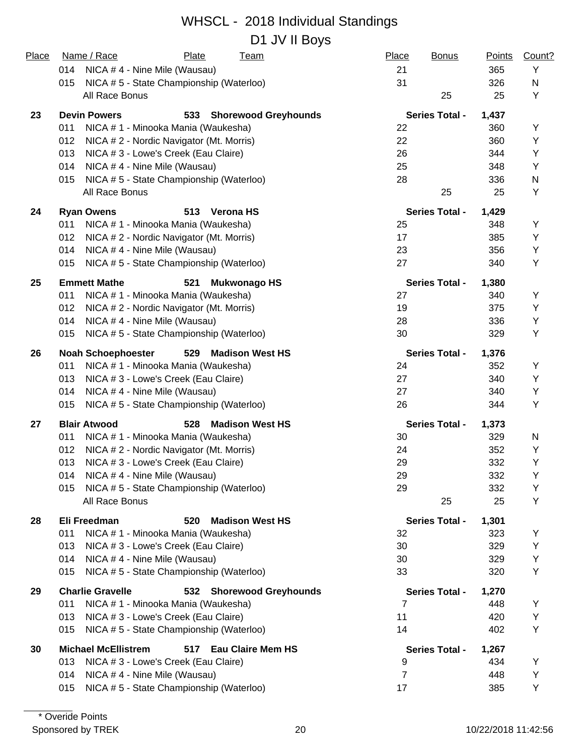# WHSCL - 2018 Individual Standings

## D1 JV II Boys

| Place | Name / Race | Plate | Team | Place | Bonus | Points | Count? |
|---|---|---|---|---|---|---|---|
| | 014 NICA # 4 - Nine Mile (Wausau) | | | 21 | | 365 | Y |
| | 015 NICA # 5 - State Championship (Waterloo) | | | 31 | | 326 | N |
| | All Race Bonus | | | | 25 | 25 | Y |
| **23** | **Devin Powers** | **533** | **Shorewood Greyhounds** | **Series Total -** | | **1,437** | |
| | 011 NICA # 1 - Minooka Mania (Waukesha) | | | 22 | | 360 | Y |
| | 012 NICA # 2 - Nordic Navigator (Mt. Morris) | | | 22 | | 360 | Y |
| | 013 NICA # 3 - Lowe's Creek (Eau Claire) | | | 26 | | 344 | Y |
| | 014 NICA # 4 - Nine Mile (Wausau) | | | 25 | | 348 | Y |
| | 015 NICA # 5 - State Championship (Waterloo) | | | 28 | | 336 | N |
| | All Race Bonus | | | | 25 | 25 | Y |
| **24** | **Ryan Owens** | **513** | **Verona HS** | **Series Total -** | | **1,429** | |
| | 011 NICA # 1 - Minooka Mania (Waukesha) | | | 25 | | 348 | Y |
| | 012 NICA # 2 - Nordic Navigator (Mt. Morris) | | | 17 | | 385 | Y |
| | 014 NICA # 4 - Nine Mile (Wausau) | | | 23 | | 356 | Y |
| | 015 NICA # 5 - State Championship (Waterloo) | | | 27 | | 340 | Y |
| **25** | **Emmett Mathe** | **521** | **Mukwonago HS** | **Series Total -** | | **1,380** | |
| | 011 NICA # 1 - Minooka Mania (Waukesha) | | | 27 | | 340 | Y |
| | 012 NICA # 2 - Nordic Navigator (Mt. Morris) | | | 19 | | 375 | Y |
| | 014 NICA # 4 - Nine Mile (Wausau) | | | 28 | | 336 | Y |
| | 015 NICA # 5 - State Championship (Waterloo) | | | 30 | | 329 | Y |
| **26** | **Noah Schoephoester** | **529** | **Madison West HS** | **Series Total -** | | **1,376** | |
| | 011 NICA # 1 - Minooka Mania (Waukesha) | | | 24 | | 352 | Y |
| | 013 NICA # 3 - Lowe's Creek (Eau Claire) | | | 27 | | 340 | Y |
| | 014 NICA # 4 - Nine Mile (Wausau) | | | 27 | | 340 | Y |
| | 015 NICA # 5 - State Championship (Waterloo) | | | 26 | | 344 | Y |
| **27** | **Blair Atwood** | **528** | **Madison West HS** | **Series Total -** | | **1,373** | |
| | 011 NICA # 1 - Minooka Mania (Waukesha) | | | 30 | | 329 | N |
| | 012 NICA # 2 - Nordic Navigator (Mt. Morris) | | | 24 | | 352 | Y |
| | 013 NICA # 3 - Lowe's Creek (Eau Claire) | | | 29 | | 332 | Y |
| | 014 NICA # 4 - Nine Mile (Wausau) | | | 29 | | 332 | Y |
| | 015 NICA # 5 - State Championship (Waterloo) | | | 29 | | 332 | Y |
| | All Race Bonus | | | | 25 | 25 | Y |
| **28** | **Eli Freedman** | **520** | **Madison West HS** | **Series Total -** | | **1,301** | |
| | 011 NICA # 1 - Minooka Mania (Waukesha) | | | 32 | | 323 | Y |
| | 013 NICA # 3 - Lowe's Creek (Eau Claire) | | | 30 | | 329 | Y |
| | 014 NICA # 4 - Nine Mile (Wausau) | | | 30 | | 329 | Y |
| | 015 NICA # 5 - State Championship (Waterloo) | | | 33 | | 320 | Y |
| **29** | **Charlie Gravelle** | **532** | **Shorewood Greyhounds** | **Series Total -** | | **1,270** | |
| | 011 NICA # 1 - Minooka Mania (Waukesha) | | | 7 | | 448 | Y |
| | 013 NICA # 3 - Lowe's Creek (Eau Claire) | | | 11 | | 420 | Y |
| | 015 NICA # 5 - State Championship (Waterloo) | | | 14 | | 402 | Y |
| **30** | **Michael McEllistrem** | **517** | **Eau Claire Mem HS** | **Series Total -** | | **1,267** | |
| | 013 NICA # 3 - Lowe's Creek (Eau Claire) | | | 9 | | 434 | Y |
| | 014 NICA # 4 - Nine Mile (Wausau) | | | 7 | | 448 | Y |
| | 015 NICA # 5 - State Championship (Waterloo) | | | 17 | | 385 | Y |

\* Overide Points

Sponsored by TREK

10/22/2018 11:42:56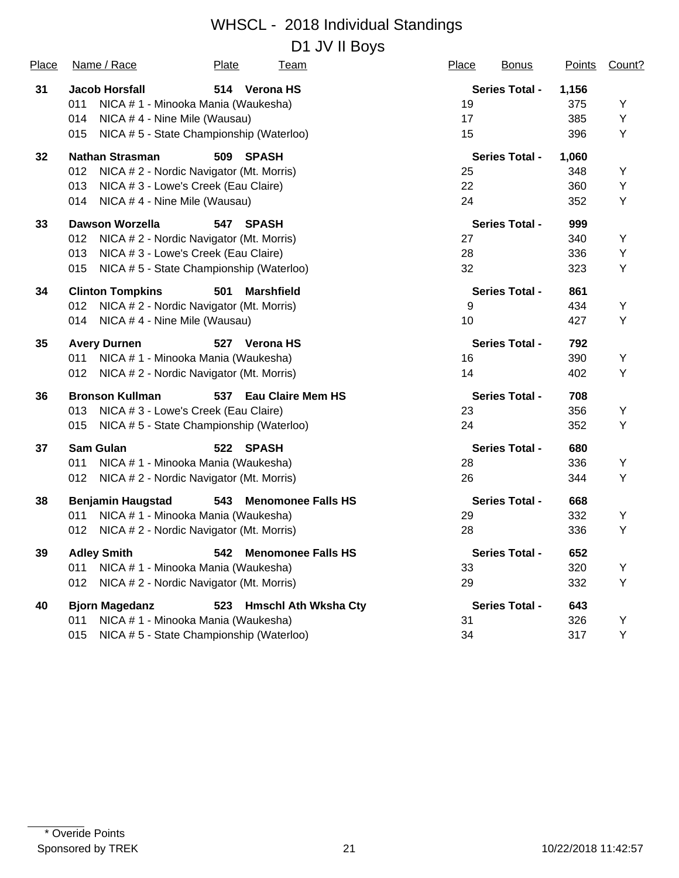# WHSCL - 2018 Individual Standings

## D1 JV II Boys

| Place | Name / Race | Plate | Team | Place | Bonus | Points | Count? |
|---|---|---|---|---|---|---|---|
| **31** | **Jacob Horsfall** | **514** | **Verona HS** | | **Series Total -** | **1,156** | |
| | 011 NICA # 1 - Minooka Mania (Waukesha) | | | 19 | | 375 | Y |
| | 014 NICA # 4 - Nine Mile (Wausau) | | | 17 | | 385 | Y |
| | 015 NICA # 5 - State Championship (Waterloo) | | | 15 | | 396 | Y |
| **32** | **Nathan Strasman** | **509** | **SPASH** | | **Series Total -** | **1,060** | |
| | 012 NICA # 2 - Nordic Navigator (Mt. Morris) | | | 25 | | 348 | Y |
| | 013 NICA # 3 - Lowe's Creek (Eau Claire) | | | 22 | | 360 | Y |
| | 014 NICA # 4 - Nine Mile (Wausau) | | | 24 | | 352 | Y |
| **33** | **Dawson Worzella** | **547** | **SPASH** | | **Series Total -** | **999** | |
| | 012 NICA # 2 - Nordic Navigator (Mt. Morris) | | | 27 | | 340 | Y |
| | 013 NICA # 3 - Lowe's Creek (Eau Claire) | | | 28 | | 336 | Y |
| | 015 NICA # 5 - State Championship (Waterloo) | | | 32 | | 323 | Y |
| **34** | **Clinton Tompkins** | **501** | **Marshfield** | | **Series Total -** | **861** | |
| | 012 NICA # 2 - Nordic Navigator (Mt. Morris) | | | 9 | | 434 | Y |
| | 014 NICA # 4 - Nine Mile (Wausau) | | | 10 | | 427 | Y |
| **35** | **Avery Durnen** | **527** | **Verona HS** | | **Series Total -** | **792** | |
| | 011 NICA # 1 - Minooka Mania (Waukesha) | | | 16 | | 390 | Y |
| | 012 NICA # 2 - Nordic Navigator (Mt. Morris) | | | 14 | | 402 | Y |
| **36** | **Bronson Kullman** | **537** | **Eau Claire Mem HS** | | **Series Total -** | **708** | |
| | 013 NICA # 3 - Lowe's Creek (Eau Claire) | | | 23 | | 356 | Y |
| | 015 NICA # 5 - State Championship (Waterloo) | | | 24 | | 352 | Y |
| **37** | **Sam Gulan** | **522** | **SPASH** | | **Series Total -** | **680** | |
| | 011 NICA # 1 - Minooka Mania (Waukesha) | | | 28 | | 336 | Y |
| | 012 NICA # 2 - Nordic Navigator (Mt. Morris) | | | 26 | | 344 | Y |
| **38** | **Benjamin Haugstad** | **543** | **Menomonee Falls HS** | | **Series Total -** | **668** | |
| | 011 NICA # 1 - Minooka Mania (Waukesha) | | | 29 | | 332 | Y |
| | 012 NICA # 2 - Nordic Navigator (Mt. Morris) | | | 28 | | 336 | Y |
| **39** | **Adley Smith** | **542** | **Menomonee Falls HS** | | **Series Total -** | **652** | |
| | 011 NICA # 1 - Minooka Mania (Waukesha) | | | 33 | | 320 | Y |
| | 012 NICA # 2 - Nordic Navigator (Mt. Morris) | | | 29 | | 332 | Y |
| **40** | **Bjorn Magedanz** | **523** | **Hmschl Ath Wksha Cty** | | **Series Total -** | **643** | |
| | 011 NICA # 1 - Minooka Mania (Waukesha) | | | 31 | | 326 | Y |
| | 015 NICA # 5 - State Championship (Waterloo) | | | 34 | | 317 | Y |

* Overide Points

Sponsored by TREK

10/22/2018 11:42:57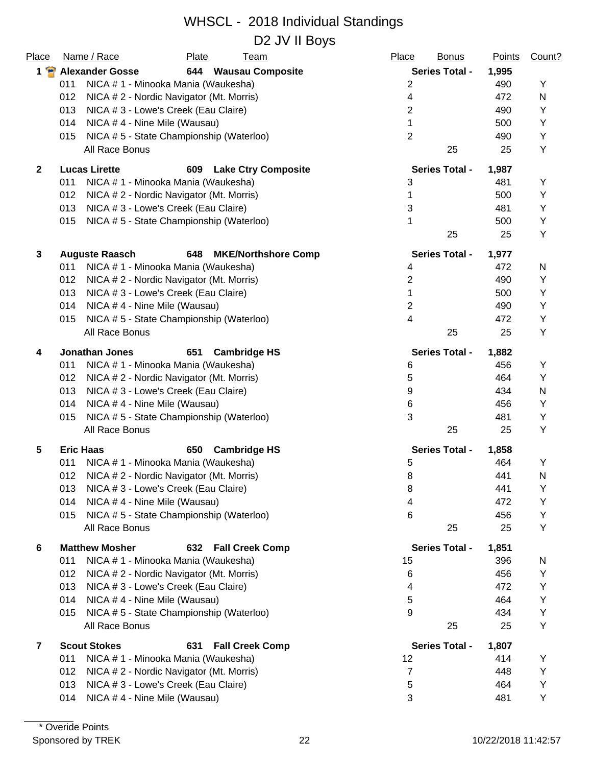# WHSCL - 2018 Individual Standings

## D2 JV II Boys

| Place | Name / Race | Plate | Team | Place | Bonus | Points | Count? |
|---|---|---|---|---|---|---|---|
| **1** | **Alexander Gosse** | **644** | **Wausau Composite** | | **Series Total -** | **1,995** | |
| | 011 NICA # 1 - Minooka Mania (Waukesha) | | | 2 | | 490 | Y |
| | 012 NICA # 2 - Nordic Navigator (Mt. Morris) | | | 4 | | 472 | N |
| | 013 NICA # 3 - Lowe's Creek (Eau Claire) | | | 2 | | 490 | Y |
| | 014 NICA # 4 - Nine Mile (Wausau) | | | 1 | | 500 | Y |
| | 015 NICA # 5 - State Championship (Waterloo) | | | 2 | | 490 | Y |
| | All Race Bonus | | | | 25 | 25 | Y |
| **2** | **Lucas Lirette** | **609** | **Lake Ctry Composite** | | **Series Total -** | **1,987** | |
| | 011 NICA # 1 - Minooka Mania (Waukesha) | | | 3 | | 481 | Y |
| | 012 NICA # 2 - Nordic Navigator (Mt. Morris) | | | 1 | | 500 | Y |
| | 013 NICA # 3 - Lowe's Creek (Eau Claire) | | | 3 | | 481 | Y |
| | 015 NICA # 5 - State Championship (Waterloo) | | | 1 | | 500 | Y |
| | | | | | 25 | 25 | Y |
| **3** | **Auguste Raasch** | **648** | **MKE/Northshore Comp** | | **Series Total -** | **1,977** | |
| | 011 NICA # 1 - Minooka Mania (Waukesha) | | | 4 | | 472 | N |
| | 012 NICA # 2 - Nordic Navigator (Mt. Morris) | | | 2 | | 490 | Y |
| | 013 NICA # 3 - Lowe's Creek (Eau Claire) | | | 1 | | 500 | Y |
| | 014 NICA # 4 - Nine Mile (Wausau) | | | 2 | | 490 | Y |
| | 015 NICA # 5 - State Championship (Waterloo) | | | 4 | | 472 | Y |
| | All Race Bonus | | | | 25 | 25 | Y |
| **4** | **Jonathan Jones** | **651** | **Cambridge HS** | | **Series Total -** | **1,882** | |
| | 011 NICA # 1 - Minooka Mania (Waukesha) | | | 6 | | 456 | Y |
| | 012 NICA # 2 - Nordic Navigator (Mt. Morris) | | | 5 | | 464 | Y |
| | 013 NICA # 3 - Lowe's Creek (Eau Claire) | | | 9 | | 434 | N |
| | 014 NICA # 4 - Nine Mile (Wausau) | | | 6 | | 456 | Y |
| | 015 NICA # 5 - State Championship (Waterloo) | | | 3 | | 481 | Y |
| | All Race Bonus | | | | 25 | 25 | Y |
| **5** | **Eric Haas** | **650** | **Cambridge HS** | | **Series Total -** | **1,858** | |
| | 011 NICA # 1 - Minooka Mania (Waukesha) | | | 5 | | 464 | Y |
| | 012 NICA # 2 - Nordic Navigator (Mt. Morris) | | | 8 | | 441 | N |
| | 013 NICA # 3 - Lowe's Creek (Eau Claire) | | | 8 | | 441 | Y |
| | 014 NICA # 4 - Nine Mile (Wausau) | | | 4 | | 472 | Y |
| | 015 NICA # 5 - State Championship (Waterloo) | | | 6 | | 456 | Y |
| | All Race Bonus | | | | 25 | 25 | Y |
| **6** | **Matthew Mosher** | **632** | **Fall Creek Comp** | | **Series Total -** | **1,851** | |
| | 011 NICA # 1 - Minooka Mania (Waukesha) | | | 15 | | 396 | N |
| | 012 NICA # 2 - Nordic Navigator (Mt. Morris) | | | 6 | | 456 | Y |
| | 013 NICA # 3 - Lowe's Creek (Eau Claire) | | | 4 | | 472 | Y |
| | 014 NICA # 4 - Nine Mile (Wausau) | | | 5 | | 464 | Y |
| | 015 NICA # 5 - State Championship (Waterloo) | | | 9 | | 434 | Y |
| | All Race Bonus | | | | 25 | 25 | Y |
| **7** | **Scout Stokes** | **631** | **Fall Creek Comp** | | **Series Total -** | **1,807** | |
| | 011 NICA # 1 - Minooka Mania (Waukesha) | | | 12 | | 414 | Y |
| | 012 NICA # 2 - Nordic Navigator (Mt. Morris) | | | 7 | | 448 | Y |
| | 013 NICA # 3 - Lowe's Creek (Eau Claire) | | | 5 | | 464 | Y |
| | 014 NICA # 4 - Nine Mile (Wausau) | | | 3 | | 481 | Y |

\* Overide Points

Sponsored by TREK

10/22/2018 11:42:57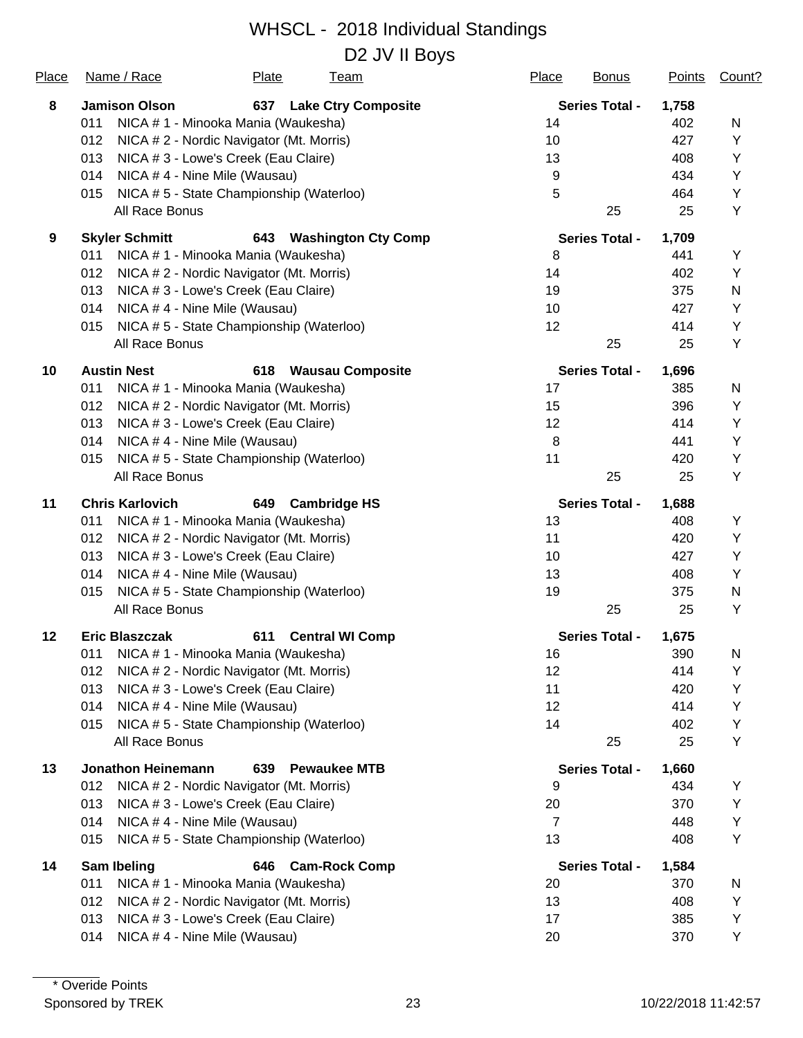# WHSCL - 2018 Individual Standings

## D2 JV II Boys

| Place | Name / Race | Plate | Team | Place | Bonus | Points | Count? |
|---|---|---|---|---|---|---|---|
| **8** | **Jamison Olson** | **637** | **Lake Ctry Composite** | | **Series Total -** | **1,758** | |
| | 011 NICA # 1 - Minooka Mania (Waukesha) | | | 14 | | 402 | N |
| | 012 NICA # 2 - Nordic Navigator (Mt. Morris) | | | 10 | | 427 | Y |
| | 013 NICA # 3 - Lowe's Creek (Eau Claire) | | | 13 | | 408 | Y |
| | 014 NICA # 4 - Nine Mile (Wausau) | | | 9 | | 434 | Y |
| | 015 NICA # 5 - State Championship (Waterloo) | | | 5 | | 464 | Y |
| | All Race Bonus | | | | 25 | 25 | Y |
| **9** | **Skyler Schmitt** | **643** | **Washington Cty Comp** | | **Series Total -** | **1,709** | |
| | 011 NICA # 1 - Minooka Mania (Waukesha) | | | 8 | | 441 | Y |
| | 012 NICA # 2 - Nordic Navigator (Mt. Morris) | | | 14 | | 402 | Y |
| | 013 NICA # 3 - Lowe's Creek (Eau Claire) | | | 19 | | 375 | N |
| | 014 NICA # 4 - Nine Mile (Wausau) | | | 10 | | 427 | Y |
| | 015 NICA # 5 - State Championship (Waterloo) | | | 12 | | 414 | Y |
| | All Race Bonus | | | | 25 | 25 | Y |
| **10** | **Austin Nest** | **618** | **Wausau Composite** | | **Series Total -** | **1,696** | |
| | 011 NICA # 1 - Minooka Mania (Waukesha) | | | 17 | | 385 | N |
| | 012 NICA # 2 - Nordic Navigator (Mt. Morris) | | | 15 | | 396 | Y |
| | 013 NICA # 3 - Lowe's Creek (Eau Claire) | | | 12 | | 414 | Y |
| | 014 NICA # 4 - Nine Mile (Wausau) | | | 8 | | 441 | Y |
| | 015 NICA # 5 - State Championship (Waterloo) | | | 11 | | 420 | Y |
| | All Race Bonus | | | | 25 | 25 | Y |
| **11** | **Chris Karlovich** | **649** | **Cambridge HS** | | **Series Total -** | **1,688** | |
| | 011 NICA # 1 - Minooka Mania (Waukesha) | | | 13 | | 408 | Y |
| | 012 NICA # 2 - Nordic Navigator (Mt. Morris) | | | 11 | | 420 | Y |
| | 013 NICA # 3 - Lowe's Creek (Eau Claire) | | | 10 | | 427 | Y |
| | 014 NICA # 4 - Nine Mile (Wausau) | | | 13 | | 408 | Y |
| | 015 NICA # 5 - State Championship (Waterloo) | | | 19 | | 375 | N |
| | All Race Bonus | | | | 25 | 25 | Y |
| **12** | **Eric Blaszczak** | **611** | **Central WI Comp** | | **Series Total -** | **1,675** | |
| | 011 NICA # 1 - Minooka Mania (Waukesha) | | | 16 | | 390 | N |
| | 012 NICA # 2 - Nordic Navigator (Mt. Morris) | | | 12 | | 414 | Y |
| | 013 NICA # 3 - Lowe's Creek (Eau Claire) | | | 11 | | 420 | Y |
| | 014 NICA # 4 - Nine Mile (Wausau) | | | 12 | | 414 | Y |
| | 015 NICA # 5 - State Championship (Waterloo) | | | 14 | | 402 | Y |
| | All Race Bonus | | | | 25 | 25 | Y |
| **13** | **Jonathon Heinemann** | **639** | **Pewaukee MTB** | | **Series Total -** | **1,660** | |
| | 012 NICA # 2 - Nordic Navigator (Mt. Morris) | | | 9 | | 434 | Y |
| | 013 NICA # 3 - Lowe's Creek (Eau Claire) | | | 20 | | 370 | Y |
| | 014 NICA # 4 - Nine Mile (Wausau) | | | 7 | | 448 | Y |
| | 015 NICA # 5 - State Championship (Waterloo) | | | 13 | | 408 | Y |
| **14** | **Sam Ibeling** | **646** | **Cam-Rock Comp** | | **Series Total -** | **1,584** | |
| | 011 NICA # 1 - Minooka Mania (Waukesha) | | | 20 | | 370 | N |
| | 012 NICA # 2 - Nordic Navigator (Mt. Morris) | | | 13 | | 408 | Y |
| | 013 NICA # 3 - Lowe's Creek (Eau Claire) | | | 17 | | 385 | Y |
| | 014 NICA # 4 - Nine Mile (Wausau) | | | 20 | | 370 | Y |

\* Overide Points

Sponsored by TREK

10/22/2018 11:42:57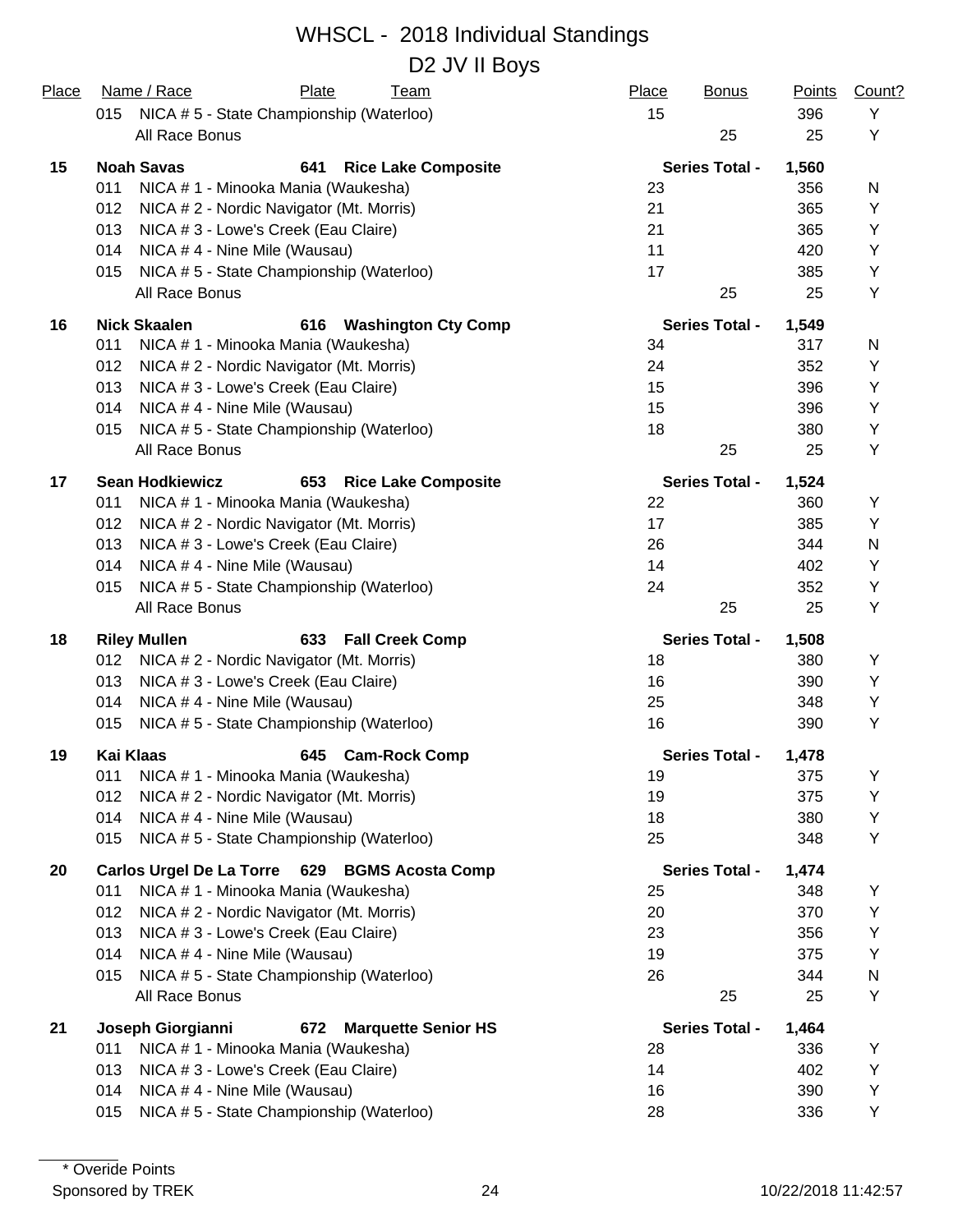# WHSCL - 2018 Individual Standings

## D2 JV II Boys

| Place | Name / Race | Plate | Team | Place | Bonus | Points | Count? |
|---|---|---|---|---|---|---|---|
| | 015 NICA # 5 - State Championship (Waterloo) | | | 15 | | 396 | Y |
| | All Race Bonus | | | | 25 | 25 | Y |
| **15** | **Noah Savas** | **641** | **Rice Lake Composite** | | **Series Total -** | **1,560** | |
| | 011 NICA # 1 - Minooka Mania (Waukesha) | | | 23 | | 356 | N |
| | 012 NICA # 2 - Nordic Navigator (Mt. Morris) | | | 21 | | 365 | Y |
| | 013 NICA # 3 - Lowe's Creek (Eau Claire) | | | 21 | | 365 | Y |
| | 014 NICA # 4 - Nine Mile (Wausau) | | | 11 | | 420 | Y |
| | 015 NICA # 5 - State Championship (Waterloo) | | | 17 | | 385 | Y |
| | All Race Bonus | | | | 25 | 25 | Y |
| **16** | **Nick Skaalen** | **616** | **Washington Cty Comp** | | **Series Total -** | **1,549** | |
| | 011 NICA # 1 - Minooka Mania (Waukesha) | | | 34 | | 317 | N |
| | 012 NICA # 2 - Nordic Navigator (Mt. Morris) | | | 24 | | 352 | Y |
| | 013 NICA # 3 - Lowe's Creek (Eau Claire) | | | 15 | | 396 | Y |
| | 014 NICA # 4 - Nine Mile (Wausau) | | | 15 | | 396 | Y |
| | 015 NICA # 5 - State Championship (Waterloo) | | | 18 | | 380 | Y |
| | All Race Bonus | | | | 25 | 25 | Y |
| **17** | **Sean Hodkiewicz** | **653** | **Rice Lake Composite** | | **Series Total -** | **1,524** | |
| | 011 NICA # 1 - Minooka Mania (Waukesha) | | | 22 | | 360 | Y |
| | 012 NICA # 2 - Nordic Navigator (Mt. Morris) | | | 17 | | 385 | Y |
| | 013 NICA # 3 - Lowe's Creek (Eau Claire) | | | 26 | | 344 | N |
| | 014 NICA # 4 - Nine Mile (Wausau) | | | 14 | | 402 | Y |
| | 015 NICA # 5 - State Championship (Waterloo) | | | 24 | | 352 | Y |
| | All Race Bonus | | | | 25 | 25 | Y |
| **18** | **Riley Mullen** | **633** | **Fall Creek Comp** | | **Series Total -** | **1,508** | |
| | 012 NICA # 2 - Nordic Navigator (Mt. Morris) | | | 18 | | 380 | Y |
| | 013 NICA # 3 - Lowe's Creek (Eau Claire) | | | 16 | | 390 | Y |
| | 014 NICA # 4 - Nine Mile (Wausau) | | | 25 | | 348 | Y |
| | 015 NICA # 5 - State Championship (Waterloo) | | | 16 | | 390 | Y |
| **19** | **Kai Klaas** | **645** | **Cam-Rock Comp** | | **Series Total -** | **1,478** | |
| | 011 NICA # 1 - Minooka Mania (Waukesha) | | | 19 | | 375 | Y |
| | 012 NICA # 2 - Nordic Navigator (Mt. Morris) | | | 19 | | 375 | Y |
| | 014 NICA # 4 - Nine Mile (Wausau) | | | 18 | | 380 | Y |
| | 015 NICA # 5 - State Championship (Waterloo) | | | 25 | | 348 | Y |
| **20** | **Carlos Urgel De La Torre** | **629** | **BGMS Acosta Comp** | | **Series Total -** | **1,474** | |
| | 011 NICA # 1 - Minooka Mania (Waukesha) | | | 25 | | 348 | Y |
| | 012 NICA # 2 - Nordic Navigator (Mt. Morris) | | | 20 | | 370 | Y |
| | 013 NICA # 3 - Lowe's Creek (Eau Claire) | | | 23 | | 356 | Y |
| | 014 NICA # 4 - Nine Mile (Wausau) | | | 19 | | 375 | Y |
| | 015 NICA # 5 - State Championship (Waterloo) | | | 26 | | 344 | N |
| | All Race Bonus | | | | 25 | 25 | Y |
| **21** | **Joseph Giorgianni** | **672** | **Marquette Senior HS** | | **Series Total -** | **1,464** | |
| | 011 NICA # 1 - Minooka Mania (Waukesha) | | | 28 | | 336 | Y |
| | 013 NICA # 3 - Lowe's Creek (Eau Claire) | | | 14 | | 402 | Y |
| | 014 NICA # 4 - Nine Mile (Wausau) | | | 16 | | 390 | Y |
| | 015 NICA # 5 - State Championship (Waterloo) | | | 28 | | 336 | Y |

\* Overide Points

Sponsored by TREK    10/22/2018 11:42:57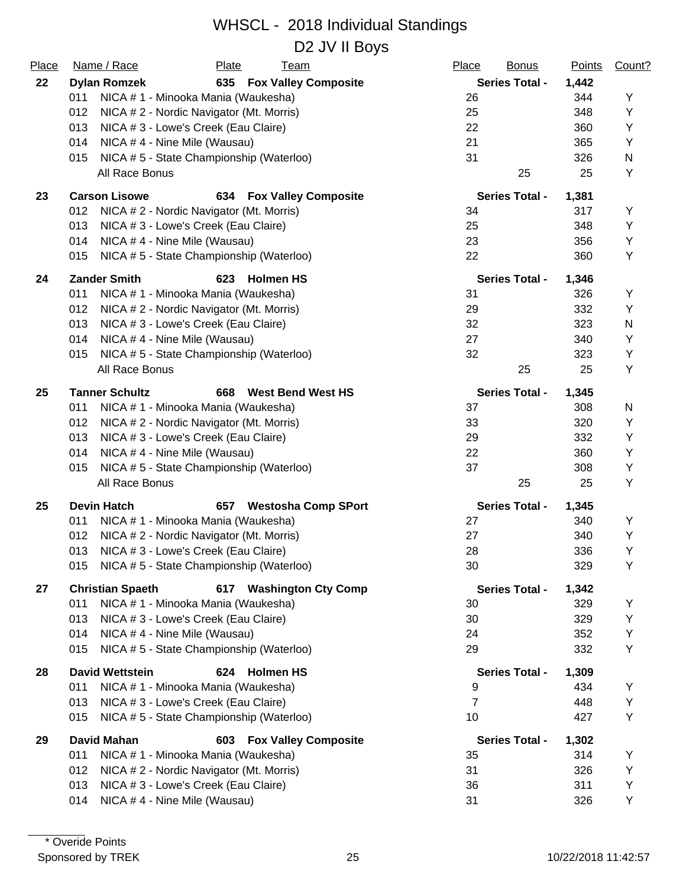# WHSCL - 2018 Individual Standings

## D2 JV II Boys

| Place | Name / Race | Plate | Team | Place | Bonus | Points | Count? |
|---|---|---|---|---|---|---|---|
| **22** | **Dylan Romzek** | **635** | **Fox Valley Composite** | | **Series Total -** | **1,442** | |
| | 011 NICA # 1 - Minooka Mania (Waukesha) | | | 26 | | 344 | Y |
| | 012 NICA # 2 - Nordic Navigator (Mt. Morris) | | | 25 | | 348 | Y |
| | 013 NICA # 3 - Lowe's Creek (Eau Claire) | | | 22 | | 360 | Y |
| | 014 NICA # 4 - Nine Mile (Wausau) | | | 21 | | 365 | Y |
| | 015 NICA # 5 - State Championship (Waterloo) | | | 31 | | 326 | N |
| | All Race Bonus | | | | 25 | 25 | Y |
| **23** | **Carson Lisowe** | **634** | **Fox Valley Composite** | | **Series Total -** | **1,381** | |
| | 012 NICA # 2 - Nordic Navigator (Mt. Morris) | | | 34 | | 317 | Y |
| | 013 NICA # 3 - Lowe's Creek (Eau Claire) | | | 25 | | 348 | Y |
| | 014 NICA # 4 - Nine Mile (Wausau) | | | 23 | | 356 | Y |
| | 015 NICA # 5 - State Championship (Waterloo) | | | 22 | | 360 | Y |
| **24** | **Zander Smith** | **623** | **Holmen HS** | | **Series Total -** | **1,346** | |
| | 011 NICA # 1 - Minooka Mania (Waukesha) | | | 31 | | 326 | Y |
| | 012 NICA # 2 - Nordic Navigator (Mt. Morris) | | | 29 | | 332 | Y |
| | 013 NICA # 3 - Lowe's Creek (Eau Claire) | | | 32 | | 323 | N |
| | 014 NICA # 4 - Nine Mile (Wausau) | | | 27 | | 340 | Y |
| | 015 NICA # 5 - State Championship (Waterloo) | | | 32 | | 323 | Y |
| | All Race Bonus | | | | 25 | 25 | Y |
| **25** | **Tanner Schultz** | **668** | **West Bend West HS** | | **Series Total -** | **1,345** | |
| | 011 NICA # 1 - Minooka Mania (Waukesha) | | | 37 | | 308 | N |
| | 012 NICA # 2 - Nordic Navigator (Mt. Morris) | | | 33 | | 320 | Y |
| | 013 NICA # 3 - Lowe's Creek (Eau Claire) | | | 29 | | 332 | Y |
| | 014 NICA # 4 - Nine Mile (Wausau) | | | 22 | | 360 | Y |
| | 015 NICA # 5 - State Championship (Waterloo) | | | 37 | | 308 | Y |
| | All Race Bonus | | | | 25 | 25 | Y |
| **25** | **Devin Hatch** | **657** | **Westosha Comp SPort** | | **Series Total -** | **1,345** | |
| | 011 NICA # 1 - Minooka Mania (Waukesha) | | | 27 | | 340 | Y |
| | 012 NICA # 2 - Nordic Navigator (Mt. Morris) | | | 27 | | 340 | Y |
| | 013 NICA # 3 - Lowe's Creek (Eau Claire) | | | 28 | | 336 | Y |
| | 015 NICA # 5 - State Championship (Waterloo) | | | 30 | | 329 | Y |
| **27** | **Christian Spaeth** | **617** | **Washington Cty Comp** | | **Series Total -** | **1,342** | |
| | 011 NICA # 1 - Minooka Mania (Waukesha) | | | 30 | | 329 | Y |
| | 013 NICA # 3 - Lowe's Creek (Eau Claire) | | | 30 | | 329 | Y |
| | 014 NICA # 4 - Nine Mile (Wausau) | | | 24 | | 352 | Y |
| | 015 NICA # 5 - State Championship (Waterloo) | | | 29 | | 332 | Y |
| **28** | **David Wettstein** | **624** | **Holmen HS** | | **Series Total -** | **1,309** | |
| | 011 NICA # 1 - Minooka Mania (Waukesha) | | | 9 | | 434 | Y |
| | 013 NICA # 3 - Lowe's Creek (Eau Claire) | | | 7 | | 448 | Y |
| | 015 NICA # 5 - State Championship (Waterloo) | | | 10 | | 427 | Y |
| **29** | **David Mahan** | **603** | **Fox Valley Composite** | | **Series Total -** | **1,302** | |
| | 011 NICA # 1 - Minooka Mania (Waukesha) | | | 35 | | 314 | Y |
| | 012 NICA # 2 - Nordic Navigator (Mt. Morris) | | | 31 | | 326 | Y |
| | 013 NICA # 3 - Lowe's Creek (Eau Claire) | | | 36 | | 311 | Y |
| | 014 NICA # 4 - Nine Mile (Wausau) | | | 31 | | 326 | Y |

\* Overide Points

Sponsored by TREK | 10/22/2018 11:42:57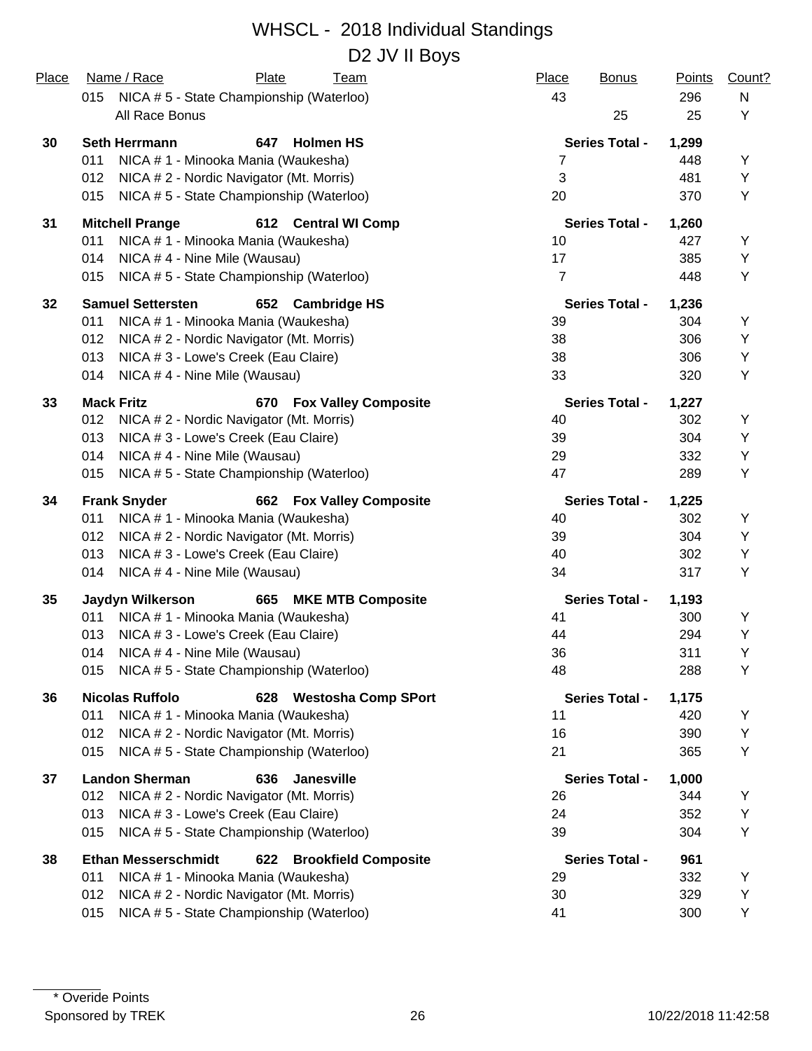# WHSCL - 2018 Individual Standings

## D2 JV II Boys

| Place | Name / Race | Plate | Team | Place | Bonus | Points | Count? |
|---|---|---|---|---|---|---|---|
| | 015 NICA # 5 - State Championship (Waterloo) | | | 43 | | 296 | N |
| | All Race Bonus | | | | 25 | 25 | Y |
| **30** | **Seth Herrmann** | **647** | **Holmen HS** | **Series Total -** | | **1,299** | |
| | 011 NICA # 1 - Minooka Mania (Waukesha) | | | 7 | | 448 | Y |
| | 012 NICA # 2 - Nordic Navigator (Mt. Morris) | | | 3 | | 481 | Y |
| | 015 NICA # 5 - State Championship (Waterloo) | | | 20 | | 370 | Y |
| **31** | **Mitchell Prange** | **612** | **Central WI Comp** | **Series Total -** | | **1,260** | |
| | 011 NICA # 1 - Minooka Mania (Waukesha) | | | 10 | | 427 | Y |
| | 014 NICA # 4 - Nine Mile (Wausau) | | | 17 | | 385 | Y |
| | 015 NICA # 5 - State Championship (Waterloo) | | | 7 | | 448 | Y |
| **32** | **Samuel Settersten** | **652** | **Cambridge HS** | **Series Total -** | | **1,236** | |
| | 011 NICA # 1 - Minooka Mania (Waukesha) | | | 39 | | 304 | Y |
| | 012 NICA # 2 - Nordic Navigator (Mt. Morris) | | | 38 | | 306 | Y |
| | 013 NICA # 3 - Lowe's Creek (Eau Claire) | | | 38 | | 306 | Y |
| | 014 NICA # 4 - Nine Mile (Wausau) | | | 33 | | 320 | Y |
| **33** | **Mack Fritz** | **670** | **Fox Valley Composite** | **Series Total -** | | **1,227** | |
| | 012 NICA # 2 - Nordic Navigator (Mt. Morris) | | | 40 | | 302 | Y |
| | 013 NICA # 3 - Lowe's Creek (Eau Claire) | | | 39 | | 304 | Y |
| | 014 NICA # 4 - Nine Mile (Wausau) | | | 29 | | 332 | Y |
| | 015 NICA # 5 - State Championship (Waterloo) | | | 47 | | 289 | Y |
| **34** | **Frank Snyder** | **662** | **Fox Valley Composite** | **Series Total -** | | **1,225** | |
| | 011 NICA # 1 - Minooka Mania (Waukesha) | | | 40 | | 302 | Y |
| | 012 NICA # 2 - Nordic Navigator (Mt. Morris) | | | 39 | | 304 | Y |
| | 013 NICA # 3 - Lowe's Creek (Eau Claire) | | | 40 | | 302 | Y |
| | 014 NICA # 4 - Nine Mile (Wausau) | | | 34 | | 317 | Y |
| **35** | **Jaydyn Wilkerson** | **665** | **MKE MTB Composite** | **Series Total -** | | **1,193** | |
| | 011 NICA # 1 - Minooka Mania (Waukesha) | | | 41 | | 300 | Y |
| | 013 NICA # 3 - Lowe's Creek (Eau Claire) | | | 44 | | 294 | Y |
| | 014 NICA # 4 - Nine Mile (Wausau) | | | 36 | | 311 | Y |
| | 015 NICA # 5 - State Championship (Waterloo) | | | 48 | | 288 | Y |
| **36** | **Nicolas Ruffolo** | **628** | **Westosha Comp SPort** | **Series Total -** | | **1,175** | |
| | 011 NICA # 1 - Minooka Mania (Waukesha) | | | 11 | | 420 | Y |
| | 012 NICA # 2 - Nordic Navigator (Mt. Morris) | | | 16 | | 390 | Y |
| | 015 NICA # 5 - State Championship (Waterloo) | | | 21 | | 365 | Y |
| **37** | **Landon Sherman** | **636** | **Janesville** | **Series Total -** | | **1,000** | |
| | 012 NICA # 2 - Nordic Navigator (Mt. Morris) | | | 26 | | 344 | Y |
| | 013 NICA # 3 - Lowe's Creek (Eau Claire) | | | 24 | | 352 | Y |
| | 015 NICA # 5 - State Championship (Waterloo) | | | 39 | | 304 | Y |
| **38** | **Ethan Messerschmidt** | **622** | **Brookfield Composite** | **Series Total -** | | **961** | |
| | 011 NICA # 1 - Minooka Mania (Waukesha) | | | 29 | | 332 | Y |
| | 012 NICA # 2 - Nordic Navigator (Mt. Morris) | | | 30 | | 329 | Y |
| | 015 NICA # 5 - State Championship (Waterloo) | | | 41 | | 300 | Y |

\* Overide Points

Sponsored by TREK

10/22/2018 11:42:58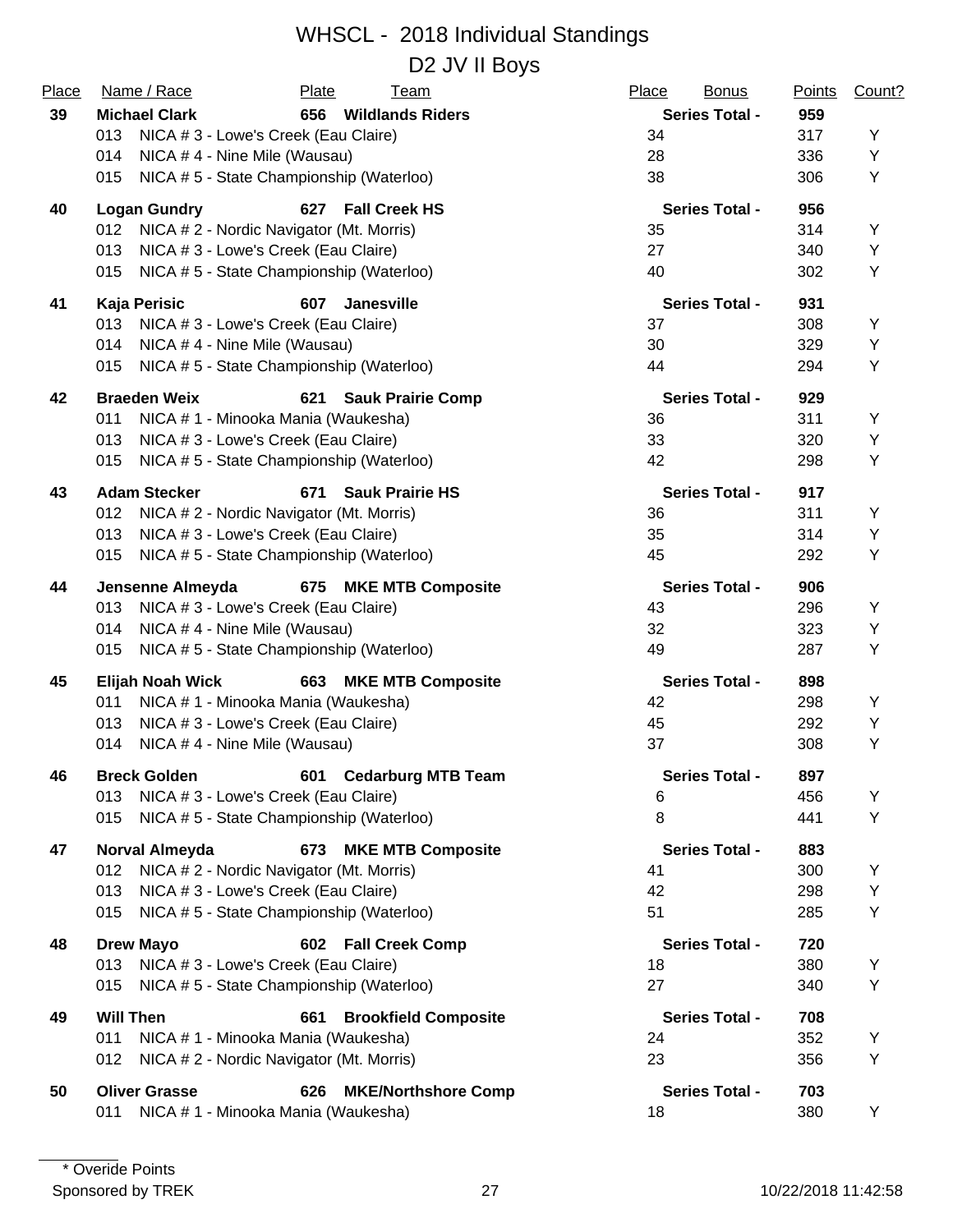# WHSCL - 2018 Individual Standings

## D2 JV II Boys

| Place | Name / Race | Plate | Team | Place | Bonus | Points | Count? |
|---|---|---|---|---|---|---|---|
| **39** | **Michael Clark** | **656** | **Wildlands Riders** | | **Series Total -** | **959** | |
| | 013 NICA # 3 - Lowe's Creek (Eau Claire) | | | 34 | | 317 | Y |
| | 014 NICA # 4 - Nine Mile (Wausau) | | | 28 | | 336 | Y |
| | 015 NICA # 5 - State Championship (Waterloo) | | | 38 | | 306 | Y |
| **40** | **Logan Gundry** | **627** | **Fall Creek HS** | | **Series Total -** | **956** | |
| | 012 NICA # 2 - Nordic Navigator (Mt. Morris) | | | 35 | | 314 | Y |
| | 013 NICA # 3 - Lowe's Creek (Eau Claire) | | | 27 | | 340 | Y |
| | 015 NICA # 5 - State Championship (Waterloo) | | | 40 | | 302 | Y |
| **41** | **Kaja Perisic** | **607** | **Janesville** | | **Series Total -** | **931** | |
| | 013 NICA # 3 - Lowe's Creek (Eau Claire) | | | 37 | | 308 | Y |
| | 014 NICA # 4 - Nine Mile (Wausau) | | | 30 | | 329 | Y |
| | 015 NICA # 5 - State Championship (Waterloo) | | | 44 | | 294 | Y |
| **42** | **Braeden Weix** | **621** | **Sauk Prairie Comp** | | **Series Total -** | **929** | |
| | 011 NICA # 1 - Minooka Mania (Waukesha) | | | 36 | | 311 | Y |
| | 013 NICA # 3 - Lowe's Creek (Eau Claire) | | | 33 | | 320 | Y |
| | 015 NICA # 5 - State Championship (Waterloo) | | | 42 | | 298 | Y |
| **43** | **Adam Stecker** | **671** | **Sauk Prairie HS** | | **Series Total -** | **917** | |
| | 012 NICA # 2 - Nordic Navigator (Mt. Morris) | | | 36 | | 311 | Y |
| | 013 NICA # 3 - Lowe's Creek (Eau Claire) | | | 35 | | 314 | Y |
| | 015 NICA # 5 - State Championship (Waterloo) | | | 45 | | 292 | Y |
| **44** | **Jensenne Almeyda** | **675** | **MKE MTB Composite** | | **Series Total -** | **906** | |
| | 013 NICA # 3 - Lowe's Creek (Eau Claire) | | | 43 | | 296 | Y |
| | 014 NICA # 4 - Nine Mile (Wausau) | | | 32 | | 323 | Y |
| | 015 NICA # 5 - State Championship (Waterloo) | | | 49 | | 287 | Y |
| **45** | **Elijah Noah Wick** | **663** | **MKE MTB Composite** | | **Series Total -** | **898** | |
| | 011 NICA # 1 - Minooka Mania (Waukesha) | | | 42 | | 298 | Y |
| | 013 NICA # 3 - Lowe's Creek (Eau Claire) | | | 45 | | 292 | Y |
| | 014 NICA # 4 - Nine Mile (Wausau) | | | 37 | | 308 | Y |
| **46** | **Breck Golden** | **601** | **Cedarburg MTB Team** | | **Series Total -** | **897** | |
| | 013 NICA # 3 - Lowe's Creek (Eau Claire) | | | 6 | | 456 | Y |
| | 015 NICA # 5 - State Championship (Waterloo) | | | 8 | | 441 | Y |
| **47** | **Norval Almeyda** | **673** | **MKE MTB Composite** | | **Series Total -** | **883** | |
| | 012 NICA # 2 - Nordic Navigator (Mt. Morris) | | | 41 | | 300 | Y |
| | 013 NICA # 3 - Lowe's Creek (Eau Claire) | | | 42 | | 298 | Y |
| | 015 NICA # 5 - State Championship (Waterloo) | | | 51 | | 285 | Y |
| **48** | **Drew Mayo** | **602** | **Fall Creek Comp** | | **Series Total -** | **720** | |
| | 013 NICA # 3 - Lowe's Creek (Eau Claire) | | | 18 | | 380 | Y |
| | 015 NICA # 5 - State Championship (Waterloo) | | | 27 | | 340 | Y |
| **49** | **Will Then** | **661** | **Brookfield Composite** | | **Series Total -** | **708** | |
| | 011 NICA # 1 - Minooka Mania (Waukesha) | | | 24 | | 352 | Y |
| | 012 NICA # 2 - Nordic Navigator (Mt. Morris) | | | 23 | | 356 | Y |
| **50** | **Oliver Grasse** | **626** | **MKE/Northshore Comp** | | **Series Total -** | **703** | |
| | 011 NICA # 1 - Minooka Mania (Waukesha) | | | 18 | | 380 | Y |

\* Overide Points

Sponsored by TREK

10/22/2018 11:42:58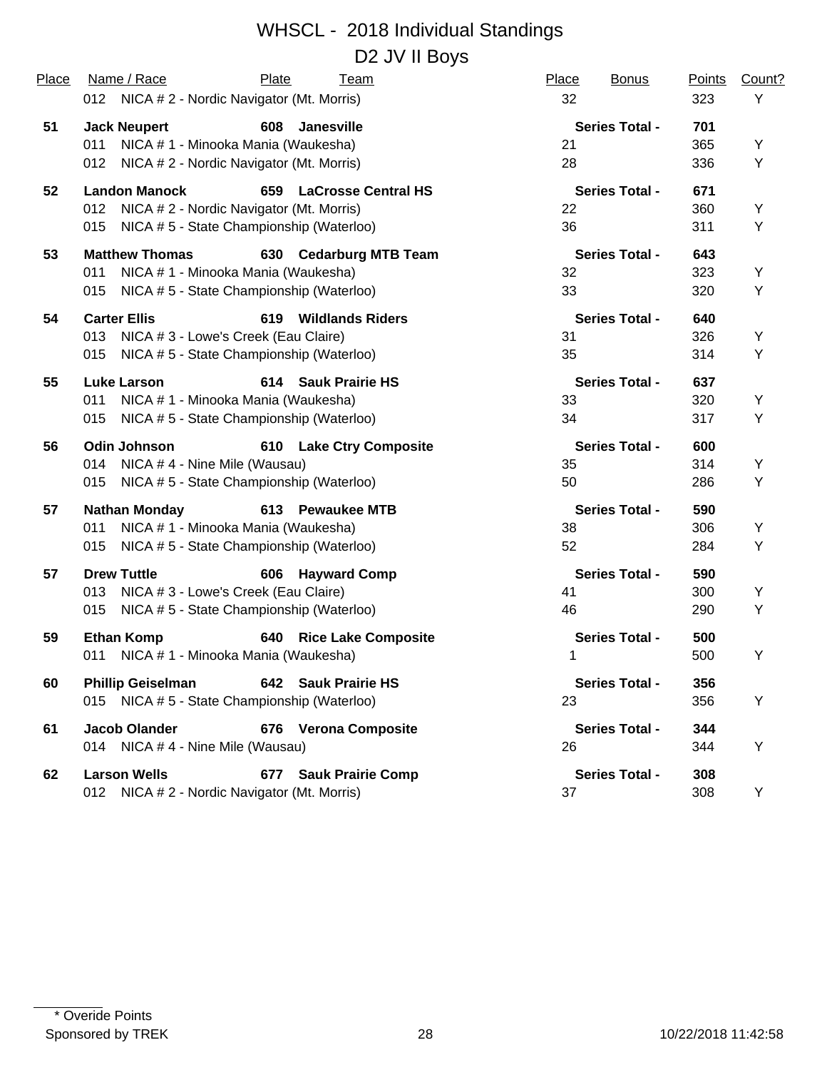# WHSCL - 2018 Individual Standings

## D2 JV II Boys

| Place | Name / Race | Plate | Team | Place | Bonus | Points | Count? |
|---|---|---|---|---|---|---|---|
| | 012 NICA # 2 - Nordic Navigator (Mt. Morris) | | | 32 | | 323 | Y |
| **51** | **Jack Neupert** | **608** | **Janesville** | | **Series Total -** | **701** | |
| | 011 NICA # 1 - Minooka Mania (Waukesha) | | | 21 | | 365 | Y |
| | 012 NICA # 2 - Nordic Navigator (Mt. Morris) | | | 28 | | 336 | Y |
| **52** | **Landon Manock** | **659** | **LaCrosse Central HS** | | **Series Total -** | **671** | |
| | 012 NICA # 2 - Nordic Navigator (Mt. Morris) | | | 22 | | 360 | Y |
| | 015 NICA # 5 - State Championship (Waterloo) | | | 36 | | 311 | Y |
| **53** | **Matthew Thomas** | **630** | **Cedarburg MTB Team** | | **Series Total -** | **643** | |
| | 011 NICA # 1 - Minooka Mania (Waukesha) | | | 32 | | 323 | Y |
| | 015 NICA # 5 - State Championship (Waterloo) | | | 33 | | 320 | Y |
| **54** | **Carter Ellis** | **619** | **Wildlands Riders** | | **Series Total -** | **640** | |
| | 013 NICA # 3 - Lowe's Creek (Eau Claire) | | | 31 | | 326 | Y |
| | 015 NICA # 5 - State Championship (Waterloo) | | | 35 | | 314 | Y |
| **55** | **Luke Larson** | **614** | **Sauk Prairie HS** | | **Series Total -** | **637** | |
| | 011 NICA # 1 - Minooka Mania (Waukesha) | | | 33 | | 320 | Y |
| | 015 NICA # 5 - State Championship (Waterloo) | | | 34 | | 317 | Y |
| **56** | **Odin Johnson** | **610** | **Lake Ctry Composite** | | **Series Total -** | **600** | |
| | 014 NICA # 4 - Nine Mile (Wausau) | | | 35 | | 314 | Y |
| | 015 NICA # 5 - State Championship (Waterloo) | | | 50 | | 286 | Y |
| **57** | **Nathan Monday** | **613** | **Pewaukee MTB** | | **Series Total -** | **590** | |
| | 011 NICA # 1 - Minooka Mania (Waukesha) | | | 38 | | 306 | Y |
| | 015 NICA # 5 - State Championship (Waterloo) | | | 52 | | 284 | Y |
| **57** | **Drew Tuttle** | **606** | **Hayward Comp** | | **Series Total -** | **590** | |
| | 013 NICA # 3 - Lowe's Creek (Eau Claire) | | | 41 | | 300 | Y |
| | 015 NICA # 5 - State Championship (Waterloo) | | | 46 | | 290 | Y |
| **59** | **Ethan Komp** | **640** | **Rice Lake Composite** | | **Series Total -** | **500** | |
| | 011 NICA # 1 - Minooka Mania (Waukesha) | | | 1 | | 500 | Y |
| **60** | **Phillip Geiselman** | **642** | **Sauk Prairie HS** | | **Series Total -** | **356** | |
| | 015 NICA # 5 - State Championship (Waterloo) | | | 23 | | 356 | Y |
| **61** | **Jacob Olander** | **676** | **Verona Composite** | | **Series Total -** | **344** | |
| | 014 NICA # 4 - Nine Mile (Wausau) | | | 26 | | 344 | Y |
| **62** | **Larson Wells** | **677** | **Sauk Prairie Comp** | | **Series Total -** | **308** | |
| | 012 NICA # 2 - Nordic Navigator (Mt. Morris) | | | 37 | | 308 | Y |

\* Overide Points

Sponsored by TREK

10/22/2018 11:42:58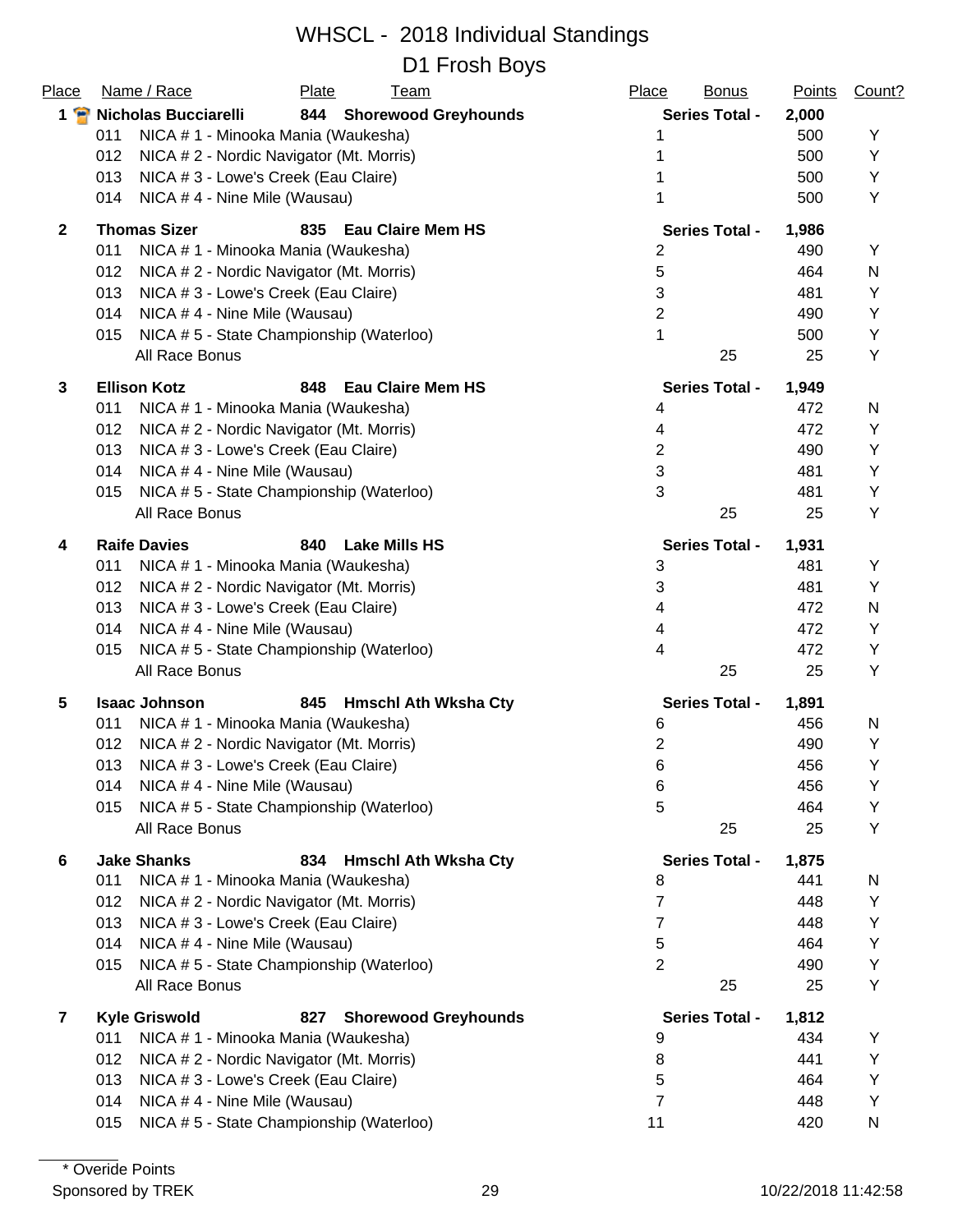# WHSCL - 2018 Individual Standings

## D1 Frosh Boys

| Place | Name / Race | Plate | Team | Place | Bonus | Points | Count? |
|---|---|---|---|---|---|---|---|
| 1 | **Nicholas Bucciarelli** | **844** | **Shorewood Greyhounds** | **Series Total -** | | **2,000** | |
| | 011 NICA # 1 - Minooka Mania (Waukesha) | | | 1 | | 500 | Y |
| | 012 NICA # 2 - Nordic Navigator (Mt. Morris) | | | 1 | | 500 | Y |
| | 013 NICA # 3 - Lowe's Creek (Eau Claire) | | | 1 | | 500 | Y |
| | 014 NICA # 4 - Nine Mile (Wausau) | | | 1 | | 500 | Y |
| **2** | **Thomas Sizer** | **835** | **Eau Claire Mem HS** | **Series Total -** | | **1,986** | |
| | 011 NICA # 1 - Minooka Mania (Waukesha) | | | 2 | | 490 | Y |
| | 012 NICA # 2 - Nordic Navigator (Mt. Morris) | | | 5 | | 464 | N |
| | 013 NICA # 3 - Lowe's Creek (Eau Claire) | | | 3 | | 481 | Y |
| | 014 NICA # 4 - Nine Mile (Wausau) | | | 2 | | 490 | Y |
| | 015 NICA # 5 - State Championship (Waterloo) | | | 1 | | 500 | Y |
| | All Race Bonus | | | | 25 | 25 | Y |
| **3** | **Ellison Kotz** | **848** | **Eau Claire Mem HS** | **Series Total -** | | **1,949** | |
| | 011 NICA # 1 - Minooka Mania (Waukesha) | | | 4 | | 472 | N |
| | 012 NICA # 2 - Nordic Navigator (Mt. Morris) | | | 4 | | 472 | Y |
| | 013 NICA # 3 - Lowe's Creek (Eau Claire) | | | 2 | | 490 | Y |
| | 014 NICA # 4 - Nine Mile (Wausau) | | | 3 | | 481 | Y |
| | 015 NICA # 5 - State Championship (Waterloo) | | | 3 | | 481 | Y |
| | All Race Bonus | | | | 25 | 25 | Y |
| **4** | **Raife Davies** | **840** | **Lake Mills HS** | **Series Total -** | | **1,931** | |
| | 011 NICA # 1 - Minooka Mania (Waukesha) | | | 3 | | 481 | Y |
| | 012 NICA # 2 - Nordic Navigator (Mt. Morris) | | | 3 | | 481 | Y |
| | 013 NICA # 3 - Lowe's Creek (Eau Claire) | | | 4 | | 472 | N |
| | 014 NICA # 4 - Nine Mile (Wausau) | | | 4 | | 472 | Y |
| | 015 NICA # 5 - State Championship (Waterloo) | | | 4 | | 472 | Y |
| | All Race Bonus | | | | 25 | 25 | Y |
| **5** | **Isaac Johnson** | **845** | **Hmschl Ath Wksha Cty** | **Series Total -** | | **1,891** | |
| | 011 NICA # 1 - Minooka Mania (Waukesha) | | | 6 | | 456 | N |
| | 012 NICA # 2 - Nordic Navigator (Mt. Morris) | | | 2 | | 490 | Y |
| | 013 NICA # 3 - Lowe's Creek (Eau Claire) | | | 6 | | 456 | Y |
| | 014 NICA # 4 - Nine Mile (Wausau) | | | 6 | | 456 | Y |
| | 015 NICA # 5 - State Championship (Waterloo) | | | 5 | | 464 | Y |
| | All Race Bonus | | | | 25 | 25 | Y |
| **6** | **Jake Shanks** | **834** | **Hmschl Ath Wksha Cty** | **Series Total -** | | **1,875** | |
| | 011 NICA # 1 - Minooka Mania (Waukesha) | | | 8 | | 441 | N |
| | 012 NICA # 2 - Nordic Navigator (Mt. Morris) | | | 7 | | 448 | Y |
| | 013 NICA # 3 - Lowe's Creek (Eau Claire) | | | 7 | | 448 | Y |
| | 014 NICA # 4 - Nine Mile (Wausau) | | | 5 | | 464 | Y |
| | 015 NICA # 5 - State Championship (Waterloo) | | | 2 | | 490 | Y |
| | All Race Bonus | | | | 25 | 25 | Y |
| **7** | **Kyle Griswold** | **827** | **Shorewood Greyhounds** | **Series Total -** | | **1,812** | |
| | 011 NICA # 1 - Minooka Mania (Waukesha) | | | 9 | | 434 | Y |
| | 012 NICA # 2 - Nordic Navigator (Mt. Morris) | | | 8 | | 441 | Y |
| | 013 NICA # 3 - Lowe's Creek (Eau Claire) | | | 5 | | 464 | Y |
| | 014 NICA # 4 - Nine Mile (Wausau) | | | 7 | | 448 | Y |
| | 015 NICA # 5 - State Championship (Waterloo) | | | 11 | | 420 | N |

\* Overide Points

Sponsored by TREK

10/22/2018 11:42:58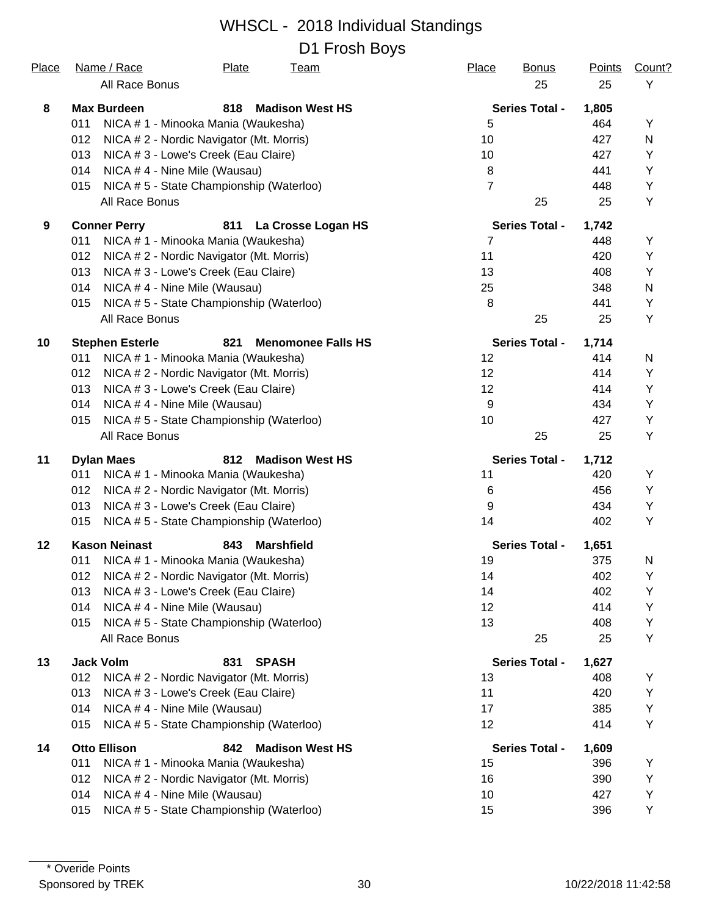# WHSCL - 2018 Individual Standings

## D1 Frosh Boys

| Place | Name / Race | Plate | Team | Place | Bonus | Points | Count? |
|---|---|---|---|---|---|---|---|
| | All Race Bonus | | | | 25 | 25 | Y |
| **8** | **Max Burdeen** | **818** | **Madison West HS** | | **Series Total -** | **1,805** | |
| | 011 NICA # 1 - Minooka Mania (Waukesha) | | | 5 | | 464 | Y |
| | 012 NICA # 2 - Nordic Navigator (Mt. Morris) | | | 10 | | 427 | N |
| | 013 NICA # 3 - Lowe's Creek (Eau Claire) | | | 10 | | 427 | Y |
| | 014 NICA # 4 - Nine Mile (Wausau) | | | 8 | | 441 | Y |
| | 015 NICA # 5 - State Championship (Waterloo) | | | 7 | | 448 | Y |
| | All Race Bonus | | | | 25 | 25 | Y |
| **9** | **Conner Perry** | **811** | **La Crosse Logan HS** | | **Series Total -** | **1,742** | |
| | 011 NICA # 1 - Minooka Mania (Waukesha) | | | 7 | | 448 | Y |
| | 012 NICA # 2 - Nordic Navigator (Mt. Morris) | | | 11 | | 420 | Y |
| | 013 NICA # 3 - Lowe's Creek (Eau Claire) | | | 13 | | 408 | Y |
| | 014 NICA # 4 - Nine Mile (Wausau) | | | 25 | | 348 | N |
| | 015 NICA # 5 - State Championship (Waterloo) | | | 8 | | 441 | Y |
| | All Race Bonus | | | | 25 | 25 | Y |
| **10** | **Stephen Esterle** | **821** | **Menomonee Falls HS** | | **Series Total -** | **1,714** | |
| | 011 NICA # 1 - Minooka Mania (Waukesha) | | | 12 | | 414 | N |
| | 012 NICA # 2 - Nordic Navigator (Mt. Morris) | | | 12 | | 414 | Y |
| | 013 NICA # 3 - Lowe's Creek (Eau Claire) | | | 12 | | 414 | Y |
| | 014 NICA # 4 - Nine Mile (Wausau) | | | 9 | | 434 | Y |
| | 015 NICA # 5 - State Championship (Waterloo) | | | 10 | | 427 | Y |
| | All Race Bonus | | | | 25 | 25 | Y |
| **11** | **Dylan Maes** | **812** | **Madison West HS** | | **Series Total -** | **1,712** | |
| | 011 NICA # 1 - Minooka Mania (Waukesha) | | | 11 | | 420 | Y |
| | 012 NICA # 2 - Nordic Navigator (Mt. Morris) | | | 6 | | 456 | Y |
| | 013 NICA # 3 - Lowe's Creek (Eau Claire) | | | 9 | | 434 | Y |
| | 015 NICA # 5 - State Championship (Waterloo) | | | 14 | | 402 | Y |
| **12** | **Kason Neinast** | **843** | **Marshfield** | | **Series Total -** | **1,651** | |
| | 011 NICA # 1 - Minooka Mania (Waukesha) | | | 19 | | 375 | N |
| | 012 NICA # 2 - Nordic Navigator (Mt. Morris) | | | 14 | | 402 | Y |
| | 013 NICA # 3 - Lowe's Creek (Eau Claire) | | | 14 | | 402 | Y |
| | 014 NICA # 4 - Nine Mile (Wausau) | | | 12 | | 414 | Y |
| | 015 NICA # 5 - State Championship (Waterloo) | | | 13 | | 408 | Y |
| | All Race Bonus | | | | 25 | 25 | Y |
| **13** | **Jack Volm** | **831** | **SPASH** | | **Series Total -** | **1,627** | |
| | 012 NICA # 2 - Nordic Navigator (Mt. Morris) | | | 13 | | 408 | Y |
| | 013 NICA # 3 - Lowe's Creek (Eau Claire) | | | 11 | | 420 | Y |
| | 014 NICA # 4 - Nine Mile (Wausau) | | | 17 | | 385 | Y |
| | 015 NICA # 5 - State Championship (Waterloo) | | | 12 | | 414 | Y |
| **14** | **Otto Ellison** | **842** | **Madison West HS** | | **Series Total -** | **1,609** | |
| | 011 NICA # 1 - Minooka Mania (Waukesha) | | | 15 | | 396 | Y |
| | 012 NICA # 2 - Nordic Navigator (Mt. Morris) | | | 16 | | 390 | Y |
| | 014 NICA # 4 - Nine Mile (Wausau) | | | 10 | | 427 | Y |
| | 015 NICA # 5 - State Championship (Waterloo) | | | 15 | | 396 | Y |

\* Overide Points

Sponsored by TREK

10/22/2018 11:42:58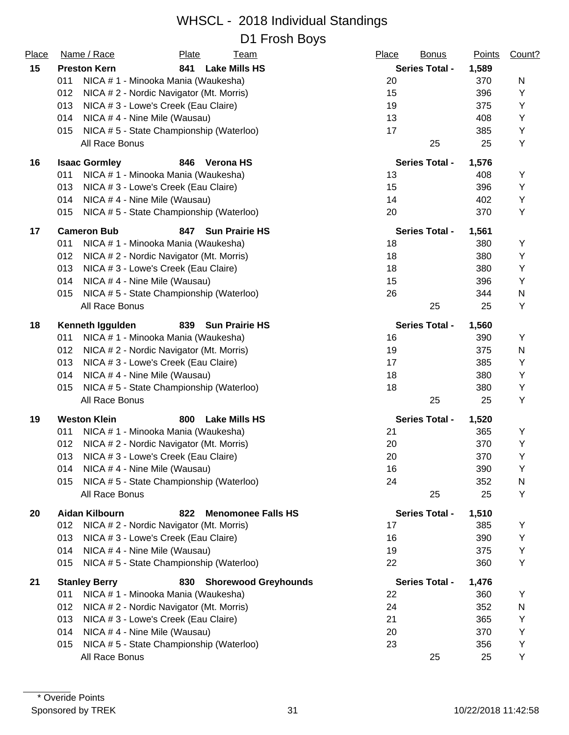# WHSCL - 2018 Individual Standings

## D1 Frosh Boys

| Place | Name / Race | Plate | Team | Place | Bonus | Points | Count? |
|---|---|---|---|---|---|---|---|
| **15** | **Preston Kern** | **841** | **Lake Mills HS** | | **Series Total -** | **1,589** | |
| | 011 NICA # 1 - Minooka Mania (Waukesha) | | | 20 | | 370 | N |
| | 012 NICA # 2 - Nordic Navigator (Mt. Morris) | | | 15 | | 396 | Y |
| | 013 NICA # 3 - Lowe's Creek (Eau Claire) | | | 19 | | 375 | Y |
| | 014 NICA # 4 - Nine Mile (Wausau) | | | 13 | | 408 | Y |
| | 015 NICA # 5 - State Championship (Waterloo) | | | 17 | | 385 | Y |
| | All Race Bonus | | | | 25 | 25 | Y |
| **16** | **Isaac Gormley** | **846** | **Verona HS** | | **Series Total -** | **1,576** | |
| | 011 NICA # 1 - Minooka Mania (Waukesha) | | | 13 | | 408 | Y |
| | 013 NICA # 3 - Lowe's Creek (Eau Claire) | | | 15 | | 396 | Y |
| | 014 NICA # 4 - Nine Mile (Wausau) | | | 14 | | 402 | Y |
| | 015 NICA # 5 - State Championship (Waterloo) | | | 20 | | 370 | Y |
| **17** | **Cameron Bub** | **847** | **Sun Prairie HS** | | **Series Total -** | **1,561** | |
| | 011 NICA # 1 - Minooka Mania (Waukesha) | | | 18 | | 380 | Y |
| | 012 NICA # 2 - Nordic Navigator (Mt. Morris) | | | 18 | | 380 | Y |
| | 013 NICA # 3 - Lowe's Creek (Eau Claire) | | | 18 | | 380 | Y |
| | 014 NICA # 4 - Nine Mile (Wausau) | | | 15 | | 396 | Y |
| | 015 NICA # 5 - State Championship (Waterloo) | | | 26 | | 344 | N |
| | All Race Bonus | | | | 25 | 25 | Y |
| **18** | **Kenneth Iggulden** | **839** | **Sun Prairie HS** | | **Series Total -** | **1,560** | |
| | 011 NICA # 1 - Minooka Mania (Waukesha) | | | 16 | | 390 | Y |
| | 012 NICA # 2 - Nordic Navigator (Mt. Morris) | | | 19 | | 375 | N |
| | 013 NICA # 3 - Lowe's Creek (Eau Claire) | | | 17 | | 385 | Y |
| | 014 NICA # 4 - Nine Mile (Wausau) | | | 18 | | 380 | Y |
| | 015 NICA # 5 - State Championship (Waterloo) | | | 18 | | 380 | Y |
| | All Race Bonus | | | | 25 | 25 | Y |
| **19** | **Weston Klein** | **800** | **Lake Mills HS** | | **Series Total -** | **1,520** | |
| | 011 NICA # 1 - Minooka Mania (Waukesha) | | | 21 | | 365 | Y |
| | 012 NICA # 2 - Nordic Navigator (Mt. Morris) | | | 20 | | 370 | Y |
| | 013 NICA # 3 - Lowe's Creek (Eau Claire) | | | 20 | | 370 | Y |
| | 014 NICA # 4 - Nine Mile (Wausau) | | | 16 | | 390 | Y |
| | 015 NICA # 5 - State Championship (Waterloo) | | | 24 | | 352 | N |
| | All Race Bonus | | | | 25 | 25 | Y |
| **20** | **Aidan Kilbourn** | **822** | **Menomonee Falls HS** | | **Series Total -** | **1,510** | |
| | 012 NICA # 2 - Nordic Navigator (Mt. Morris) | | | 17 | | 385 | Y |
| | 013 NICA # 3 - Lowe's Creek (Eau Claire) | | | 16 | | 390 | Y |
| | 014 NICA # 4 - Nine Mile (Wausau) | | | 19 | | 375 | Y |
| | 015 NICA # 5 - State Championship (Waterloo) | | | 22 | | 360 | Y |
| **21** | **Stanley Berry** | **830** | **Shorewood Greyhounds** | | **Series Total -** | **1,476** | |
| | 011 NICA # 1 - Minooka Mania (Waukesha) | | | 22 | | 360 | Y |
| | 012 NICA # 2 - Nordic Navigator (Mt. Morris) | | | 24 | | 352 | N |
| | 013 NICA # 3 - Lowe's Creek (Eau Claire) | | | 21 | | 365 | Y |
| | 014 NICA # 4 - Nine Mile (Wausau) | | | 20 | | 370 | Y |
| | 015 NICA # 5 - State Championship (Waterloo) | | | 23 | | 356 | Y |
| | All Race Bonus | | | | 25 | 25 | Y |

\* Overide Points

Sponsored by TREK

10/22/2018 11:42:58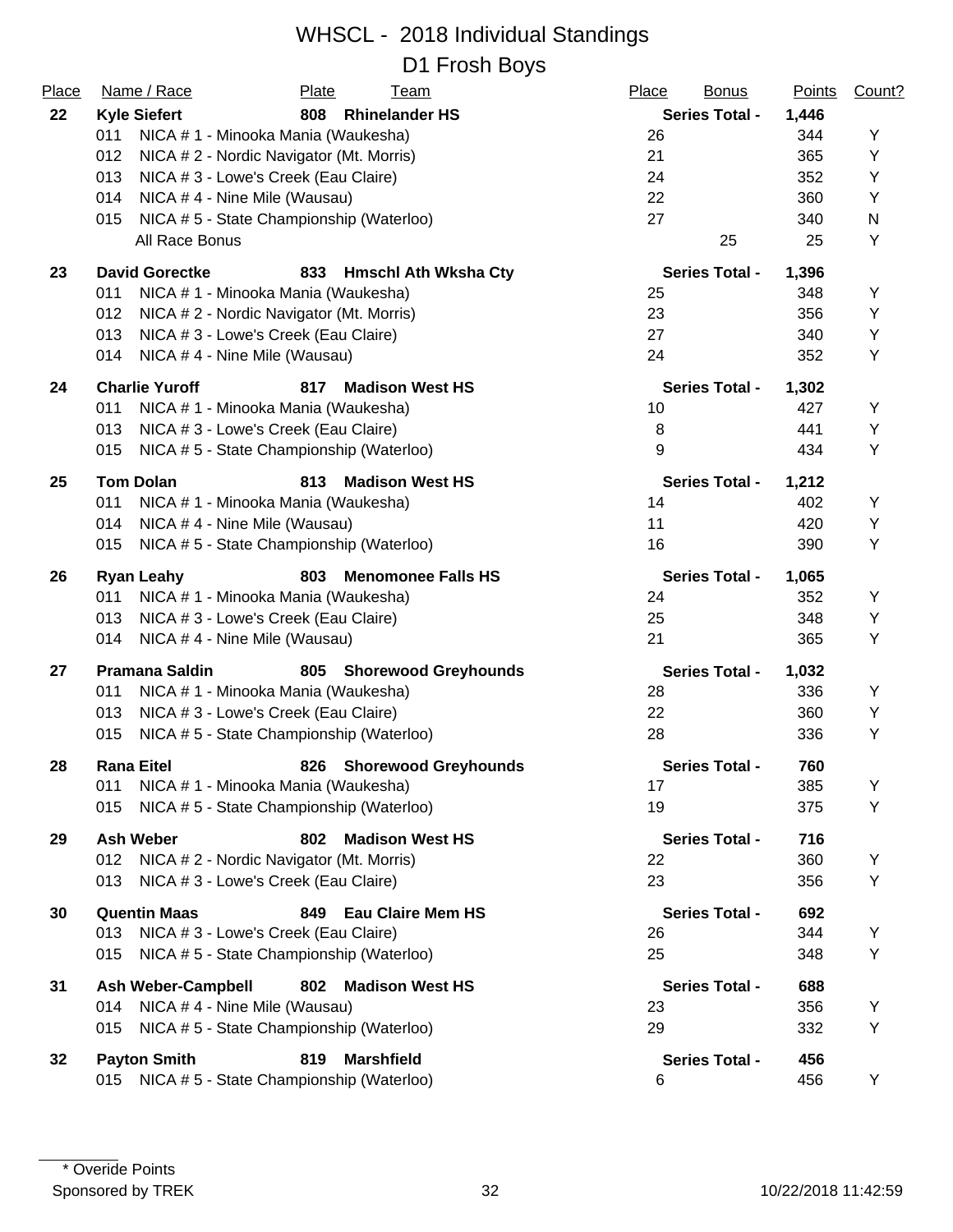# WHSCL - 2018 Individual Standings

## D1 Frosh Boys

| Place | Name / Race | Plate | Team | Place | Bonus | Points | Count? |
|---|---|---|---|---|---|---|---|
| **22** | **Kyle Siefert** | **808** | **Rhinelander HS** | | **Series Total -** | **1,446** | |
| | 011 NICA # 1 - Minooka Mania (Waukesha) | | | 26 | | 344 | Y |
| | 012 NICA # 2 - Nordic Navigator (Mt. Morris) | | | 21 | | 365 | Y |
| | 013 NICA # 3 - Lowe's Creek (Eau Claire) | | | 24 | | 352 | Y |
| | 014 NICA # 4 - Nine Mile (Wausau) | | | 22 | | 360 | Y |
| | 015 NICA # 5 - State Championship (Waterloo) | | | 27 | | 340 | N |
| | All Race Bonus | | | | 25 | 25 | Y |
| **23** | **David Gorectke** | **833** | **Hmschl Ath Wksha Cty** | | **Series Total -** | **1,396** | |
| | 011 NICA # 1 - Minooka Mania (Waukesha) | | | 25 | | 348 | Y |
| | 012 NICA # 2 - Nordic Navigator (Mt. Morris) | | | 23 | | 356 | Y |
| | 013 NICA # 3 - Lowe's Creek (Eau Claire) | | | 27 | | 340 | Y |
| | 014 NICA # 4 - Nine Mile (Wausau) | | | 24 | | 352 | Y |
| **24** | **Charlie Yuroff** | **817** | **Madison West HS** | | **Series Total -** | **1,302** | |
| | 011 NICA # 1 - Minooka Mania (Waukesha) | | | 10 | | 427 | Y |
| | 013 NICA # 3 - Lowe's Creek (Eau Claire) | | | 8 | | 441 | Y |
| | 015 NICA # 5 - State Championship (Waterloo) | | | 9 | | 434 | Y |
| **25** | **Tom Dolan** | **813** | **Madison West HS** | | **Series Total -** | **1,212** | |
| | 011 NICA # 1 - Minooka Mania (Waukesha) | | | 14 | | 402 | Y |
| | 014 NICA # 4 - Nine Mile (Wausau) | | | 11 | | 420 | Y |
| | 015 NICA # 5 - State Championship (Waterloo) | | | 16 | | 390 | Y |
| **26** | **Ryan Leahy** | **803** | **Menomonee Falls HS** | | **Series Total -** | **1,065** | |
| | 011 NICA # 1 - Minooka Mania (Waukesha) | | | 24 | | 352 | Y |
| | 013 NICA # 3 - Lowe's Creek (Eau Claire) | | | 25 | | 348 | Y |
| | 014 NICA # 4 - Nine Mile (Wausau) | | | 21 | | 365 | Y |
| **27** | **Pramana Saldin** | **805** | **Shorewood Greyhounds** | | **Series Total -** | **1,032** | |
| | 011 NICA # 1 - Minooka Mania (Waukesha) | | | 28 | | 336 | Y |
| | 013 NICA # 3 - Lowe's Creek (Eau Claire) | | | 22 | | 360 | Y |
| | 015 NICA # 5 - State Championship (Waterloo) | | | 28 | | 336 | Y |
| **28** | **Rana Eitel** | **826** | **Shorewood Greyhounds** | | **Series Total -** | **760** | |
| | 011 NICA # 1 - Minooka Mania (Waukesha) | | | 17 | | 385 | Y |
| | 015 NICA # 5 - State Championship (Waterloo) | | | 19 | | 375 | Y |
| **29** | **Ash Weber** | **802** | **Madison West HS** | | **Series Total -** | **716** | |
| | 012 NICA # 2 - Nordic Navigator (Mt. Morris) | | | 22 | | 360 | Y |
| | 013 NICA # 3 - Lowe's Creek (Eau Claire) | | | 23 | | 356 | Y |
| **30** | **Quentin Maas** | **849** | **Eau Claire Mem HS** | | **Series Total -** | **692** | |
| | 013 NICA # 3 - Lowe's Creek (Eau Claire) | | | 26 | | 344 | Y |
| | 015 NICA # 5 - State Championship (Waterloo) | | | 25 | | 348 | Y |
| **31** | **Ash Weber-Campbell** | **802** | **Madison West HS** | | **Series Total -** | **688** | |
| | 014 NICA # 4 - Nine Mile (Wausau) | | | 23 | | 356 | Y |
| | 015 NICA # 5 - State Championship (Waterloo) | | | 29 | | 332 | Y |
| **32** | **Payton Smith** | **819** | **Marshfield** | | **Series Total -** | **456** | |
| | 015 NICA # 5 - State Championship (Waterloo) | | | 6 | | 456 | Y |

\* Overide Points

Sponsored by TREK

10/22/2018 11:42:59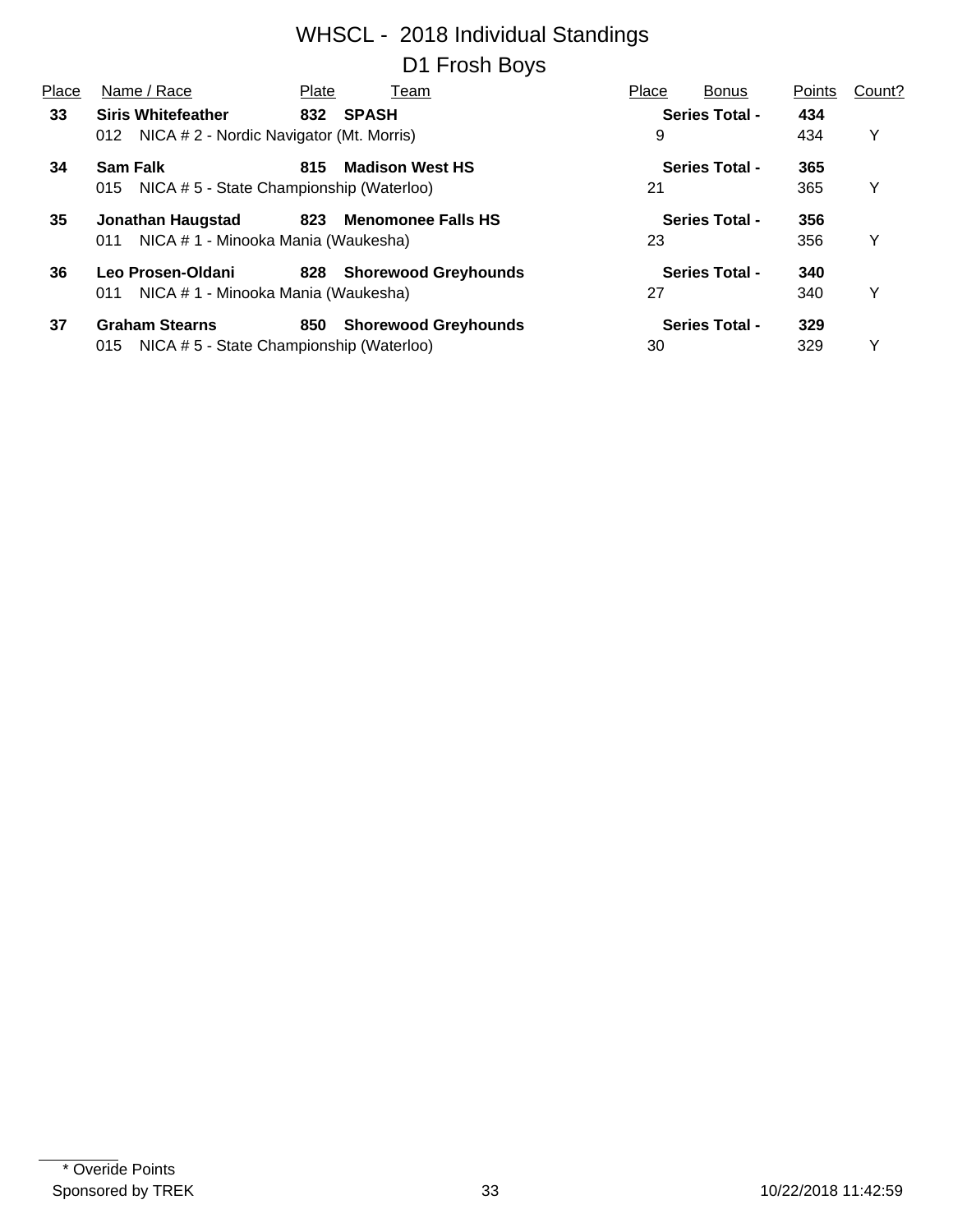# WHSCL - 2018 Individual Standings

## D1 Frosh Boys

| Place | Name / Race | Plate | Team | Place | Bonus | Points | Count? |
|---|---|---|---|---|---|---|---|
| **33** | **Siris Whitefeather** | **832** | **SPASH** | | **Series Total -** | **434** | |
| | 012 NICA # 2 - Nordic Navigator (Mt. Morris) | | | 9 | | 434 | Y |
| **34** | **Sam Falk** | **815** | **Madison West HS** | | **Series Total -** | **365** | |
| | 015 NICA # 5 - State Championship (Waterloo) | | | 21 | | 365 | Y |
| **35** | **Jonathan Haugstad** | **823** | **Menomonee Falls HS** | | **Series Total -** | **356** | |
| | 011 NICA # 1 - Minooka Mania (Waukesha) | | | 23 | | 356 | Y |
| **36** | **Leo Prosen-Oldani** | **828** | **Shorewood Greyhounds** | | **Series Total -** | **340** | |
| | 011 NICA # 1 - Minooka Mania (Waukesha) | | | 27 | | 340 | Y |
| **37** | **Graham Stearns** | **850** | **Shorewood Greyhounds** | | **Series Total -** | **329** | |
| | 015 NICA # 5 - State Championship (Waterloo) | | | 30 | | 329 | Y |

\* Overide Points

Sponsored by TREK

10/22/2018 11:42:59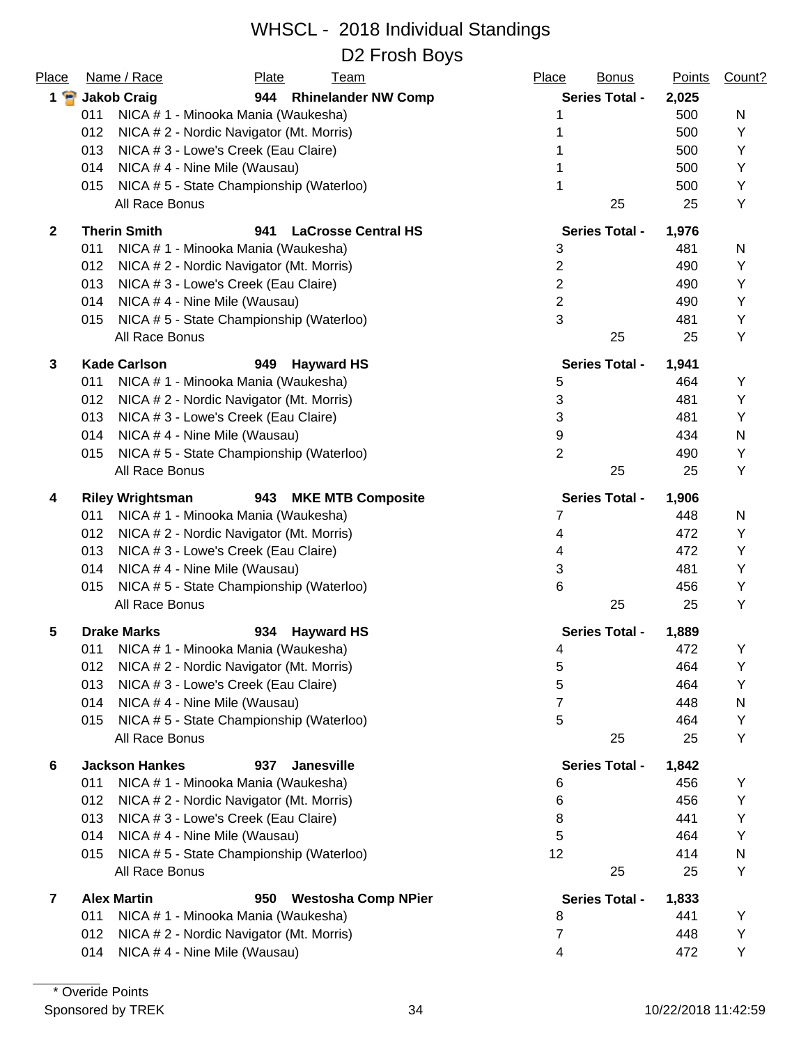# WHSCL - 2018 Individual Standings

## D2 Frosh Boys

| Place | Name / Race | Plate | Team | Place | Bonus | Points | Count? |
|---|---|---|---|---|---|---|---|
| **1** | **Jakob Craig** | **944** | **Rhinelander NW Comp** | **Series Total -** | | **2,025** | |
| | 011 NICA # 1 - Minooka Mania (Waukesha) | | | 1 | | 500 | N |
| | 012 NICA # 2 - Nordic Navigator (Mt. Morris) | | | 1 | | 500 | Y |
| | 013 NICA # 3 - Lowe's Creek (Eau Claire) | | | 1 | | 500 | Y |
| | 014 NICA # 4 - Nine Mile (Wausau) | | | 1 | | 500 | Y |
| | 015 NICA # 5 - State Championship (Waterloo) | | | 1 | | 500 | Y |
| | All Race Bonus | | | | 25 | 25 | Y |
| **2** | **Therin Smith** | **941** | **LaCrosse Central HS** | **Series Total -** | | **1,976** | |
| | 011 NICA # 1 - Minooka Mania (Waukesha) | | | 3 | | 481 | N |
| | 012 NICA # 2 - Nordic Navigator (Mt. Morris) | | | 2 | | 490 | Y |
| | 013 NICA # 3 - Lowe's Creek (Eau Claire) | | | 2 | | 490 | Y |
| | 014 NICA # 4 - Nine Mile (Wausau) | | | 2 | | 490 | Y |
| | 015 NICA # 5 - State Championship (Waterloo) | | | 3 | | 481 | Y |
| | All Race Bonus | | | | 25 | 25 | Y |
| **3** | **Kade Carlson** | **949** | **Hayward HS** | **Series Total -** | | **1,941** | |
| | 011 NICA # 1 - Minooka Mania (Waukesha) | | | 5 | | 464 | Y |
| | 012 NICA # 2 - Nordic Navigator (Mt. Morris) | | | 3 | | 481 | Y |
| | 013 NICA # 3 - Lowe's Creek (Eau Claire) | | | 3 | | 481 | Y |
| | 014 NICA # 4 - Nine Mile (Wausau) | | | 9 | | 434 | N |
| | 015 NICA # 5 - State Championship (Waterloo) | | | 2 | | 490 | Y |
| | All Race Bonus | | | | 25 | 25 | Y |
| **4** | **Riley Wrightsman** | **943** | **MKE MTB Composite** | **Series Total -** | | **1,906** | |
| | 011 NICA # 1 - Minooka Mania (Waukesha) | | | 7 | | 448 | N |
| | 012 NICA # 2 - Nordic Navigator (Mt. Morris) | | | 4 | | 472 | Y |
| | 013 NICA # 3 - Lowe's Creek (Eau Claire) | | | 4 | | 472 | Y |
| | 014 NICA # 4 - Nine Mile (Wausau) | | | 3 | | 481 | Y |
| | 015 NICA # 5 - State Championship (Waterloo) | | | 6 | | 456 | Y |
| | All Race Bonus | | | | 25 | 25 | Y |
| **5** | **Drake Marks** | **934** | **Hayward HS** | **Series Total -** | | **1,889** | |
| | 011 NICA # 1 - Minooka Mania (Waukesha) | | | 4 | | 472 | Y |
| | 012 NICA # 2 - Nordic Navigator (Mt. Morris) | | | 5 | | 464 | Y |
| | 013 NICA # 3 - Lowe's Creek (Eau Claire) | | | 5 | | 464 | Y |
| | 014 NICA # 4 - Nine Mile (Wausau) | | | 7 | | 448 | N |
| | 015 NICA # 5 - State Championship (Waterloo) | | | 5 | | 464 | Y |
| | All Race Bonus | | | | 25 | 25 | Y |
| **6** | **Jackson Hankes** | **937** | **Janesville** | **Series Total -** | | **1,842** | |
| | 011 NICA # 1 - Minooka Mania (Waukesha) | | | 6 | | 456 | Y |
| | 012 NICA # 2 - Nordic Navigator (Mt. Morris) | | | 6 | | 456 | Y |
| | 013 NICA # 3 - Lowe's Creek (Eau Claire) | | | 8 | | 441 | Y |
| | 014 NICA # 4 - Nine Mile (Wausau) | | | 5 | | 464 | Y |
| | 015 NICA # 5 - State Championship (Waterloo) | | | 12 | | 414 | N |
| | All Race Bonus | | | | 25 | 25 | Y |
| **7** | **Alex Martin** | **950** | **Westosha Comp NPier** | **Series Total -** | | **1,833** | |
| | 011 NICA # 1 - Minooka Mania (Waukesha) | | | 8 | | 441 | Y |
| | 012 NICA # 2 - Nordic Navigator (Mt. Morris) | | | 7 | | 448 | Y |
| | 014 NICA # 4 - Nine Mile (Wausau) | | | 4 | | 472 | Y |

\* Overide Points

Sponsored by TREK

10/22/2018 11:42:59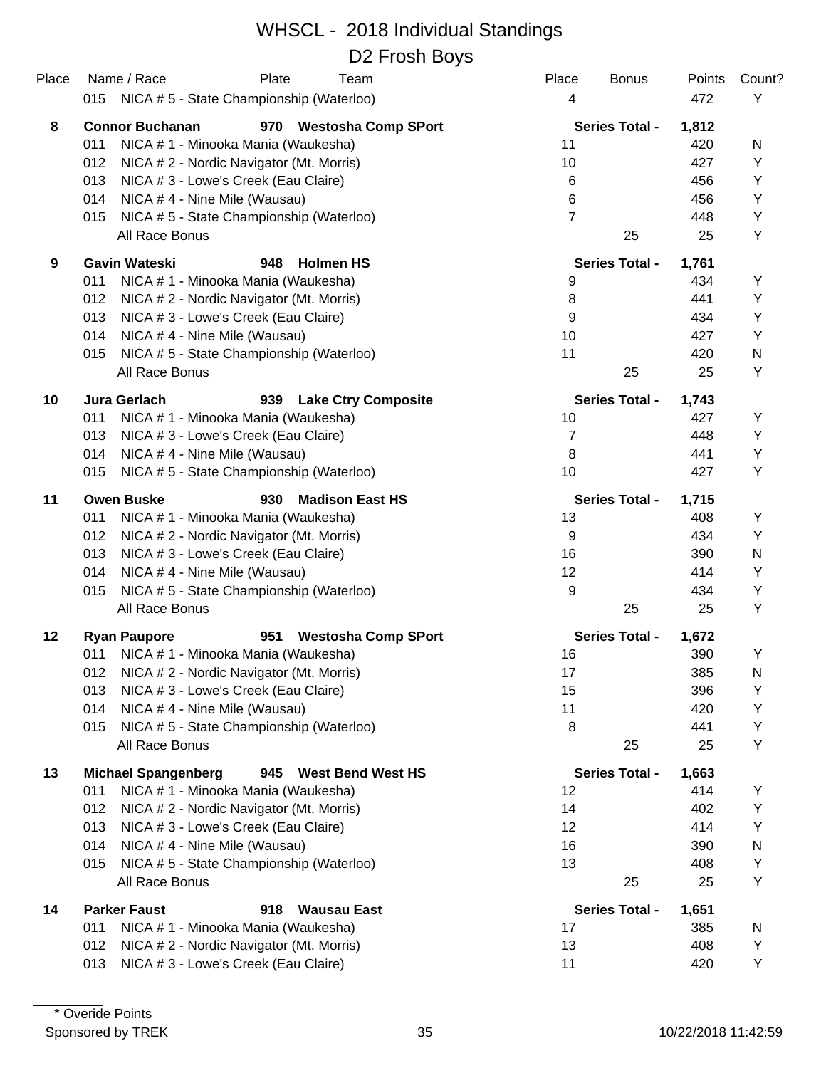# WHSCL - 2018 Individual Standings

## D2 Frosh Boys

| Place | Name / Race | Plate | Team | Place | Bonus | Points | Count? |
|---|---|---|---|---|---|---|---|
| | 015 NICA # 5 - State Championship (Waterloo) | | | 4 | | 472 | Y |
| **8** | **Connor Buchanan** | **970** | **Westosha Comp SPort** | **Series Total -** | | **1,812** | |
| | 011 NICA # 1 - Minooka Mania (Waukesha) | | | 11 | | 420 | N |
| | 012 NICA # 2 - Nordic Navigator (Mt. Morris) | | | 10 | | 427 | Y |
| | 013 NICA # 3 - Lowe's Creek (Eau Claire) | | | 6 | | 456 | Y |
| | 014 NICA # 4 - Nine Mile (Wausau) | | | 6 | | 456 | Y |
| | 015 NICA # 5 - State Championship (Waterloo) | | | 7 | | 448 | Y |
| | All Race Bonus | | | | 25 | 25 | Y |
| **9** | **Gavin Wateski** | **948** | **Holmen HS** | **Series Total -** | | **1,761** | |
| | 011 NICA # 1 - Minooka Mania (Waukesha) | | | 9 | | 434 | Y |
| | 012 NICA # 2 - Nordic Navigator (Mt. Morris) | | | 8 | | 441 | Y |
| | 013 NICA # 3 - Lowe's Creek (Eau Claire) | | | 9 | | 434 | Y |
| | 014 NICA # 4 - Nine Mile (Wausau) | | | 10 | | 427 | Y |
| | 015 NICA # 5 - State Championship (Waterloo) | | | 11 | | 420 | N |
| | All Race Bonus | | | | 25 | 25 | Y |
| **10** | **Jura Gerlach** | **939** | **Lake Ctry Composite** | **Series Total -** | | **1,743** | |
| | 011 NICA # 1 - Minooka Mania (Waukesha) | | | 10 | | 427 | Y |
| | 013 NICA # 3 - Lowe's Creek (Eau Claire) | | | 7 | | 448 | Y |
| | 014 NICA # 4 - Nine Mile (Wausau) | | | 8 | | 441 | Y |
| | 015 NICA # 5 - State Championship (Waterloo) | | | 10 | | 427 | Y |
| **11** | **Owen Buske** | **930** | **Madison East HS** | **Series Total -** | | **1,715** | |
| | 011 NICA # 1 - Minooka Mania (Waukesha) | | | 13 | | 408 | Y |
| | 012 NICA # 2 - Nordic Navigator (Mt. Morris) | | | 9 | | 434 | Y |
| | 013 NICA # 3 - Lowe's Creek (Eau Claire) | | | 16 | | 390 | N |
| | 014 NICA # 4 - Nine Mile (Wausau) | | | 12 | | 414 | Y |
| | 015 NICA # 5 - State Championship (Waterloo) | | | 9 | | 434 | Y |
| | All Race Bonus | | | | 25 | 25 | Y |
| **12** | **Ryan Paupore** | **951** | **Westosha Comp SPort** | **Series Total -** | | **1,672** | |
| | 011 NICA # 1 - Minooka Mania (Waukesha) | | | 16 | | 390 | Y |
| | 012 NICA # 2 - Nordic Navigator (Mt. Morris) | | | 17 | | 385 | N |
| | 013 NICA # 3 - Lowe's Creek (Eau Claire) | | | 15 | | 396 | Y |
| | 014 NICA # 4 - Nine Mile (Wausau) | | | 11 | | 420 | Y |
| | 015 NICA # 5 - State Championship (Waterloo) | | | 8 | | 441 | Y |
| | All Race Bonus | | | | 25 | 25 | Y |
| **13** | **Michael Spangenberg** | **945** | **West Bend West HS** | **Series Total -** | | **1,663** | |
| | 011 NICA # 1 - Minooka Mania (Waukesha) | | | 12 | | 414 | Y |
| | 012 NICA # 2 - Nordic Navigator (Mt. Morris) | | | 14 | | 402 | Y |
| | 013 NICA # 3 - Lowe's Creek (Eau Claire) | | | 12 | | 414 | Y |
| | 014 NICA # 4 - Nine Mile (Wausau) | | | 16 | | 390 | N |
| | 015 NICA # 5 - State Championship (Waterloo) | | | 13 | | 408 | Y |
| | All Race Bonus | | | | 25 | 25 | Y |
| **14** | **Parker Faust** | **918** | **Wausau East** | **Series Total -** | | **1,651** | |
| | 011 NICA # 1 - Minooka Mania (Waukesha) | | | 17 | | 385 | N |
| | 012 NICA # 2 - Nordic Navigator (Mt. Morris) | | | 13 | | 408 | Y |
| | 013 NICA # 3 - Lowe's Creek (Eau Claire) | | | 11 | | 420 | Y |

\* Overide Points

Sponsored by TREK

10/22/2018 11:42:59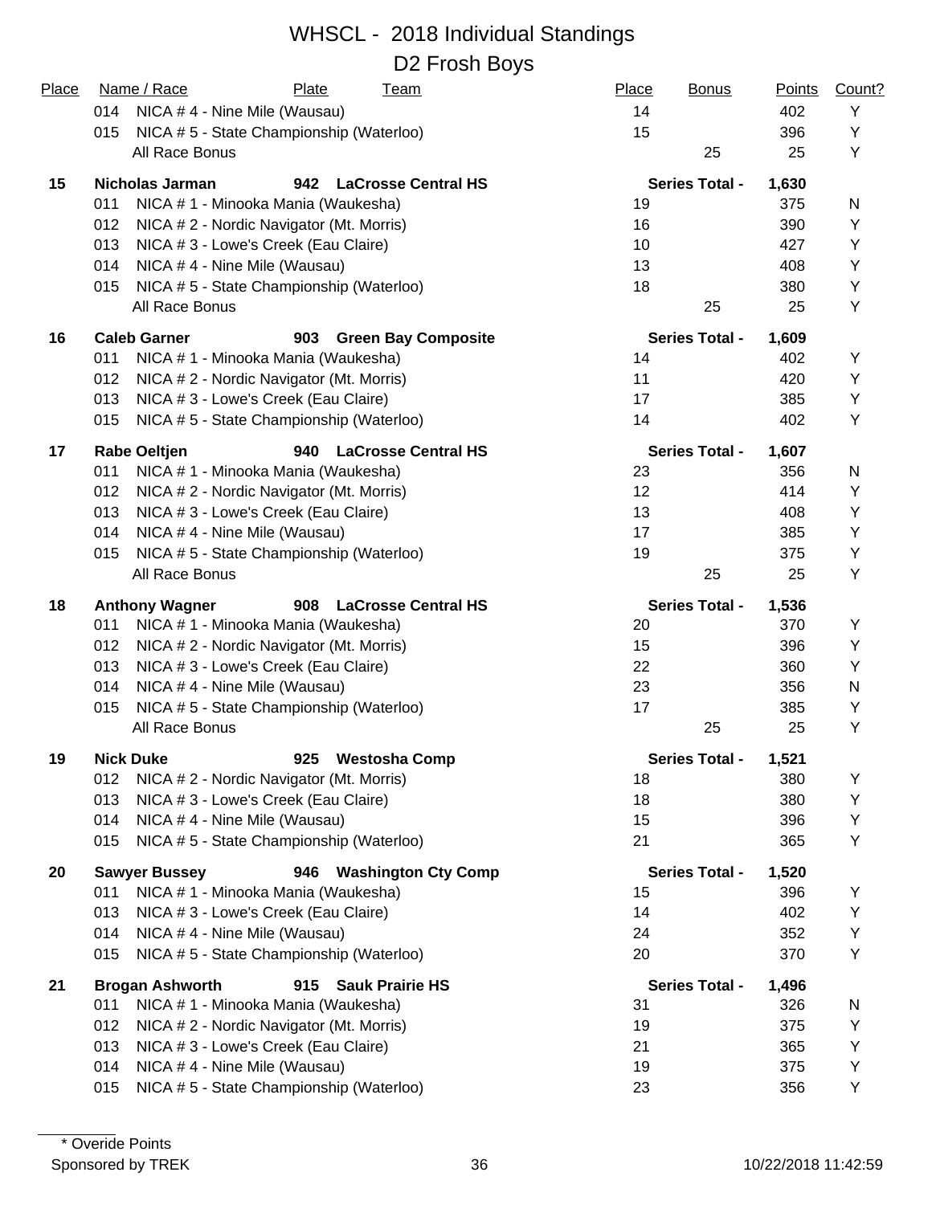# WHSCL - 2018 Individual Standings

## D2 Frosh Boys

| Place | Name / Race | Plate | Team | Place | Bonus | Points | Count? |
|---|---|---|---|---|---|---|---|
| | 014 NICA # 4 - Nine Mile (Wausau) | | | 14 | | 402 | Y |
| | 015 NICA # 5 - State Championship (Waterloo) | | | 15 | | 396 | Y |
| | All Race Bonus | | | | 25 | 25 | Y |
| **15** | **Nicholas Jarman** | **942** | **LaCrosse Central HS** | **Series Total -** | | **1,630** | |
| | 011 NICA # 1 - Minooka Mania (Waukesha) | | | 19 | | 375 | N |
| | 012 NICA # 2 - Nordic Navigator (Mt. Morris) | | | 16 | | 390 | Y |
| | 013 NICA # 3 - Lowe's Creek (Eau Claire) | | | 10 | | 427 | Y |
| | 014 NICA # 4 - Nine Mile (Wausau) | | | 13 | | 408 | Y |
| | 015 NICA # 5 - State Championship (Waterloo) | | | 18 | | 380 | Y |
| | All Race Bonus | | | | 25 | 25 | Y |
| **16** | **Caleb Garner** | **903** | **Green Bay Composite** | **Series Total -** | | **1,609** | |
| | 011 NICA # 1 - Minooka Mania (Waukesha) | | | 14 | | 402 | Y |
| | 012 NICA # 2 - Nordic Navigator (Mt. Morris) | | | 11 | | 420 | Y |
| | 013 NICA # 3 - Lowe's Creek (Eau Claire) | | | 17 | | 385 | Y |
| | 015 NICA # 5 - State Championship (Waterloo) | | | 14 | | 402 | Y |
| **17** | **Rabe Oeltjen** | **940** | **LaCrosse Central HS** | **Series Total -** | | **1,607** | |
| | 011 NICA # 1 - Minooka Mania (Waukesha) | | | 23 | | 356 | N |
| | 012 NICA # 2 - Nordic Navigator (Mt. Morris) | | | 12 | | 414 | Y |
| | 013 NICA # 3 - Lowe's Creek (Eau Claire) | | | 13 | | 408 | Y |
| | 014 NICA # 4 - Nine Mile (Wausau) | | | 17 | | 385 | Y |
| | 015 NICA # 5 - State Championship (Waterloo) | | | 19 | | 375 | Y |
| | All Race Bonus | | | | 25 | 25 | Y |
| **18** | **Anthony Wagner** | **908** | **LaCrosse Central HS** | **Series Total -** | | **1,536** | |
| | 011 NICA # 1 - Minooka Mania (Waukesha) | | | 20 | | 370 | Y |
| | 012 NICA # 2 - Nordic Navigator (Mt. Morris) | | | 15 | | 396 | Y |
| | 013 NICA # 3 - Lowe's Creek (Eau Claire) | | | 22 | | 360 | Y |
| | 014 NICA # 4 - Nine Mile (Wausau) | | | 23 | | 356 | N |
| | 015 NICA # 5 - State Championship (Waterloo) | | | 17 | | 385 | Y |
| | All Race Bonus | | | | 25 | 25 | Y |
| **19** | **Nick Duke** | **925** | **Westosha Comp** | **Series Total -** | | **1,521** | |
| | 012 NICA # 2 - Nordic Navigator (Mt. Morris) | | | 18 | | 380 | Y |
| | 013 NICA # 3 - Lowe's Creek (Eau Claire) | | | 18 | | 380 | Y |
| | 014 NICA # 4 - Nine Mile (Wausau) | | | 15 | | 396 | Y |
| | 015 NICA # 5 - State Championship (Waterloo) | | | 21 | | 365 | Y |
| **20** | **Sawyer Bussey** | **946** | **Washington Cty Comp** | **Series Total -** | | **1,520** | |
| | 011 NICA # 1 - Minooka Mania (Waukesha) | | | 15 | | 396 | Y |
| | 013 NICA # 3 - Lowe's Creek (Eau Claire) | | | 14 | | 402 | Y |
| | 014 NICA # 4 - Nine Mile (Wausau) | | | 24 | | 352 | Y |
| | 015 NICA # 5 - State Championship (Waterloo) | | | 20 | | 370 | Y |
| **21** | **Brogan Ashworth** | **915** | **Sauk Prairie HS** | **Series Total -** | | **1,496** | |
| | 011 NICA # 1 - Minooka Mania (Waukesha) | | | 31 | | 326 | N |
| | 012 NICA # 2 - Nordic Navigator (Mt. Morris) | | | 19 | | 375 | Y |
| | 013 NICA # 3 - Lowe's Creek (Eau Claire) | | | 21 | | 365 | Y |
| | 014 NICA # 4 - Nine Mile (Wausau) | | | 19 | | 375 | Y |
| | 015 NICA # 5 - State Championship (Waterloo) | | | 23 | | 356 | Y |

\* Overide Points

Sponsored by TREK

10/22/2018 11:42:59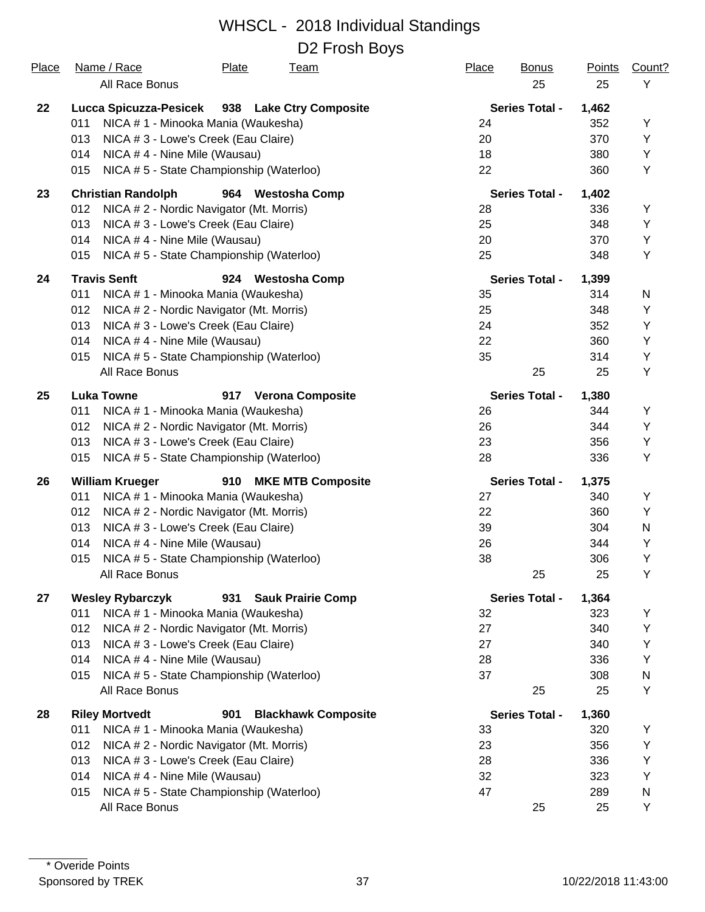# WHSCL - 2018 Individual Standings

## D2 Frosh Boys

| Place | Name / Race | Plate | Team | Place | Bonus | Points | Count? |
|---|---|---|---|---|---|---|---|
| | All Race Bonus | | | | 25 | 25 | Y |
| **22** | **Lucca Spicuzza-Pesicek** | **938** | **Lake Ctry Composite** | | **Series Total -** | **1,462** | |
| | 011 NICA # 1 - Minooka Mania (Waukesha) | | | 24 | | 352 | Y |
| | 013 NICA # 3 - Lowe's Creek (Eau Claire) | | | 20 | | 370 | Y |
| | 014 NICA # 4 - Nine Mile (Wausau) | | | 18 | | 380 | Y |
| | 015 NICA # 5 - State Championship (Waterloo) | | | 22 | | 360 | Y |
| **23** | **Christian Randolph** | **964** | **Westosha Comp** | | **Series Total -** | **1,402** | |
| | 012 NICA # 2 - Nordic Navigator (Mt. Morris) | | | 28 | | 336 | Y |
| | 013 NICA # 3 - Lowe's Creek (Eau Claire) | | | 25 | | 348 | Y |
| | 014 NICA # 4 - Nine Mile (Wausau) | | | 20 | | 370 | Y |
| | 015 NICA # 5 - State Championship (Waterloo) | | | 25 | | 348 | Y |
| **24** | **Travis Senft** | **924** | **Westosha Comp** | | **Series Total -** | **1,399** | |
| | 011 NICA # 1 - Minooka Mania (Waukesha) | | | 35 | | 314 | N |
| | 012 NICA # 2 - Nordic Navigator (Mt. Morris) | | | 25 | | 348 | Y |
| | 013 NICA # 3 - Lowe's Creek (Eau Claire) | | | 24 | | 352 | Y |
| | 014 NICA # 4 - Nine Mile (Wausau) | | | 22 | | 360 | Y |
| | 015 NICA # 5 - State Championship (Waterloo) | | | 35 | | 314 | Y |
| | All Race Bonus | | | | 25 | 25 | Y |
| **25** | **Luka Towne** | **917** | **Verona Composite** | | **Series Total -** | **1,380** | |
| | 011 NICA # 1 - Minooka Mania (Waukesha) | | | 26 | | 344 | Y |
| | 012 NICA # 2 - Nordic Navigator (Mt. Morris) | | | 26 | | 344 | Y |
| | 013 NICA # 3 - Lowe's Creek (Eau Claire) | | | 23 | | 356 | Y |
| | 015 NICA # 5 - State Championship (Waterloo) | | | 28 | | 336 | Y |
| **26** | **William Krueger** | **910** | **MKE MTB Composite** | | **Series Total -** | **1,375** | |
| | 011 NICA # 1 - Minooka Mania (Waukesha) | | | 27 | | 340 | Y |
| | 012 NICA # 2 - Nordic Navigator (Mt. Morris) | | | 22 | | 360 | Y |
| | 013 NICA # 3 - Lowe's Creek (Eau Claire) | | | 39 | | 304 | N |
| | 014 NICA # 4 - Nine Mile (Wausau) | | | 26 | | 344 | Y |
| | 015 NICA # 5 - State Championship (Waterloo) | | | 38 | | 306 | Y |
| | All Race Bonus | | | | 25 | 25 | Y |
| **27** | **Wesley Rybarczyk** | **931** | **Sauk Prairie Comp** | | **Series Total -** | **1,364** | |
| | 011 NICA # 1 - Minooka Mania (Waukesha) | | | 32 | | 323 | Y |
| | 012 NICA # 2 - Nordic Navigator (Mt. Morris) | | | 27 | | 340 | Y |
| | 013 NICA # 3 - Lowe's Creek (Eau Claire) | | | 27 | | 340 | Y |
| | 014 NICA # 4 - Nine Mile (Wausau) | | | 28 | | 336 | Y |
| | 015 NICA # 5 - State Championship (Waterloo) | | | 37 | | 308 | N |
| | All Race Bonus | | | | 25 | 25 | Y |
| **28** | **Riley Mortvedt** | **901** | **Blackhawk Composite** | | **Series Total -** | **1,360** | |
| | 011 NICA # 1 - Minooka Mania (Waukesha) | | | 33 | | 320 | Y |
| | 012 NICA # 2 - Nordic Navigator (Mt. Morris) | | | 23 | | 356 | Y |
| | 013 NICA # 3 - Lowe's Creek (Eau Claire) | | | 28 | | 336 | Y |
| | 014 NICA # 4 - Nine Mile (Wausau) | | | 32 | | 323 | Y |
| | 015 NICA # 5 - State Championship (Waterloo) | | | 47 | | 289 | N |
| | All Race Bonus | | | | 25 | 25 | Y |

* Overide Points

Sponsored by TREK 10/22/2018 11:43:00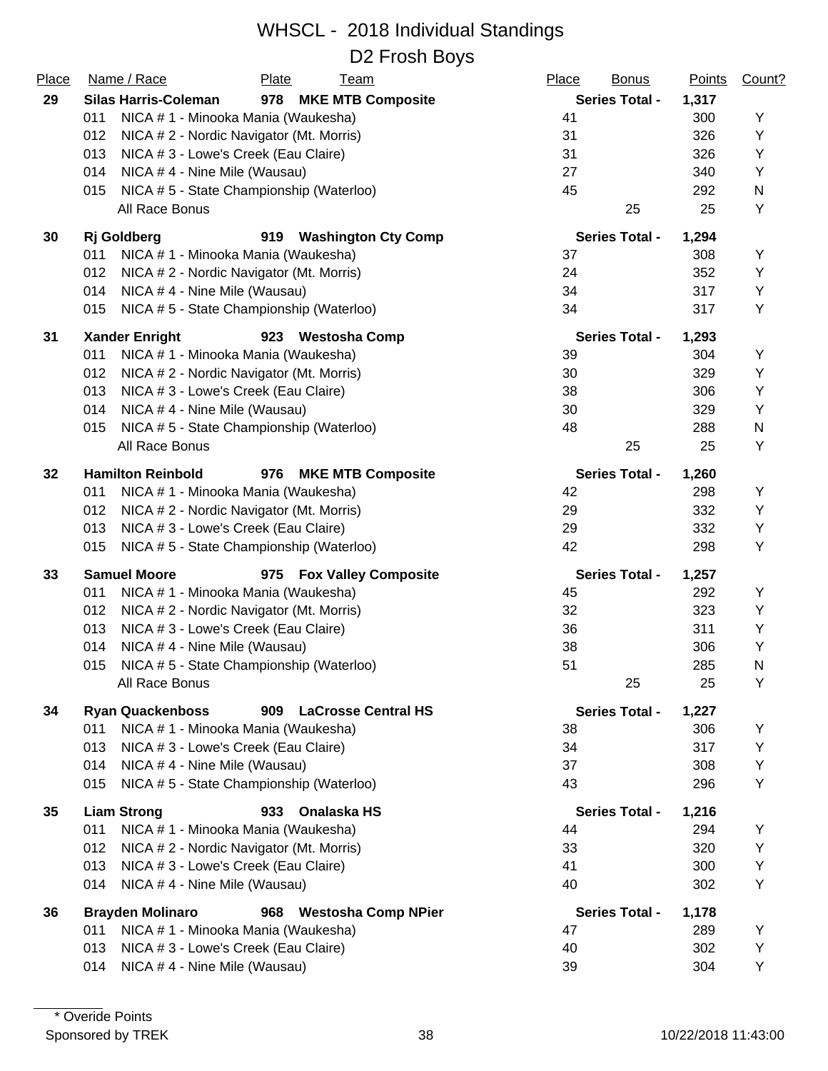# WHSCL - 2018 Individual Standings

## D2 Frosh Boys

| Place | Name / Race | Plate | Team | Place | Bonus | Points | Count? |
|---|---|---|---|---|---|---|---|
| **29** | **Silas Harris-Coleman** | **978** | **MKE MTB Composite** | | **Series Total -** | **1,317** | |
| | 011 NICA # 1 - Minooka Mania (Waukesha) | | | 41 | | 300 | Y |
| | 012 NICA # 2 - Nordic Navigator (Mt. Morris) | | | 31 | | 326 | Y |
| | 013 NICA # 3 - Lowe's Creek (Eau Claire) | | | 31 | | 326 | Y |
| | 014 NICA # 4 - Nine Mile (Wausau) | | | 27 | | 340 | Y |
| | 015 NICA # 5 - State Championship (Waterloo) | | | 45 | | 292 | N |
| | All Race Bonus | | | | 25 | 25 | Y |
| **30** | **Rj Goldberg** | **919** | **Washington Cty Comp** | | **Series Total -** | **1,294** | |
| | 011 NICA # 1 - Minooka Mania (Waukesha) | | | 37 | | 308 | Y |
| | 012 NICA # 2 - Nordic Navigator (Mt. Morris) | | | 24 | | 352 | Y |
| | 014 NICA # 4 - Nine Mile (Wausau) | | | 34 | | 317 | Y |
| | 015 NICA # 5 - State Championship (Waterloo) | | | 34 | | 317 | Y |
| **31** | **Xander Enright** | **923** | **Westosha Comp** | | **Series Total -** | **1,293** | |
| | 011 NICA # 1 - Minooka Mania (Waukesha) | | | 39 | | 304 | Y |
| | 012 NICA # 2 - Nordic Navigator (Mt. Morris) | | | 30 | | 329 | Y |
| | 013 NICA # 3 - Lowe's Creek (Eau Claire) | | | 38 | | 306 | Y |
| | 014 NICA # 4 - Nine Mile (Wausau) | | | 30 | | 329 | Y |
| | 015 NICA # 5 - State Championship (Waterloo) | | | 48 | | 288 | N |
| | All Race Bonus | | | | 25 | 25 | Y |
| **32** | **Hamilton Reinbold** | **976** | **MKE MTB Composite** | | **Series Total -** | **1,260** | |
| | 011 NICA # 1 - Minooka Mania (Waukesha) | | | 42 | | 298 | Y |
| | 012 NICA # 2 - Nordic Navigator (Mt. Morris) | | | 29 | | 332 | Y |
| | 013 NICA # 3 - Lowe's Creek (Eau Claire) | | | 29 | | 332 | Y |
| | 015 NICA # 5 - State Championship (Waterloo) | | | 42 | | 298 | Y |
| **33** | **Samuel Moore** | **975** | **Fox Valley Composite** | | **Series Total -** | **1,257** | |
| | 011 NICA # 1 - Minooka Mania (Waukesha) | | | 45 | | 292 | Y |
| | 012 NICA # 2 - Nordic Navigator (Mt. Morris) | | | 32 | | 323 | Y |
| | 013 NICA # 3 - Lowe's Creek (Eau Claire) | | | 36 | | 311 | Y |
| | 014 NICA # 4 - Nine Mile (Wausau) | | | 38 | | 306 | Y |
| | 015 NICA # 5 - State Championship (Waterloo) | | | 51 | | 285 | N |
| | All Race Bonus | | | | 25 | 25 | Y |
| **34** | **Ryan Quackenboss** | **909** | **LaCrosse Central HS** | | **Series Total -** | **1,227** | |
| | 011 NICA # 1 - Minooka Mania (Waukesha) | | | 38 | | 306 | Y |
| | 013 NICA # 3 - Lowe's Creek (Eau Claire) | | | 34 | | 317 | Y |
| | 014 NICA # 4 - Nine Mile (Wausau) | | | 37 | | 308 | Y |
| | 015 NICA # 5 - State Championship (Waterloo) | | | 43 | | 296 | Y |
| **35** | **Liam Strong** | **933** | **Onalaska HS** | | **Series Total -** | **1,216** | |
| | 011 NICA # 1 - Minooka Mania (Waukesha) | | | 44 | | 294 | Y |
| | 012 NICA # 2 - Nordic Navigator (Mt. Morris) | | | 33 | | 320 | Y |
| | 013 NICA # 3 - Lowe's Creek (Eau Claire) | | | 41 | | 300 | Y |
| | 014 NICA # 4 - Nine Mile (Wausau) | | | 40 | | 302 | Y |
| **36** | **Brayden Molinaro** | **968** | **Westosha Comp NPier** | | **Series Total -** | **1,178** | |
| | 011 NICA # 1 - Minooka Mania (Waukesha) | | | 47 | | 289 | Y |
| | 013 NICA # 3 - Lowe's Creek (Eau Claire) | | | 40 | | 302 | Y |
| | 014 NICA # 4 - Nine Mile (Wausau) | | | 39 | | 304 | Y |

\* Overide Points

Sponsored by TREK — 10/22/2018 11:43:00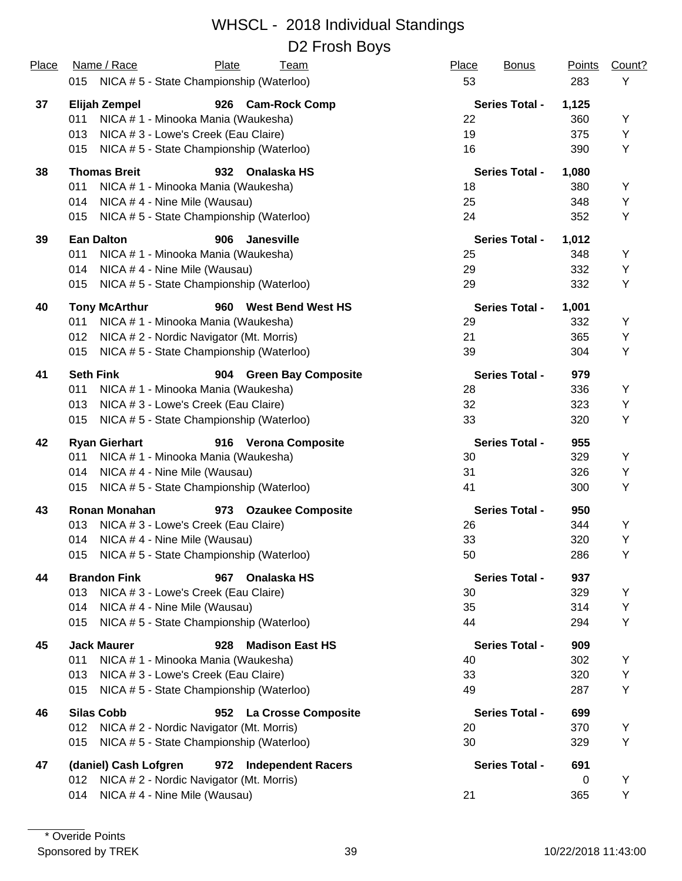# WHSCL - 2018 Individual Standings

## D2 Frosh Boys

| Place | Name / Race | Plate | Team | Place | Bonus | Points | Count? |
|---|---|---|---|---|---|---|---|
| | 015 NICA # 5 - State Championship (Waterloo) | | | 53 | | 283 | Y |
| **37** | **Elijah Zempel** | **926** | **Cam-Rock Comp** | | **Series Total -** | **1,125** | |
| | 011 NICA # 1 - Minooka Mania (Waukesha) | | | 22 | | 360 | Y |
| | 013 NICA # 3 - Lowe's Creek (Eau Claire) | | | 19 | | 375 | Y |
| | 015 NICA # 5 - State Championship (Waterloo) | | | 16 | | 390 | Y |
| **38** | **Thomas Breit** | **932** | **Onalaska HS** | | **Series Total -** | **1,080** | |
| | 011 NICA # 1 - Minooka Mania (Waukesha) | | | 18 | | 380 | Y |
| | 014 NICA # 4 - Nine Mile (Wausau) | | | 25 | | 348 | Y |
| | 015 NICA # 5 - State Championship (Waterloo) | | | 24 | | 352 | Y |
| **39** | **Ean Dalton** | **906** | **Janesville** | | **Series Total -** | **1,012** | |
| | 011 NICA # 1 - Minooka Mania (Waukesha) | | | 25 | | 348 | Y |
| | 014 NICA # 4 - Nine Mile (Wausau) | | | 29 | | 332 | Y |
| | 015 NICA # 5 - State Championship (Waterloo) | | | 29 | | 332 | Y |
| **40** | **Tony McArthur** | **960** | **West Bend West HS** | | **Series Total -** | **1,001** | |
| | 011 NICA # 1 - Minooka Mania (Waukesha) | | | 29 | | 332 | Y |
| | 012 NICA # 2 - Nordic Navigator (Mt. Morris) | | | 21 | | 365 | Y |
| | 015 NICA # 5 - State Championship (Waterloo) | | | 39 | | 304 | Y |
| **41** | **Seth Fink** | **904** | **Green Bay Composite** | | **Series Total -** | **979** | |
| | 011 NICA # 1 - Minooka Mania (Waukesha) | | | 28 | | 336 | Y |
| | 013 NICA # 3 - Lowe's Creek (Eau Claire) | | | 32 | | 323 | Y |
| | 015 NICA # 5 - State Championship (Waterloo) | | | 33 | | 320 | Y |
| **42** | **Ryan Gierhart** | **916** | **Verona Composite** | | **Series Total -** | **955** | |
| | 011 NICA # 1 - Minooka Mania (Waukesha) | | | 30 | | 329 | Y |
| | 014 NICA # 4 - Nine Mile (Wausau) | | | 31 | | 326 | Y |
| | 015 NICA # 5 - State Championship (Waterloo) | | | 41 | | 300 | Y |
| **43** | **Ronan Monahan** | **973** | **Ozaukee Composite** | | **Series Total -** | **950** | |
| | 013 NICA # 3 - Lowe's Creek (Eau Claire) | | | 26 | | 344 | Y |
| | 014 NICA # 4 - Nine Mile (Wausau) | | | 33 | | 320 | Y |
| | 015 NICA # 5 - State Championship (Waterloo) | | | 50 | | 286 | Y |
| **44** | **Brandon Fink** | **967** | **Onalaska HS** | | **Series Total -** | **937** | |
| | 013 NICA # 3 - Lowe's Creek (Eau Claire) | | | 30 | | 329 | Y |
| | 014 NICA # 4 - Nine Mile (Wausau) | | | 35 | | 314 | Y |
| | 015 NICA # 5 - State Championship (Waterloo) | | | 44 | | 294 | Y |
| **45** | **Jack Maurer** | **928** | **Madison East HS** | | **Series Total -** | **909** | |
| | 011 NICA # 1 - Minooka Mania (Waukesha) | | | 40 | | 302 | Y |
| | 013 NICA # 3 - Lowe's Creek (Eau Claire) | | | 33 | | 320 | Y |
| | 015 NICA # 5 - State Championship (Waterloo) | | | 49 | | 287 | Y |
| **46** | **Silas Cobb** | **952** | **La Crosse Composite** | | **Series Total -** | **699** | |
| | 012 NICA # 2 - Nordic Navigator (Mt. Morris) | | | 20 | | 370 | Y |
| | 015 NICA # 5 - State Championship (Waterloo) | | | 30 | | 329 | Y |
| **47** | **(daniel) Cash Lofgren** | **972** | **Independent Racers** | | **Series Total -** | **691** | |
| | 012 NICA # 2 - Nordic Navigator (Mt. Morris) | | | | | 0 | Y |
| | 014 NICA # 4 - Nine Mile (Wausau) | | | 21 | | 365 | Y |

\* Overide Points

Sponsored by TREK

10/22/2018 11:43:00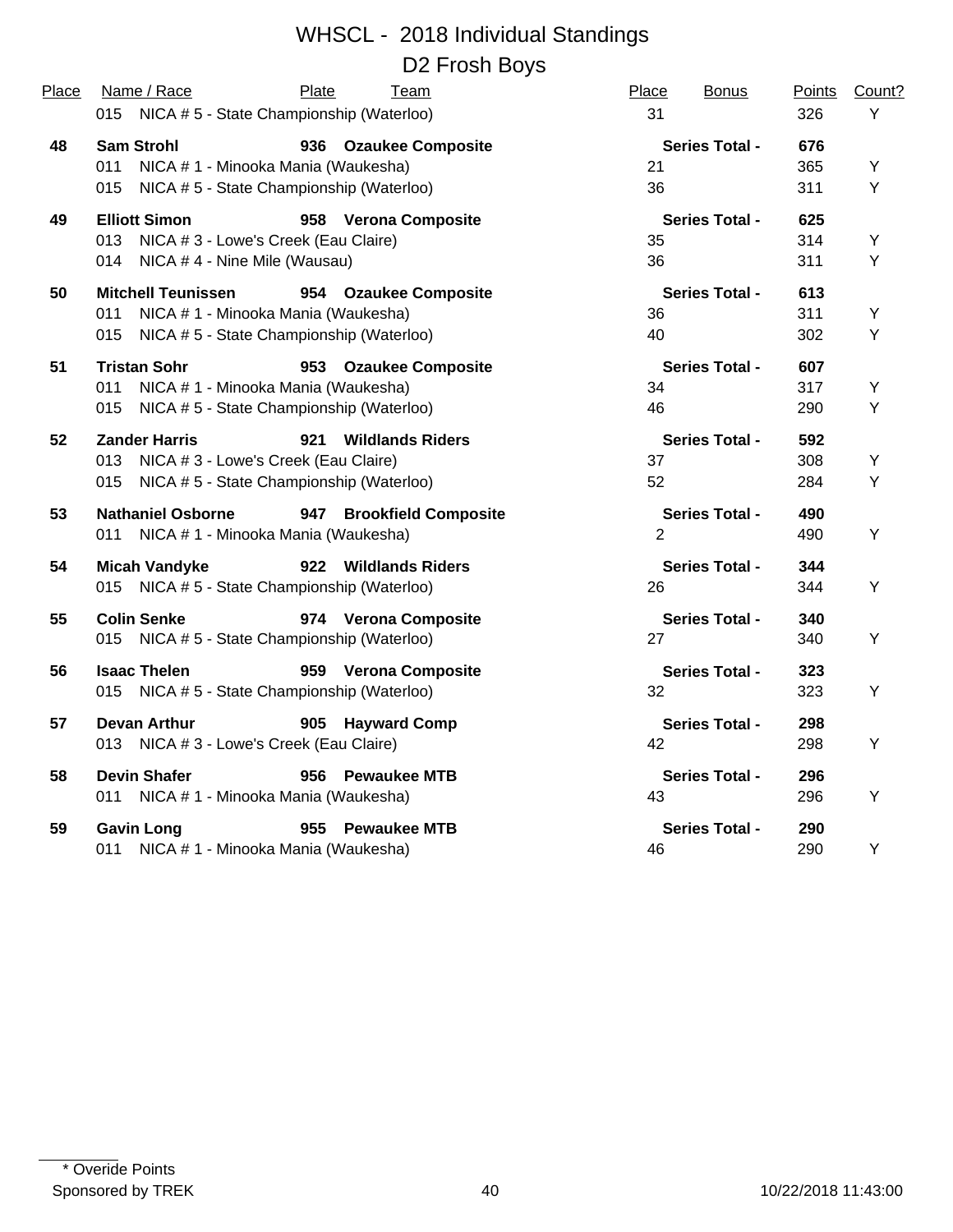# WHSCL - 2018 Individual Standings

## D2 Frosh Boys

| Place | Name / Race | Plate | Team | Place | Bonus | Points | Count? |
|---|---|---|---|---|---|---|---|
| | 015 NICA # 5 - State Championship (Waterloo) | | | 31 | | 326 | Y |
| **48** | **Sam Strohl** | **936** | **Ozaukee Composite** | | **Series Total -** | **676** | |
| | 011 NICA # 1 - Minooka Mania (Waukesha) | | | 21 | | 365 | Y |
| | 015 NICA # 5 - State Championship (Waterloo) | | | 36 | | 311 | Y |
| **49** | **Elliott Simon** | **958** | **Verona Composite** | | **Series Total -** | **625** | |
| | 013 NICA # 3 - Lowe's Creek (Eau Claire) | | | 35 | | 314 | Y |
| | 014 NICA # 4 - Nine Mile (Wausau) | | | 36 | | 311 | Y |
| **50** | **Mitchell Teunissen** | **954** | **Ozaukee Composite** | | **Series Total -** | **613** | |
| | 011 NICA # 1 - Minooka Mania (Waukesha) | | | 36 | | 311 | Y |
| | 015 NICA # 5 - State Championship (Waterloo) | | | 40 | | 302 | Y |
| **51** | **Tristan Sohr** | **953** | **Ozaukee Composite** | | **Series Total -** | **607** | |
| | 011 NICA # 1 - Minooka Mania (Waukesha) | | | 34 | | 317 | Y |
| | 015 NICA # 5 - State Championship (Waterloo) | | | 46 | | 290 | Y |
| **52** | **Zander Harris** | **921** | **Wildlands Riders** | | **Series Total -** | **592** | |
| | 013 NICA # 3 - Lowe's Creek (Eau Claire) | | | 37 | | 308 | Y |
| | 015 NICA # 5 - State Championship (Waterloo) | | | 52 | | 284 | Y |
| **53** | **Nathaniel Osborne** | **947** | **Brookfield Composite** | | **Series Total -** | **490** | |
| | 011 NICA # 1 - Minooka Mania (Waukesha) | | | 2 | | 490 | Y |
| **54** | **Micah Vandyke** | **922** | **Wildlands Riders** | | **Series Total -** | **344** | |
| | 015 NICA # 5 - State Championship (Waterloo) | | | 26 | | 344 | Y |
| **55** | **Colin Senke** | **974** | **Verona Composite** | | **Series Total -** | **340** | |
| | 015 NICA # 5 - State Championship (Waterloo) | | | 27 | | 340 | Y |
| **56** | **Isaac Thelen** | **959** | **Verona Composite** | | **Series Total -** | **323** | |
| | 015 NICA # 5 - State Championship (Waterloo) | | | 32 | | 323 | Y |
| **57** | **Devan Arthur** | **905** | **Hayward Comp** | | **Series Total -** | **298** | |
| | 013 NICA # 3 - Lowe's Creek (Eau Claire) | | | 42 | | 298 | Y |
| **58** | **Devin Shafer** | **956** | **Pewaukee MTB** | | **Series Total -** | **296** | |
| | 011 NICA # 1 - Minooka Mania (Waukesha) | | | 43 | | 296 | Y |
| **59** | **Gavin Long** | **955** | **Pewaukee MTB** | | **Series Total -** | **290** | |
| | 011 NICA # 1 - Minooka Mania (Waukesha) | | | 46 | | 290 | Y |

* Overide Points

Sponsored by TREK

10/22/2018 11:43:00